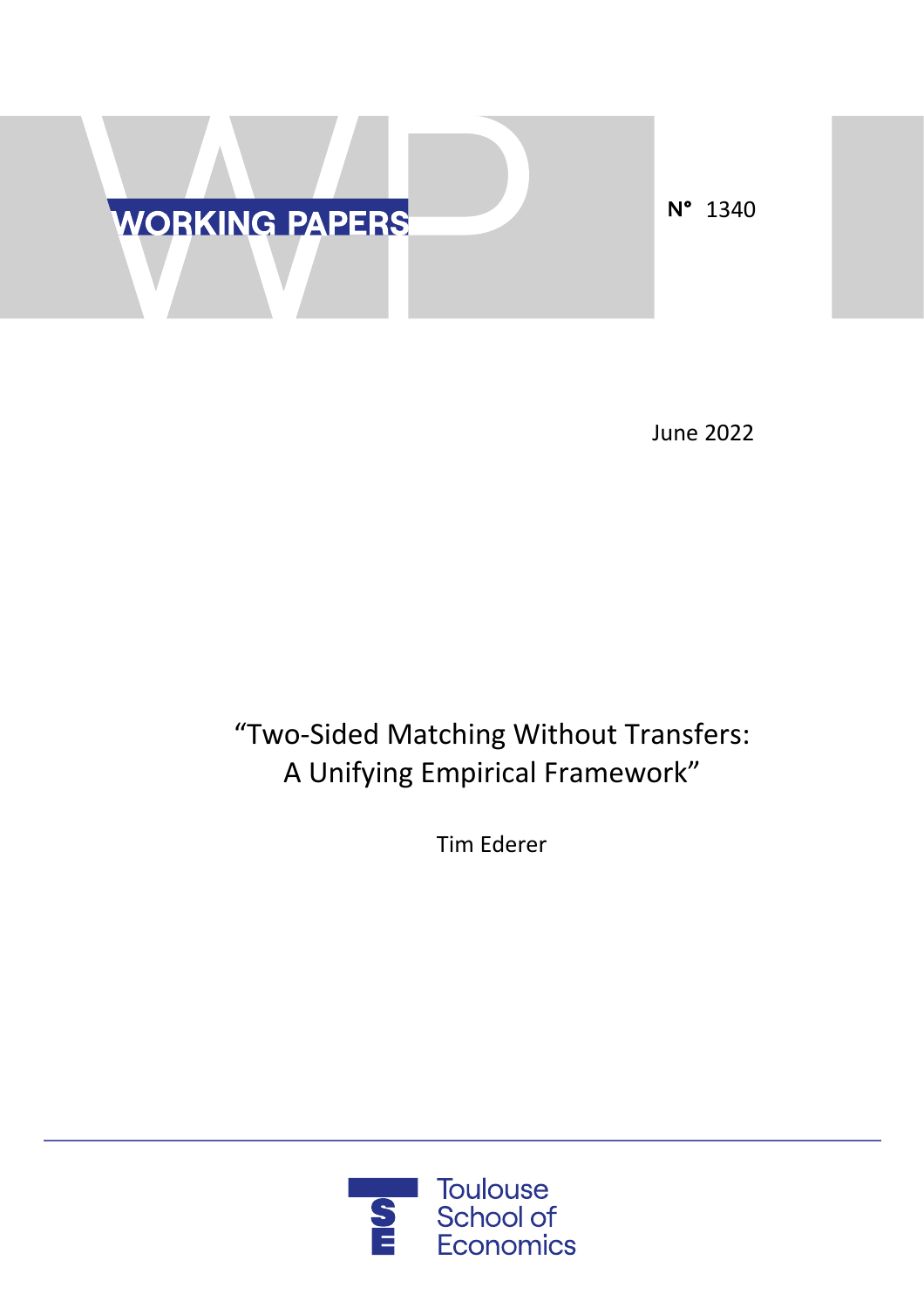WORKING PAPERS

N° 1340

June 2022

# "Two-Sided Matching Without Transfers: A Unifying Empirical Framework"

Tim Ederer

Toulouse School of Economics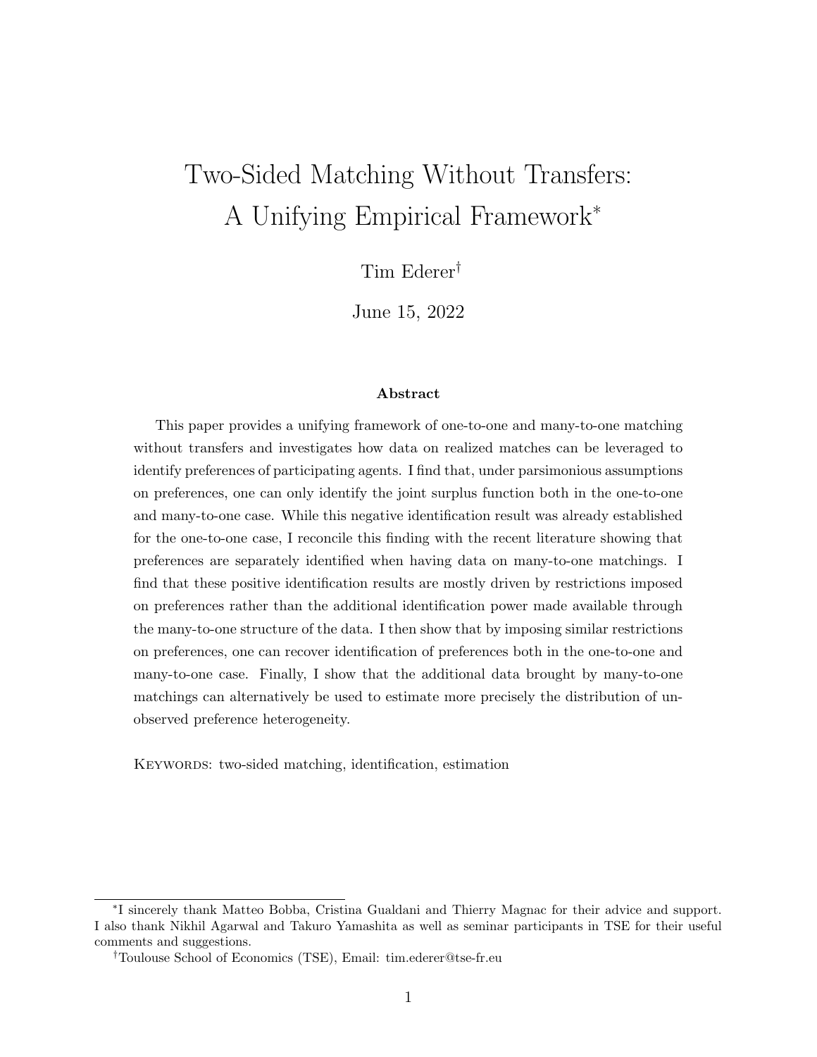# Two-Sided Matching Without Transfers: A Unifying Empirical Framework*

Tim Ederer†

June 15, 2022

### Abstract

This paper provides a unifying framework of one-to-one and many-to-one matching without transfers and investigates how data on realized matches can be leveraged to identify preferences of participating agents. I find that, under parsimonious assumptions on preferences, one can only identify the joint surplus function both in the one-to-one and many-to-one case. While this negative identification result was already established for the one-to-one case, I reconcile this finding with the recent literature showing that preferences are separately identified when having data on many-to-one matchings. I find that these positive identification results are mostly driven by restrictions imposed on preferences rather than the additional identification power made available through the many-to-one structure of the data. I then show that by imposing similar restrictions on preferences, one can recover identification of preferences both in the one-to-one and many-to-one case. Finally, I show that the additional data brought by many-to-one matchings can alternatively be used to estimate more precisely the distribution of unobserved preference heterogeneity.

KEYWORDS: two-sided matching, identification, estimation

---

*I sincerely thank Matteo Bobba, Cristina Gualdani and Thierry Magnac for their advice and support. I also thank Nikhil Agarwal and Takuro Yamashita as well as seminar participants in TSE for their useful comments and suggestions.

†Toulouse School of Economics (TSE), Email: tim.ederer@tse-fr.eu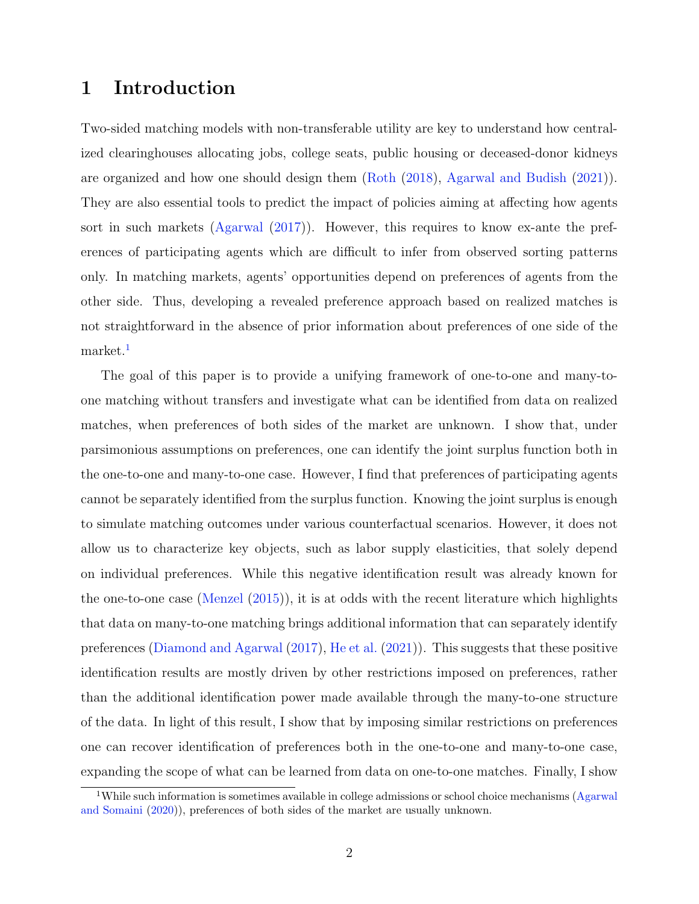# 1 Introduction

Two-sided matching models with non-transferable utility are key to understand how centralized clearinghouses allocating jobs, college seats, public housing or deceased-donor kidneys are organized and how one should design them (Roth (2018), Agarwal and Budish (2021)). They are also essential tools to predict the impact of policies aiming at affecting how agents sort in such markets (Agarwal (2017)). However, this requires to know ex-ante the preferences of participating agents which are difficult to infer from observed sorting patterns only. In matching markets, agents' opportunities depend on preferences of agents from the other side. Thus, developing a revealed preference approach based on realized matches is not straightforward in the absence of prior information about preferences of one side of the market.[1]

The goal of this paper is to provide a unifying framework of one-to-one and many-to-one matching without transfers and investigate what can be identified from data on realized matches, when preferences of both sides of the market are unknown. I show that, under parsimonious assumptions on preferences, one can identify the joint surplus function both in the one-to-one and many-to-one case. However, I find that preferences of participating agents cannot be separately identified from the surplus function. Knowing the joint surplus is enough to simulate matching outcomes under various counterfactual scenarios. However, it does not allow us to characterize key objects, such as labor supply elasticities, that solely depend on individual preferences. While this negative identification result was already known for the one-to-one case (Menzel (2015)), it is at odds with the recent literature which highlights that data on many-to-one matching brings additional information that can separately identify preferences (Diamond and Agarwal (2017), He et al. (2021)). This suggests that these positive identification results are mostly driven by other restrictions imposed on preferences, rather than the additional identification power made available through the many-to-one structure of the data. In light of this result, I show that by imposing similar restrictions on preferences one can recover identification of preferences both in the one-to-one and many-to-one case, expanding the scope of what can be learned from data on one-to-one matches. Finally, I show

[1]While such information is sometimes available in college admissions or school choice mechanisms (Agarwal and Somaini (2020)), preferences of both sides of the market are usually unknown.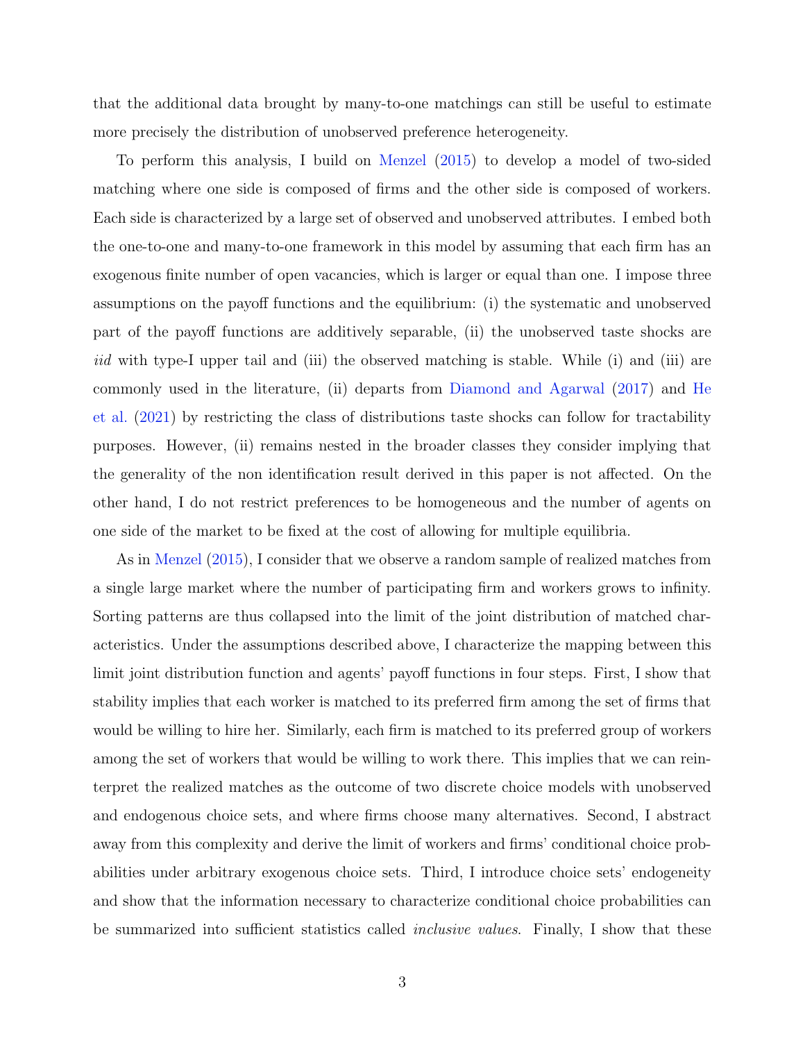that the additional data brought by many-to-one matchings can still be useful to estimate more precisely the distribution of unobserved preference heterogeneity.

To perform this analysis, I build on Menzel (2015) to develop a model of two-sided matching where one side is composed of firms and the other side is composed of workers. Each side is characterized by a large set of observed and unobserved attributes. I embed both the one-to-one and many-to-one framework in this model by assuming that each firm has an exogenous finite number of open vacancies, which is larger or equal than one. I impose three assumptions on the payoff functions and the equilibrium: (i) the systematic and unobserved part of the payoff functions are additively separable, (ii) the unobserved taste shocks are *iid* with type-I upper tail and (iii) the observed matching is stable. While (i) and (iii) are commonly used in the literature, (ii) departs from Diamond and Agarwal (2017) and He et al. (2021) by restricting the class of distributions taste shocks can follow for tractability purposes. However, (ii) remains nested in the broader classes they consider implying that the generality of the non identification result derived in this paper is not affected. On the other hand, I do not restrict preferences to be homogeneous and the number of agents on one side of the market to be fixed at the cost of allowing for multiple equilibria.

As in Menzel (2015), I consider that we observe a random sample of realized matches from a single large market where the number of participating firm and workers grows to infinity. Sorting patterns are thus collapsed into the limit of the joint distribution of matched characteristics. Under the assumptions described above, I characterize the mapping between this limit joint distribution function and agents' payoff functions in four steps. First, I show that stability implies that each worker is matched to its preferred firm among the set of firms that would be willing to hire her. Similarly, each firm is matched to its preferred group of workers among the set of workers that would be willing to work there. This implies that we can reinterpret the realized matches as the outcome of two discrete choice models with unobserved and endogenous choice sets, and where firms choose many alternatives. Second, I abstract away from this complexity and derive the limit of workers and firms' conditional choice probabilities under arbitrary exogenous choice sets. Third, I introduce choice sets' endogeneity and show that the information necessary to characterize conditional choice probabilities can be summarized into sufficient statistics called *inclusive values*. Finally, I show that these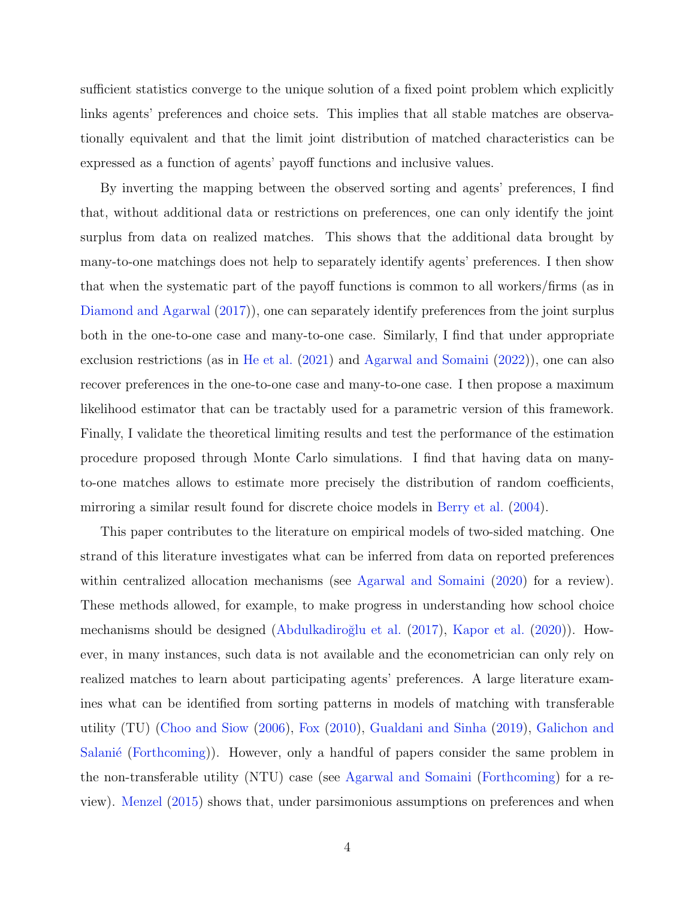sufficient statistics converge to the unique solution of a fixed point problem which explicitly links agents' preferences and choice sets. This implies that all stable matches are observationally equivalent and that the limit joint distribution of matched characteristics can be expressed as a function of agents' payoff functions and inclusive values.

By inverting the mapping between the observed sorting and agents' preferences, I find that, without additional data or restrictions on preferences, one can only identify the joint surplus from data on realized matches. This shows that the additional data brought by many-to-one matchings does not help to separately identify agents' preferences. I then show that when the systematic part of the payoff functions is common to all workers/firms (as in Diamond and Agarwal (2017)), one can separately identify preferences from the joint surplus both in the one-to-one case and many-to-one case. Similarly, I find that under appropriate exclusion restrictions (as in He et al. (2021) and Agarwal and Somaini (2022)), one can also recover preferences in the one-to-one case and many-to-one case. I then propose a maximum likelihood estimator that can be tractably used for a parametric version of this framework. Finally, I validate the theoretical limiting results and test the performance of the estimation procedure proposed through Monte Carlo simulations. I find that having data on many-to-one matches allows to estimate more precisely the distribution of random coefficients, mirroring a similar result found for discrete choice models in Berry et al. (2004).

This paper contributes to the literature on empirical models of two-sided matching. One strand of this literature investigates what can be inferred from data on reported preferences within centralized allocation mechanisms (see Agarwal and Somaini (2020) for a review). These methods allowed, for example, to make progress in understanding how school choice mechanisms should be designed (Abdulkadiroğlu et al. (2017), Kapor et al. (2020)). However, in many instances, such data is not available and the econometrician can only rely on realized matches to learn about participating agents' preferences. A large literature examines what can be identified from sorting patterns in models of matching with transferable utility (TU) (Choo and Siow (2006), Fox (2010), Gualdani and Sinha (2019), Galichon and Salanié (Forthcoming)). However, only a handful of papers consider the same problem in the non-transferable utility (NTU) case (see Agarwal and Somaini (Forthcoming) for a review). Menzel (2015) shows that, under parsimonious assumptions on preferences and when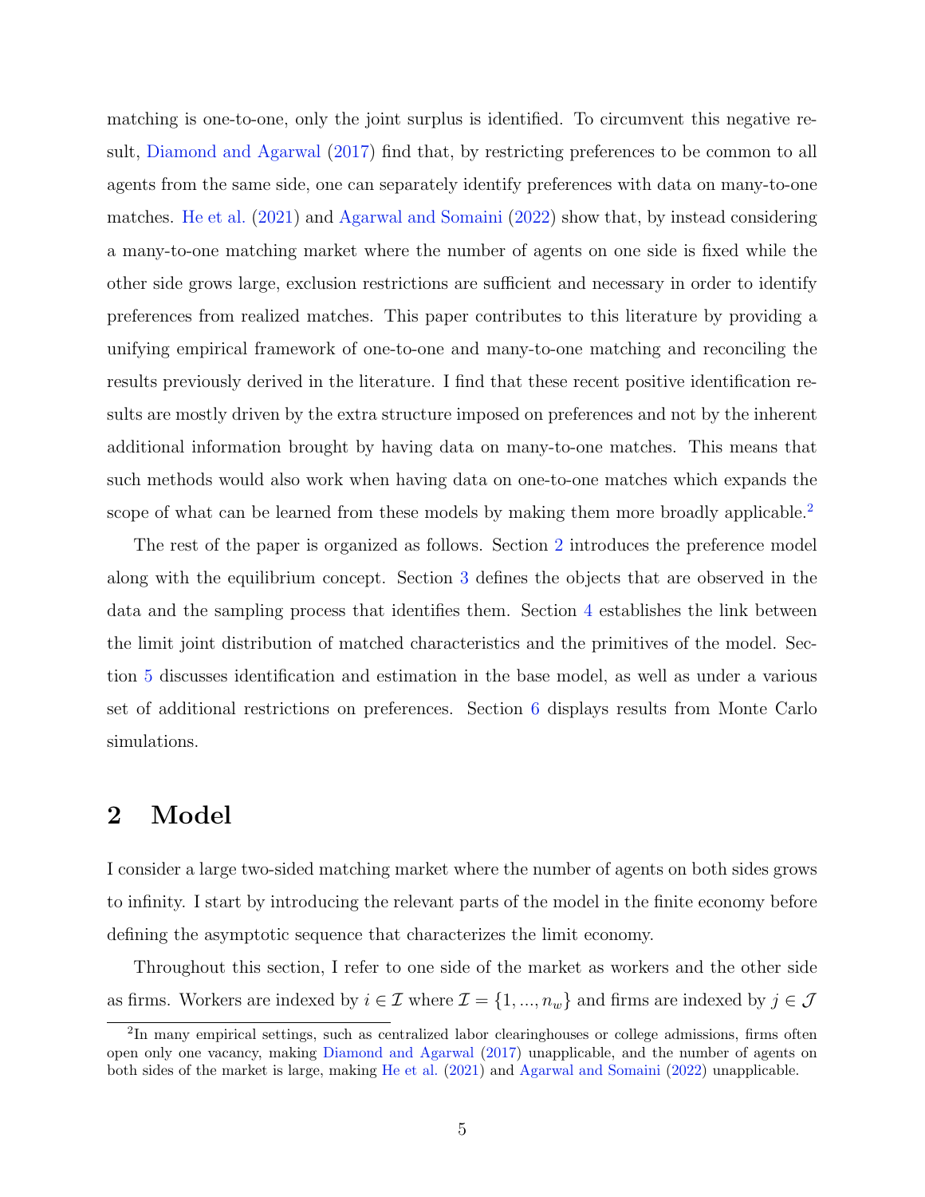matching is one-to-one, only the joint surplus is identified. To circumvent this negative result, Diamond and Agarwal (2017) find that, by restricting preferences to be common to all agents from the same side, one can separately identify preferences with data on many-to-one matches. He et al. (2021) and Agarwal and Somaini (2022) show that, by instead considering a many-to-one matching market where the number of agents on one side is fixed while the other side grows large, exclusion restrictions are sufficient and necessary in order to identify preferences from realized matches. This paper contributes to this literature by providing a unifying empirical framework of one-to-one and many-to-one matching and reconciling the results previously derived in the literature. I find that these recent positive identification results are mostly driven by the extra structure imposed on preferences and not by the inherent additional information brought by having data on many-to-one matches. This means that such methods would also work when having data on one-to-one matches which expands the scope of what can be learned from these models by making them more broadly applicable.[2]

The rest of the paper is organized as follows. Section 2 introduces the preference model along with the equilibrium concept. Section 3 defines the objects that are observed in the data and the sampling process that identifies them. Section 4 establishes the link between the limit joint distribution of matched characteristics and the primitives of the model. Section 5 discusses identification and estimation in the base model, as well as under a various set of additional restrictions on preferences. Section 6 displays results from Monte Carlo simulations.

## 2 Model

I consider a large two-sided matching market where the number of agents on both sides grows to infinity. I start by introducing the relevant parts of the model in the finite economy before defining the asymptotic sequence that characterizes the limit economy.

Throughout this section, I refer to one side of the market as workers and the other side as firms. Workers are indexed by $i \in \mathcal{I}$ where $\mathcal{I} = \{1, ..., n_w\}$ and firms are indexed by $j \in \mathcal{J}$

[2] In many empirical settings, such as centralized labor clearinghouses or college admissions, firms often open only one vacancy, making Diamond and Agarwal (2017) unapplicable, and the number of agents on both sides of the market is large, making He et al. (2021) and Agarwal and Somaini (2022) unapplicable.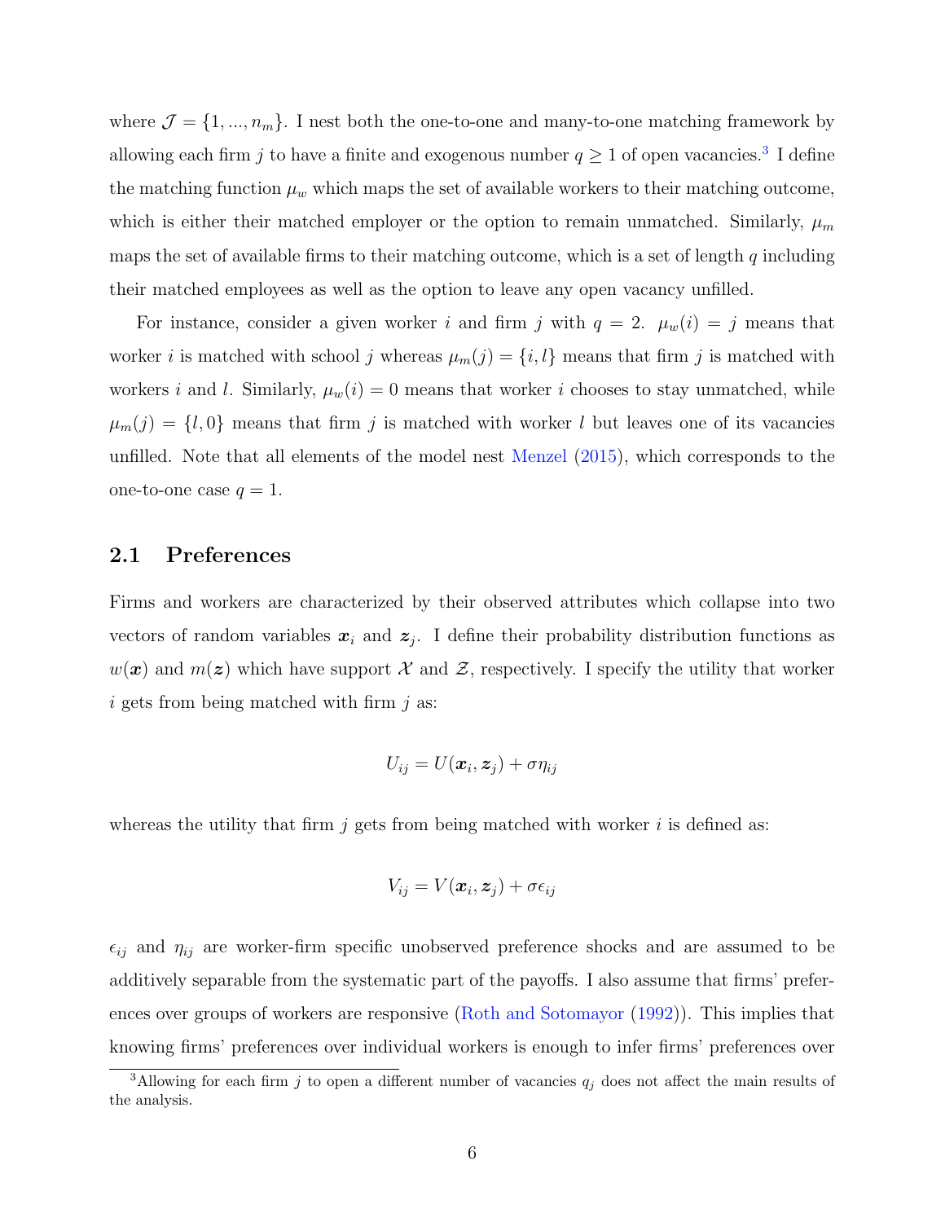where $\mathcal{J} = \{1, ..., n_m\}$. I nest both the one-to-one and many-to-one matching framework by allowing each firm $j$ to have a finite and exogenous number $q \geq 1$ of open vacancies.[3] I define the matching function $\mu_w$ which maps the set of available workers to their matching outcome, which is either their matched employer or the option to remain unmatched. Similarly, $\mu_m$ maps the set of available firms to their matching outcome, which is a set of length $q$ including their matched employees as well as the option to leave any open vacancy unfilled.

For instance, consider a given worker $i$ and firm $j$ with $q = 2$. $\mu_w(i) = j$ means that worker $i$ is matched with school $j$ whereas $\mu_m(j) = \{i, l\}$ means that firm $j$ is matched with workers $i$ and $l$. Similarly, $\mu_w(i) = 0$ means that worker $i$ chooses to stay unmatched, while $\mu_m(j) = \{l, 0\}$ means that firm $j$ is matched with worker $l$ but leaves one of its vacancies unfilled. Note that all elements of the model nest Menzel (2015), which corresponds to the one-to-one case $q = 1$.

## 2.1 Preferences

Firms and workers are characterized by their observed attributes which collapse into two vectors of random variables $\boldsymbol{x}_i$ and $\boldsymbol{z}_j$. I define their probability distribution functions as $w(\boldsymbol{x})$ and $m(\boldsymbol{z})$ which have support $\mathcal{X}$ and $\mathcal{Z}$, respectively. I specify the utility that worker $i$ gets from being matched with firm $j$ as:

$$U_{ij} = U(\boldsymbol{x}_i, \boldsymbol{z}_j) + \sigma \eta_{ij}$$

whereas the utility that firm $j$ gets from being matched with worker $i$ is defined as:

$$V_{ij} = V(\boldsymbol{x}_i, \boldsymbol{z}_j) + \sigma \epsilon_{ij}$$

$\epsilon_{ij}$ and $\eta_{ij}$ are worker-firm specific unobserved preference shocks and are assumed to be additively separable from the systematic part of the payoffs. I also assume that firms' preferences over groups of workers are responsive (Roth and Sotomayor (1992)). This implies that knowing firms' preferences over individual workers is enough to infer firms' preferences over

[3] Allowing for each firm $j$ to open a different number of vacancies $q_j$ does not affect the main results of the analysis.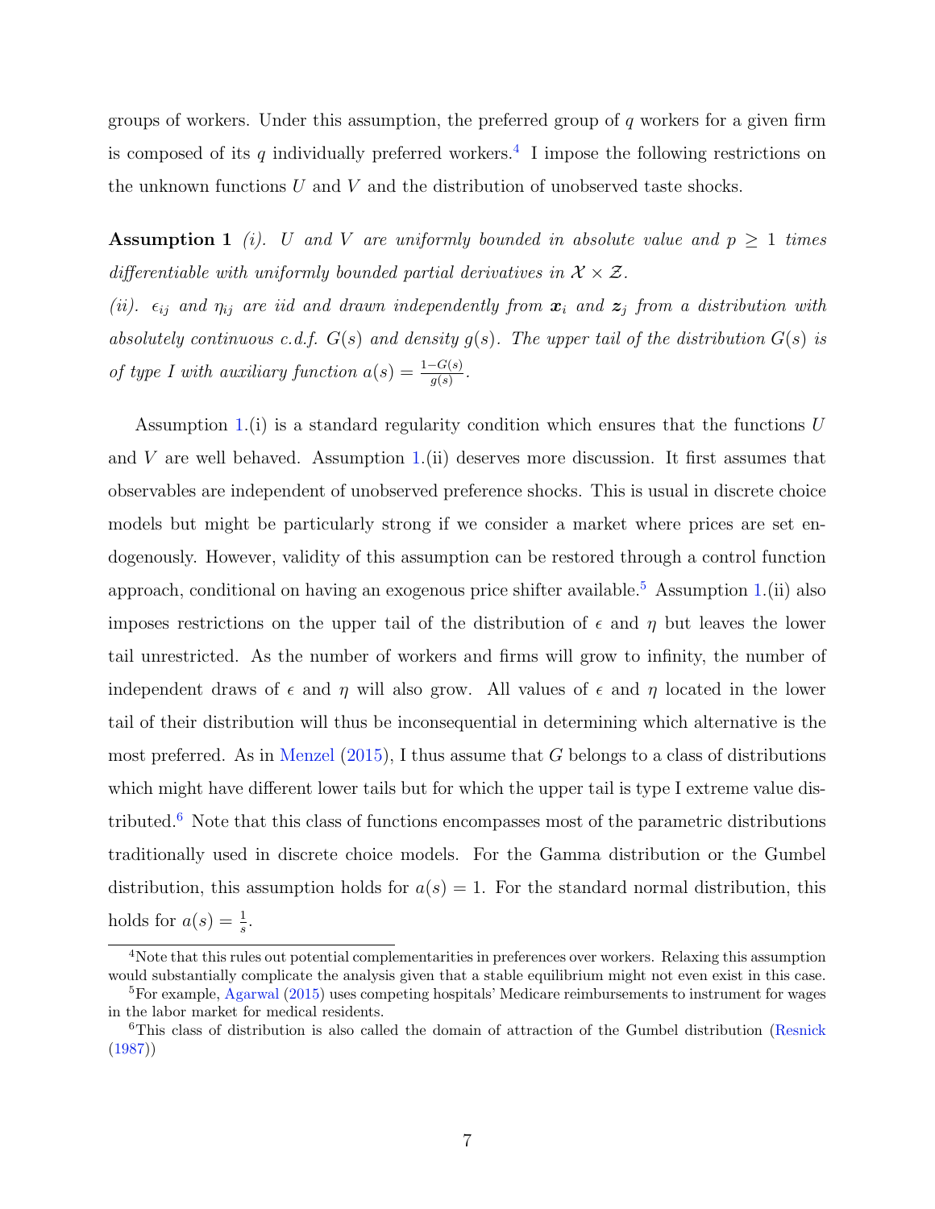groups of workers. Under this assumption, the preferred group of $q$ workers for a given firm is composed of its $q$ individually preferred workers.[4] I impose the following restrictions on the unknown functions $U$ and $V$ and the distribution of unobserved taste shocks.

**Assumption 1** *(i). $U$ and $V$ are uniformly bounded in absolute value and $p \geq 1$ times differentiable with uniformly bounded partial derivatives in $\mathcal{X} \times \mathcal{Z}$.*
*(ii). $\epsilon_{ij}$ and $\eta_{ij}$ are iid and drawn independently from $\boldsymbol{x}_i$ and $\boldsymbol{z}_j$ from a distribution with absolutely continuous c.d.f. $G(s)$ and density $g(s)$. The upper tail of the distribution $G(s)$ is of type I with auxiliary function $a(s) = \frac{1-G(s)}{g(s)}$.*

Assumption 1.(i) is a standard regularity condition which ensures that the functions $U$ and $V$ are well behaved. Assumption 1.(ii) deserves more discussion. It first assumes that observables are independent of unobserved preference shocks. This is usual in discrete choice models but might be particularly strong if we consider a market where prices are set endogenously. However, validity of this assumption can be restored through a control function approach, conditional on having an exogenous price shifter available.[5] Assumption 1.(ii) also imposes restrictions on the upper tail of the distribution of $\epsilon$ and $\eta$ but leaves the lower tail unrestricted. As the number of workers and firms will grow to infinity, the number of independent draws of $\epsilon$ and $\eta$ will also grow. All values of $\epsilon$ and $\eta$ located in the lower tail of their distribution will thus be inconsequential in determining which alternative is the most preferred. As in Menzel (2015), I thus assume that $G$ belongs to a class of distributions which might have different lower tails but for which the upper tail is type I extreme value distributed.[6] Note that this class of functions encompasses most of the parametric distributions traditionally used in discrete choice models. For the Gamma distribution or the Gumbel distribution, this assumption holds for $a(s) = 1$. For the standard normal distribution, this holds for $a(s) = \frac{1}{s}$.

[4] Note that this rules out potential complementarities in preferences over workers. Relaxing this assumption would substantially complicate the analysis given that a stable equilibrium might not even exist in this case.

[5] For example, Agarwal (2015) uses competing hospitals' Medicare reimbursements to instrument for wages in the labor market for medical residents.

[6] This class of distribution is also called the domain of attraction of the Gumbel distribution (Resnick (1987))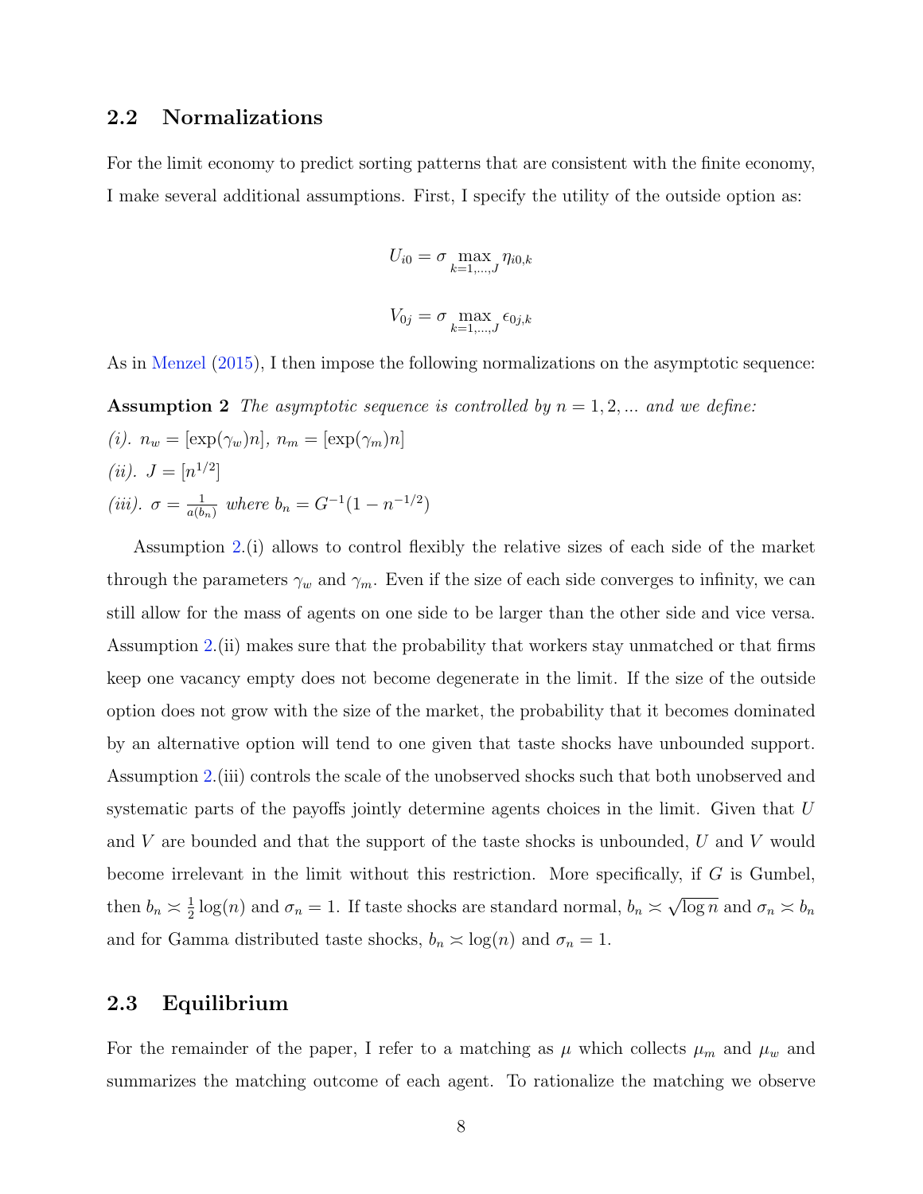## 2.2 Normalizations

For the limit economy to predict sorting patterns that are consistent with the finite economy, I make several additional assumptions. First, I specify the utility of the outside option as:

$$U_{i0} = \sigma \max_{k=1,\dots,J} \eta_{i0,k}$$

$$V_{0j} = \sigma \max_{k=1,\dots,J} \epsilon_{0j,k}$$

As in Menzel (2015), I then impose the following normalizations on the asymptotic sequence:

**Assumption 2** *The asymptotic sequence is controlled by $n = 1, 2, \ldots$ and we define:*

*(i). $n_w = [\exp(\gamma_w)n]$, $n_m = [\exp(\gamma_m)n]$*

*(ii). $J = [n^{1/2}]$*

*(iii). $\sigma = \frac{1}{a(b_n)}$ where $b_n = G^{-1}(1 - n^{-1/2})$*

Assumption 2.(i) allows to control flexibly the relative sizes of each side of the market through the parameters $\gamma_w$ and $\gamma_m$. Even if the size of each side converges to infinity, we can still allow for the mass of agents on one side to be larger than the other side and vice versa. Assumption 2.(ii) makes sure that the probability that workers stay unmatched or that firms keep one vacancy empty does not become degenerate in the limit. If the size of the outside option does not grow with the size of the market, the probability that it becomes dominated by an alternative option will tend to one given that taste shocks have unbounded support. Assumption 2.(iii) controls the scale of the unobserved shocks such that both unobserved and systematic parts of the payoffs jointly determine agents choices in the limit. Given that $U$ and $V$ are bounded and that the support of the taste shocks is unbounded, $U$ and $V$ would become irrelevant in the limit without this restriction. More specifically, if $G$ is Gumbel, then $b_n \asymp \frac{1}{2}\log(n)$ and $\sigma_n = 1$. If taste shocks are standard normal, $b_n \asymp \sqrt{\log n}$ and $\sigma_n \asymp b_n$ and for Gamma distributed taste shocks, $b_n \asymp \log(n)$ and $\sigma_n = 1$.

## 2.3 Equilibrium

For the remainder of the paper, I refer to a matching as $\mu$ which collects $\mu_m$ and $\mu_w$ and summarizes the matching outcome of each agent. To rationalize the matching we observe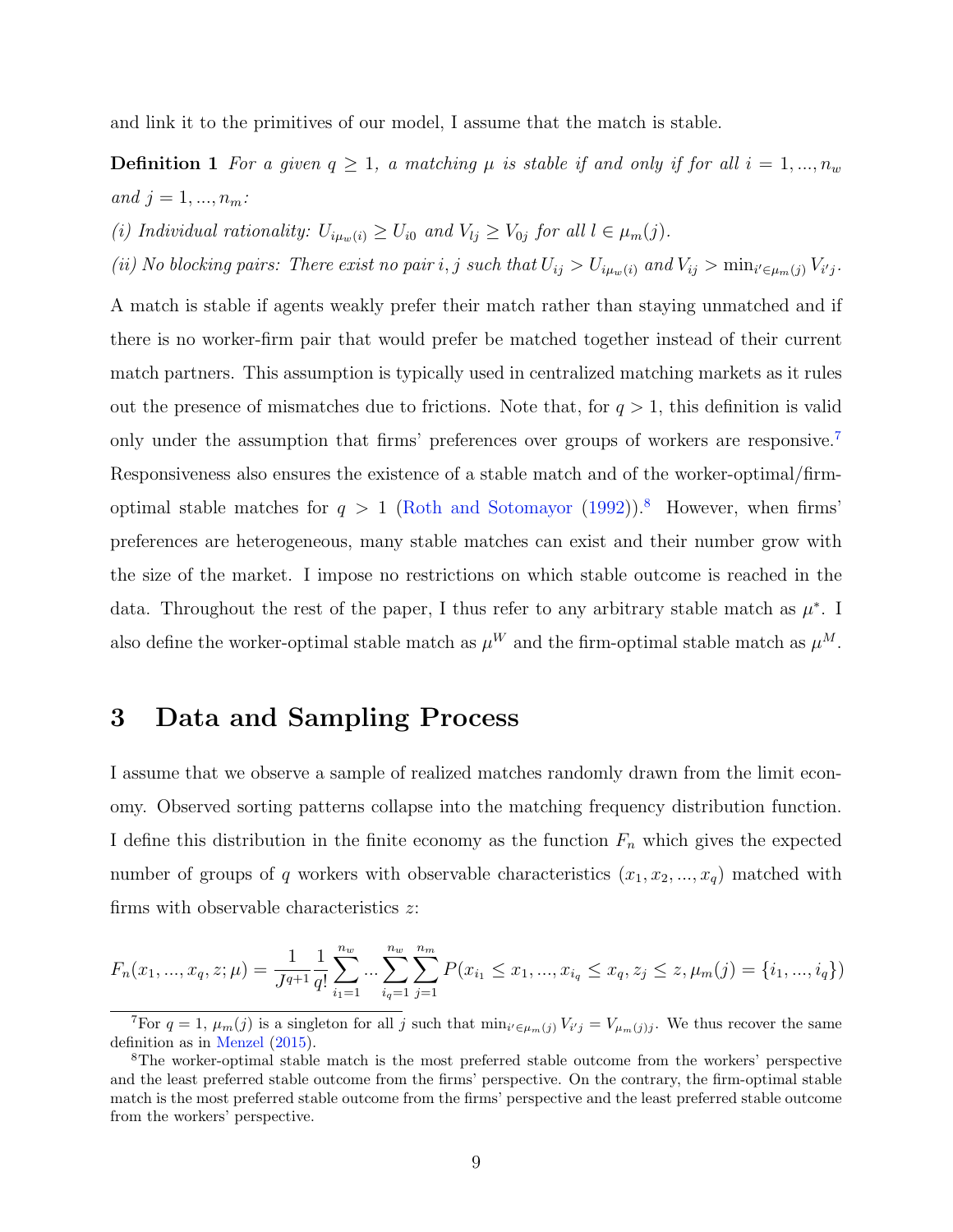and link it to the primitives of our model, I assume that the match is stable.

**Definition 1** *For a given $q \geq 1$, a matching $\mu$ is stable if and only if for all $i = 1, ..., n_w$ and $j = 1, ..., n_m$:*

*(i) Individual rationality: $U_{i\mu_w(i)} \geq U_{i0}$ and $V_{lj} \geq V_{0j}$ for all $l \in \mu_m(j)$.*

*(ii) No blocking pairs: There exist no pair $i, j$ such that $U_{ij} > U_{i\mu_w(i)}$ and $V_{ij} > \min_{i' \in \mu_m(j)} V_{i'j}$.*

A match is stable if agents weakly prefer their match rather than staying unmatched and if there is no worker-firm pair that would prefer be matched together instead of their current match partners. This assumption is typically used in centralized matching markets as it rules out the presence of mismatches due to frictions. Note that, for $q > 1$, this definition is valid only under the assumption that firms' preferences over groups of workers are responsive.[7] Responsiveness also ensures the existence of a stable match and of the worker-optimal/firm-optimal stable matches for $q > 1$ (Roth and Sotomayor (1992)).[8] However, when firms' preferences are heterogeneous, many stable matches can exist and their number grow with the size of the market. I impose no restrictions on which stable outcome is reached in the data. Throughout the rest of the paper, I thus refer to any arbitrary stable match as $\mu^*$. I also define the worker-optimal stable match as $\mu^W$ and the firm-optimal stable match as $\mu^M$.

# 3 Data and Sampling Process

I assume that we observe a sample of realized matches randomly drawn from the limit economy. Observed sorting patterns collapse into the matching frequency distribution function. I define this distribution in the finite economy as the function $F_n$ which gives the expected number of groups of $q$ workers with observable characteristics $(x_1, x_2, ..., x_q)$ matched with firms with observable characteristics $z$:

$$F_n(x_1, ..., x_q, z; \mu) = \frac{1}{J^{q+1}} \frac{1}{q!} \sum_{i_1=1}^{n_w} ... \sum_{i_q=1}^{n_w} \sum_{j=1}^{n_m} P(x_{i_1} \leq x_1, ..., x_{i_q} \leq x_q, z_j \leq z, \mu_m(j) = \{i_1, ..., i_q\})$$

[7] For $q = 1$, $\mu_m(j)$ is a singleton for all $j$ such that $\min_{i' \in \mu_m(j)} V_{i'j} = V_{\mu_m(j)j}$. We thus recover the same definition as in Menzel (2015).

[8] The worker-optimal stable match is the most preferred stable outcome from the workers' perspective and the least preferred stable outcome from the firms' perspective. On the contrary, the firm-optimal stable match is the most preferred stable outcome from the firms' perspective and the least preferred stable outcome from the workers' perspective.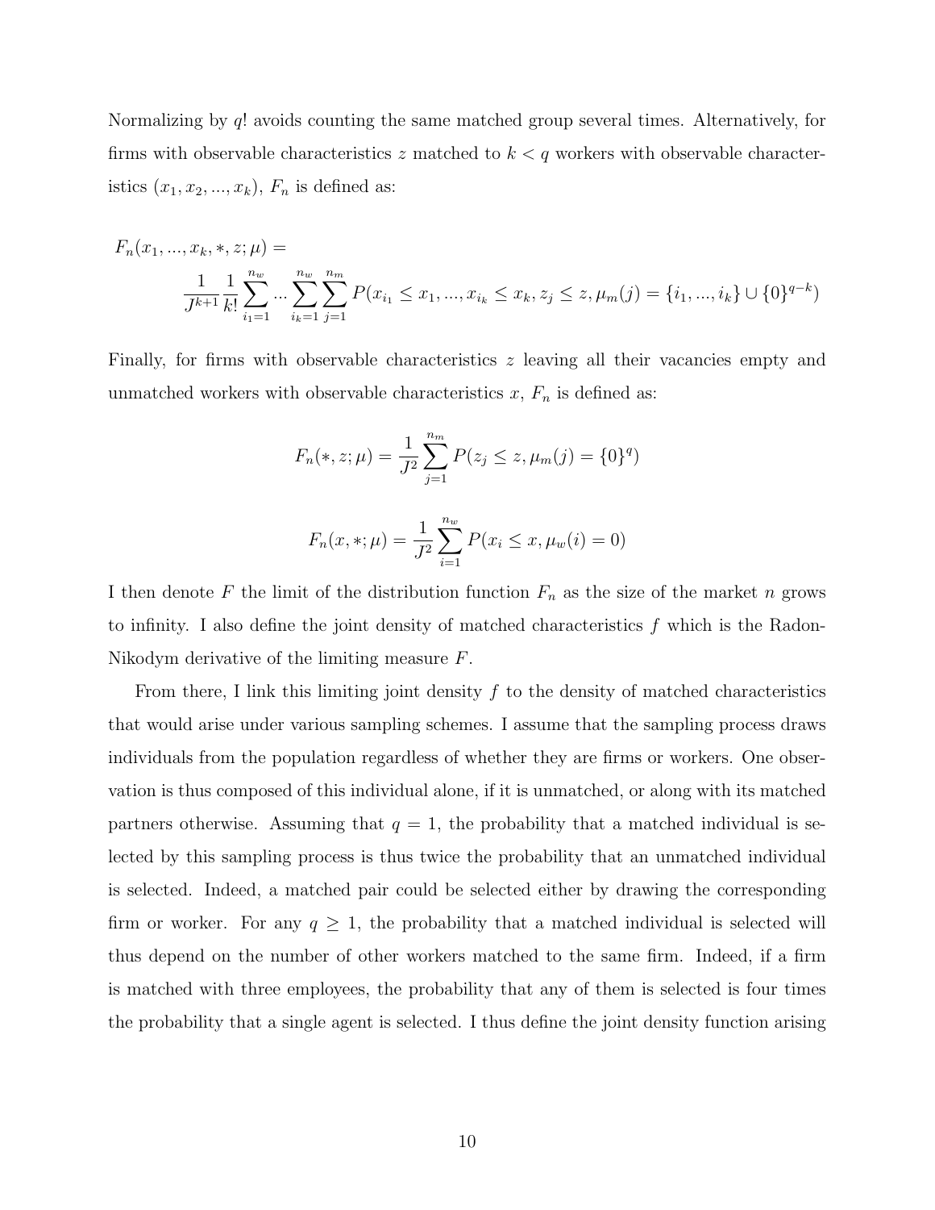Normalizing by $q!$ avoids counting the same matched group several times. Alternatively, for firms with observable characteristics $z$ matched to $k < q$ workers with observable characteristics $(x_1, x_2, ..., x_k)$, $F_n$ is defined as:

$$F_n(x_1, ..., x_k, *, z; \mu) = \frac{1}{J^{k+1}} \frac{1}{k!} \sum_{i_1=1}^{n_w} ... \sum_{i_k=1}^{n_w} \sum_{j=1}^{n_m} P(x_{i_1} \leq x_1, ..., x_{i_k} \leq x_k, z_j \leq z, \mu_m(j) = \{i_1, ..., i_k\} \cup \{0\}^{q-k})$$

Finally, for firms with observable characteristics $z$ leaving all their vacancies empty and unmatched workers with observable characteristics $x$, $F_n$ is defined as:

$$F_n(*, z; \mu) = \frac{1}{J^2} \sum_{j=1}^{n_m} P(z_j \leq z, \mu_m(j) = \{0\}^q)$$

$$F_n(x, *; \mu) = \frac{1}{J^2} \sum_{i=1}^{n_w} P(x_i \leq x, \mu_w(i) = 0)$$

I then denote $F$ the limit of the distribution function $F_n$ as the size of the market $n$ grows to infinity. I also define the joint density of matched characteristics $f$ which is the Radon-Nikodym derivative of the limiting measure $F$.

From there, I link this limiting joint density $f$ to the density of matched characteristics that would arise under various sampling schemes. I assume that the sampling process draws individuals from the population regardless of whether they are firms or workers. One observation is thus composed of this individual alone, if it is unmatched, or along with its matched partners otherwise. Assuming that $q = 1$, the probability that a matched individual is selected by this sampling process is thus twice the probability that an unmatched individual is selected. Indeed, a matched pair could be selected either by drawing the corresponding firm or worker. For any $q \geq 1$, the probability that a matched individual is selected will thus depend on the number of other workers matched to the same firm. Indeed, if a firm is matched with three employees, the probability that any of them is selected is four times the probability that a single agent is selected. I thus define the joint density function arising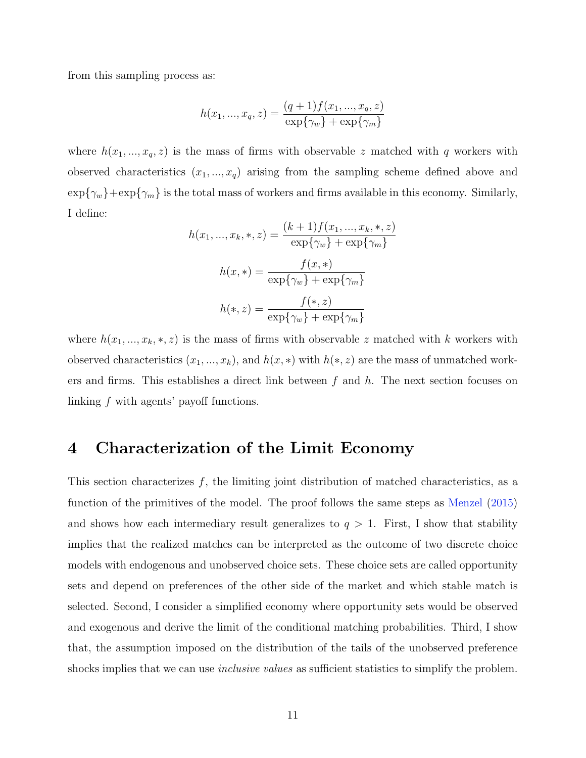from this sampling process as:

$$h(x_1, ..., x_q, z) = \frac{(q+1)f(x_1, ..., x_q, z)}{\exp\{\gamma_w\} + \exp\{\gamma_m\}}$$

where $h(x_1, ..., x_q, z)$ is the mass of firms with observable $z$ matched with $q$ workers with observed characteristics $(x_1, ..., x_q)$ arising from the sampling scheme defined above and $\exp\{\gamma_w\}+\exp\{\gamma_m\}$ is the total mass of workers and firms available in this economy. Similarly, I define:

$$h(x_1, ..., x_k, *, z) = \frac{(k+1)f(x_1, ..., x_k, *, z)}{\exp\{\gamma_w\} + \exp\{\gamma_m\}}$$

$$h(x, *) = \frac{f(x, *)}{\exp\{\gamma_w\} + \exp\{\gamma_m\}}$$

$$h(*, z) = \frac{f(*, z)}{\exp\{\gamma_w\} + \exp\{\gamma_m\}}$$

where $h(x_1, ..., x_k, *, z)$ is the mass of firms with observable $z$ matched with $k$ workers with observed characteristics $(x_1, ..., x_k)$, and $h(x, *)$ with $h(*, z)$ are the mass of unmatched workers and firms. This establishes a direct link between $f$ and $h$. The next section focuses on linking $f$ with agents' payoff functions.

# 4 Characterization of the Limit Economy

This section characterizes $f$, the limiting joint distribution of matched characteristics, as a function of the primitives of the model. The proof follows the same steps as Menzel (2015) and shows how each intermediary result generalizes to $q > 1$. First, I show that stability implies that the realized matches can be interpreted as the outcome of two discrete choice models with endogenous and unobserved choice sets. These choice sets are called opportunity sets and depend on preferences of the other side of the market and which stable match is selected. Second, I consider a simplified economy where opportunity sets would be observed and exogenous and derive the limit of the conditional matching probabilities. Third, I show that, the assumption imposed on the distribution of the tails of the unobserved preference shocks implies that we can use *inclusive values* as sufficient statistics to simplify the problem.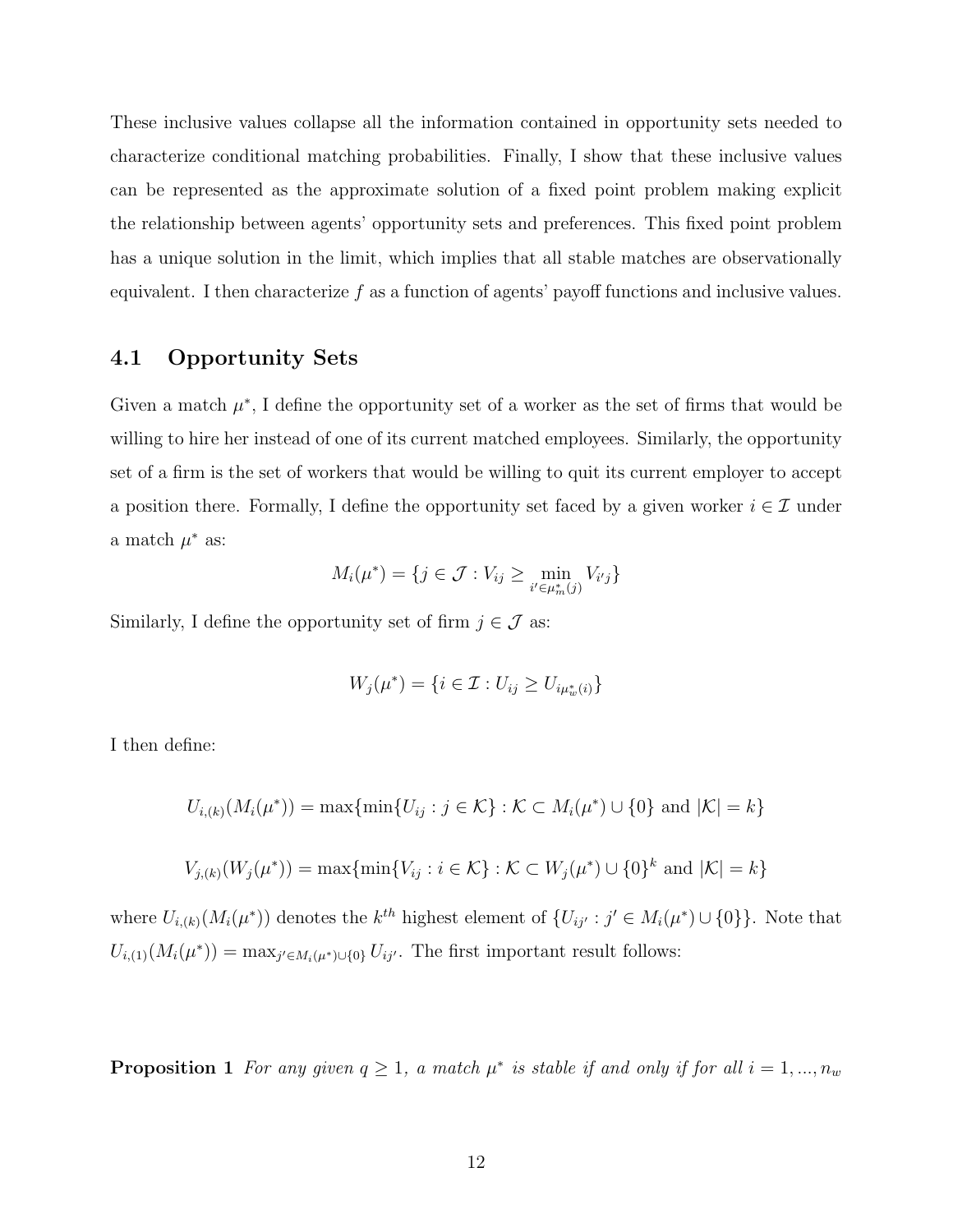These inclusive values collapse all the information contained in opportunity sets needed to characterize conditional matching probabilities. Finally, I show that these inclusive values can be represented as the approximate solution of a fixed point problem making explicit the relationship between agents' opportunity sets and preferences. This fixed point problem has a unique solution in the limit, which implies that all stable matches are observationally equivalent. I then characterize $f$ as a function of agents' payoff functions and inclusive values.

### 4.1 Opportunity Sets

Given a match $\mu^*$, I define the opportunity set of a worker as the set of firms that would be willing to hire her instead of one of its current matched employees. Similarly, the opportunity set of a firm is the set of workers that would be willing to quit its current employer to accept a position there. Formally, I define the opportunity set faced by a given worker $i \in \mathcal{I}$ under a match $\mu^*$ as:

$$M_i(\mu^*) = \{j \in \mathcal{J} : V_{ij} \geq \min_{i' \in \mu_m^*(j)} V_{i'j}\}$$

Similarly, I define the opportunity set of firm $j \in \mathcal{J}$ as:

$$W_j(\mu^*) = \{i \in \mathcal{I} : U_{ij} \geq U_{i\mu_w^*(i)}\}$$

I then define:

$$U_{i,(k)}(M_i(\mu^*)) = \max\{\min\{U_{ij} : j \in \mathcal{K}\} : \mathcal{K} \subset M_i(\mu^*) \cup \{0\} \text{ and } |\mathcal{K}| = k\}$$

$$V_{j,(k)}(W_j(\mu^*)) = \max\{\min\{V_{ij} : i \in \mathcal{K}\} : \mathcal{K} \subset W_j(\mu^*) \cup \{0\}^k \text{ and } |\mathcal{K}| = k\}$$

where $U_{i,(k)}(M_i(\mu^*))$ denotes the $k^{th}$ highest element of $\{U_{ij'} : j' \in M_i(\mu^*) \cup \{0\}\}$. Note that $U_{i,(1)}(M_i(\mu^*)) = \max_{j' \in M_i(\mu^*) \cup \{0\}} U_{ij'}$. The first important result follows:

**Proposition 1** *For any given $q \geq 1$, a match $\mu^*$ is stable if and only if for all $i = 1, ..., n_w$*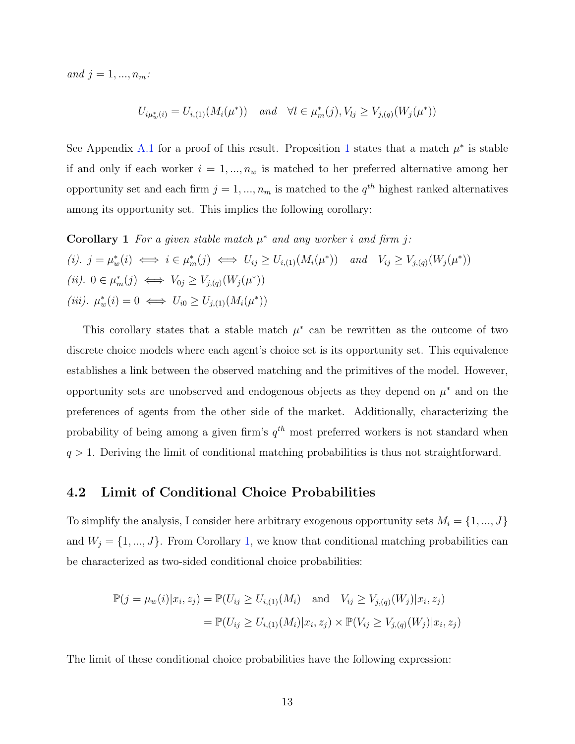and $j = 1, ..., n_m$:

$$U_{i\mu_w^*(i)} = U_{i,(1)}(M_i(\mu^*)) \quad \text{and} \quad \forall l \in \mu_m^*(j), V_{lj} \geq V_{j,(q)}(W_j(\mu^*))$$

See Appendix A.1 for a proof of this result. Proposition 1 states that a match $\mu^*$ is stable if and only if each worker $i = 1, ..., n_w$ is matched to her preferred alternative among her opportunity set and each firm $j = 1, ..., n_m$ is matched to the $q^{th}$ highest ranked alternatives among its opportunity set. This implies the following corollary:

**Corollary 1** *For a given stable match $\mu^*$ and any worker $i$ and firm $j$:*

*(i).* $j = \mu_w^*(i) \iff i \in \mu_m^*(j) \iff U_{ij} \geq U_{i,(1)}(M_i(\mu^*)) \quad \text{and} \quad V_{ij} \geq V_{j,(q)}(W_j(\mu^*))$

*(ii).* $0 \in \mu_m^*(j) \iff V_{0j} \geq V_{j,(q)}(W_j(\mu^*))$

*(iii).* $\mu_w^*(i) = 0 \iff U_{i0} \geq U_{j,(1)}(M_i(\mu^*))$

This corollary states that a stable match $\mu^*$ can be rewritten as the outcome of two discrete choice models where each agent's choice set is its opportunity set. This equivalence establishes a link between the observed matching and the primitives of the model. However, opportunity sets are unobserved and endogenous objects as they depend on $\mu^*$ and on the preferences of agents from the other side of the market. Additionally, characterizing the probability of being among a given firm's $q^{th}$ most preferred workers is not standard when $q > 1$. Deriving the limit of conditional matching probabilities is thus not straightforward.

## 4.2 Limit of Conditional Choice Probabilities

To simplify the analysis, I consider here arbitrary exogenous opportunity sets $M_i = \{1, ..., J\}$ and $W_j = \{1, ..., J\}$. From Corollary 1, we know that conditional matching probabilities can be characterized as two-sided conditional choice probabilities:

$$\begin{aligned}
\mathbb{P}(j = \mu_w(i)|x_i, z_j) &= \mathbb{P}(U_{ij} \geq U_{i,(1)}(M_i) \quad \text{and} \quad V_{ij} \geq V_{j,(q)}(W_j)|x_i, z_j) \\
&= \mathbb{P}(U_{ij} \geq U_{i,(1)}(M_i)|x_i, z_j) \times \mathbb{P}(V_{ij} \geq V_{j,(q)}(W_j)|x_i, z_j)
\end{aligned}$$

The limit of these conditional choice probabilities have the following expression: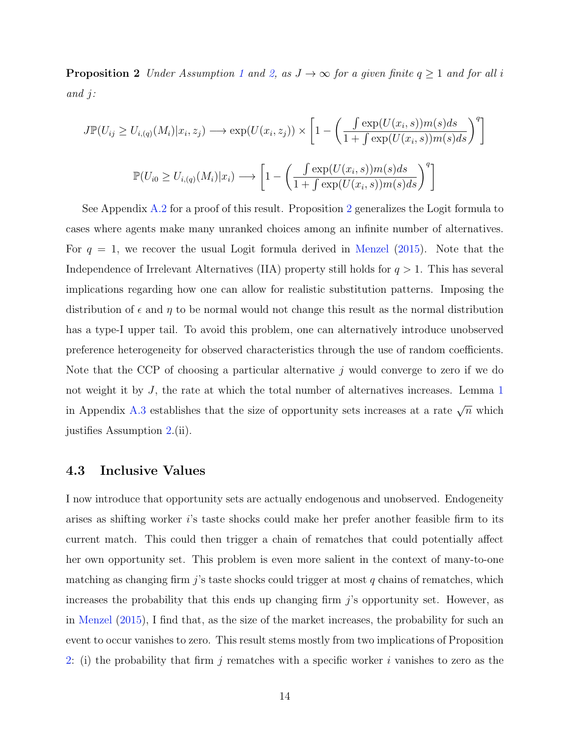**Proposition 2** *Under Assumption 1 and 2, as $J \to \infty$ for a given finite $q \geq 1$ and for all $i$ and $j$:*

$$J\mathbb{P}(U_{ij} \geq U_{i,(q)}(M_i)|x_i, z_j) \longrightarrow \exp(U(x_i, z_j)) \times \left[1 - \left(\frac{\int \exp(U(x_i, s))m(s)ds}{1 + \int \exp(U(x_i, s))m(s)ds}\right)^q\right]$$

$$\mathbb{P}(U_{i0} \geq U_{i,(q)}(M_i)|x_i) \longrightarrow \left[1 - \left(\frac{\int \exp(U(x_i, s))m(s)ds}{1 + \int \exp(U(x_i, s))m(s)ds}\right)^q\right]$$

See Appendix A.2 for a proof of this result. Proposition 2 generalizes the Logit formula to cases where agents make many unranked choices among an infinite number of alternatives. For $q = 1$, we recover the usual Logit formula derived in Menzel (2015). Note that the Independence of Irrelevant Alternatives (IIA) property still holds for $q > 1$. This has several implications regarding how one can allow for realistic substitution patterns. Imposing the distribution of $\epsilon$ and $\eta$ to be normal would not change this result as the normal distribution has a type-I upper tail. To avoid this problem, one can alternatively introduce unobserved preference heterogeneity for observed characteristics through the use of random coefficients. Note that the CCP of choosing a particular alternative $j$ would converge to zero if we do not weight it by $J$, the rate at which the total number of alternatives increases. Lemma 1 in Appendix A.3 establishes that the size of opportunity sets increases at a rate $\sqrt{n}$ which justifies Assumption 2.(ii).

## 4.3 Inclusive Values

I now introduce that opportunity sets are actually endogenous and unobserved. Endogeneity arises as shifting worker $i$'s taste shocks could make her prefer another feasible firm to its current match. This could then trigger a chain of rematches that could potentially affect her own opportunity set. This problem is even more salient in the context of many-to-one matching as changing firm $j$'s taste shocks could trigger at most $q$ chains of rematches, which increases the probability that this ends up changing firm $j$'s opportunity set. However, as in Menzel (2015), I find that, as the size of the market increases, the probability for such an event to occur vanishes to zero. This result stems mostly from two implications of Proposition 2: (i) the probability that firm $j$ rematches with a specific worker $i$ vanishes to zero as the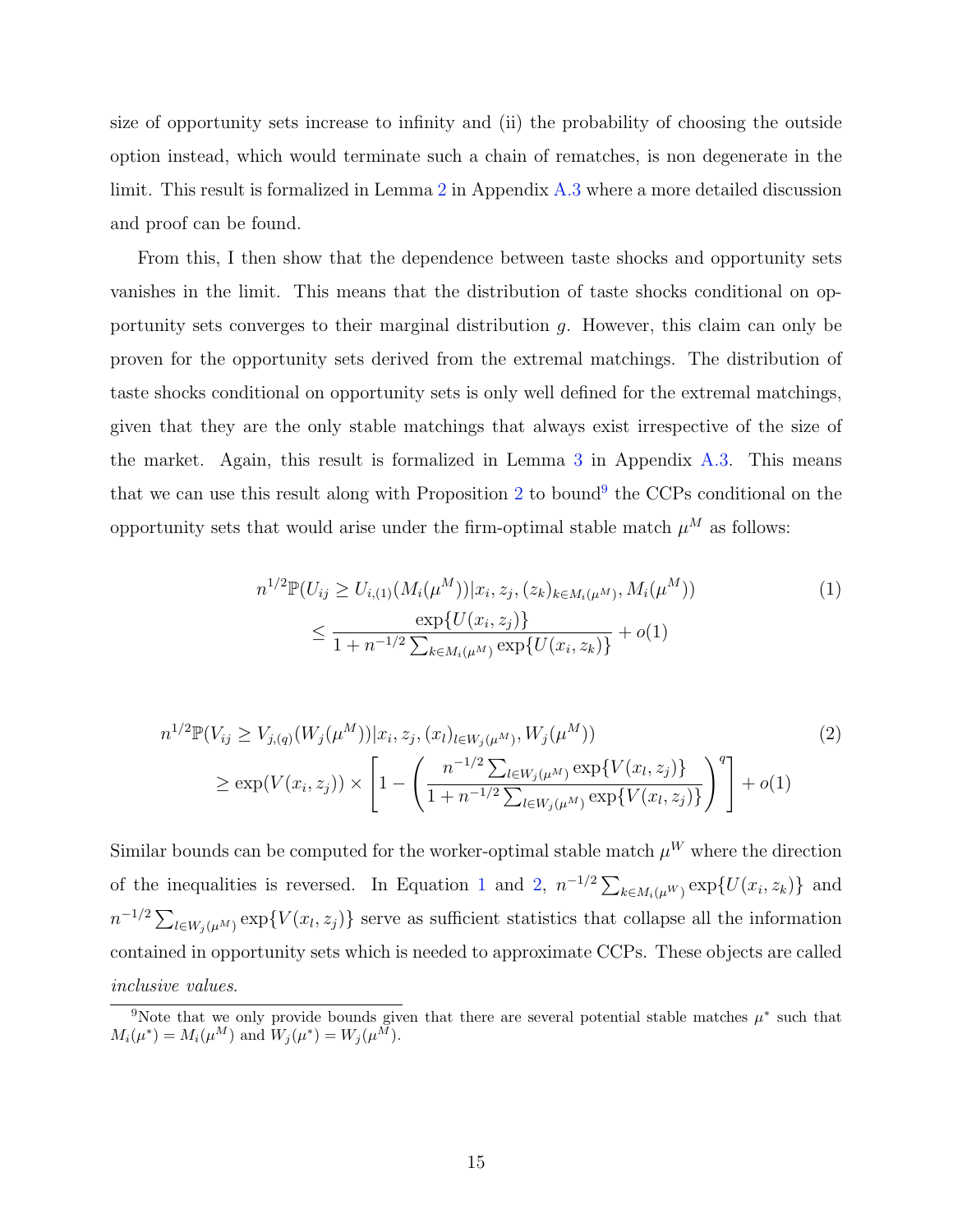size of opportunity sets increase to infinity and (ii) the probability of choosing the outside option instead, which would terminate such a chain of rematches, is non degenerate in the limit. This result is formalized in Lemma 2 in Appendix A.3 where a more detailed discussion and proof can be found.

From this, I then show that the dependence between taste shocks and opportunity sets vanishes in the limit. This means that the distribution of taste shocks conditional on opportunity sets converges to their marginal distribution $g$. However, this claim can only be proven for the opportunity sets derived from the extremal matchings. The distribution of taste shocks conditional on opportunity sets is only well defined for the extremal matchings, given that they are the only stable matchings that always exist irrespective of the size of the market. Again, this result is formalized in Lemma 3 in Appendix A.3. This means that we can use this result along with Proposition 2 to bound[9] the CCPs conditional on the opportunity sets that would arise under the firm-optimal stable match $\mu^M$ as follows:

$$
\begin{aligned}
&n^{1/2}\mathbb{P}(U_{ij} \geq U_{i,(1)}(M_i(\mu^M))|x_i, z_j, (z_k)_{k\in M_i(\mu^M)}, M_i(\mu^M)) \\
&\qquad \leq \frac{\exp\{U(x_i, z_j)\}}{1 + n^{-1/2}\sum_{k\in M_i(\mu^M)}\exp\{U(x_i, z_k)\}} + o(1)
\end{aligned} \tag{1}
$$

$$
\begin{aligned}
&n^{1/2}\mathbb{P}(V_{ij} \geq V_{j,(q)}(W_j(\mu^M))|x_i, z_j, (x_l)_{l\in W_j(\mu^M)}, W_j(\mu^M)) \\
&\qquad \geq \exp(V(x_i, z_j)) \times \left[1 - \left(\frac{n^{-1/2}\sum_{l\in W_j(\mu^M)}\exp\{V(x_l, z_j)\}}{1 + n^{-1/2}\sum_{l\in W_j(\mu^M)}\exp\{V(x_l, z_j)\}}\right)^q\right] + o(1)
\end{aligned} \tag{2}
$$

Similar bounds can be computed for the worker-optimal stable match $\mu^W$ where the direction of the inequalities is reversed. In Equation 1 and 2, $n^{-1/2}\sum_{k\in M_i(\mu^W)}\exp\{U(x_i, z_k)\}$ and $n^{-1/2}\sum_{l\in W_j(\mu^M)}\exp\{V(x_l, z_j)\}$ serve as sufficient statistics that collapse all the information contained in opportunity sets which is needed to approximate CCPs. These objects are called *inclusive values*.

[9] Note that we only provide bounds given that there are several potential stable matches $\mu^*$ such that $M_i(\mu^*) = M_i(\mu^M)$ and $W_j(\mu^*) = W_j(\mu^M)$.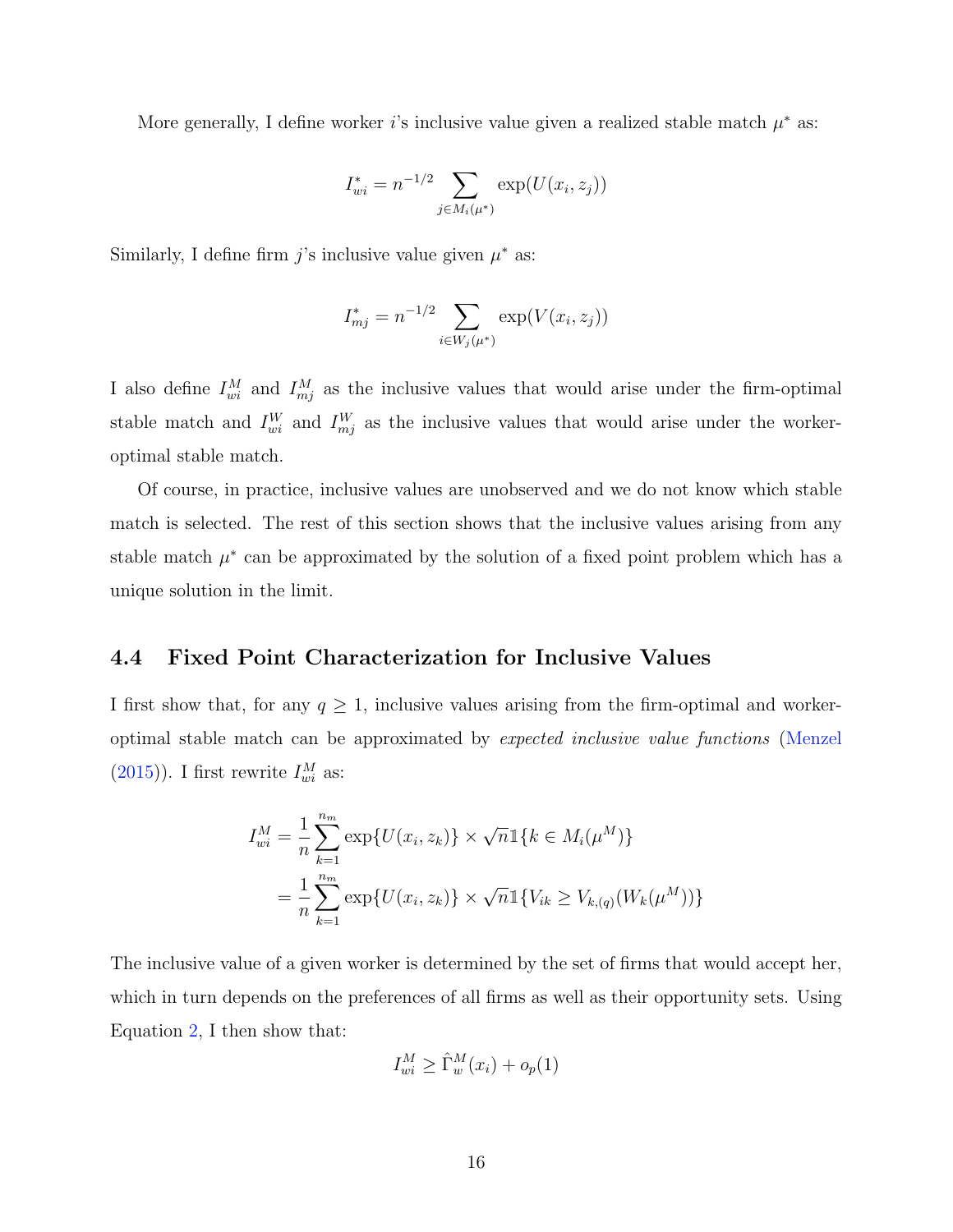More generally, I define worker $i$'s inclusive value given a realized stable match $\mu^*$ as:

$$I^*_{wi} = n^{-1/2} \sum_{j \in M_i(\mu^*)} \exp(U(x_i, z_j))$$

Similarly, I define firm $j$'s inclusive value given $\mu^*$ as:

$$I^*_{mj} = n^{-1/2} \sum_{i \in W_j(\mu^*)} \exp(V(x_i, z_j))$$

I also define $I^M_{wi}$ and $I^M_{mj}$ as the inclusive values that would arise under the firm-optimal stable match and $I^W_{wi}$ and $I^W_{mj}$ as the inclusive values that would arise under the worker-optimal stable match.

Of course, in practice, inclusive values are unobserved and we do not know which stable match is selected. The rest of this section shows that the inclusive values arising from any stable match $\mu^*$ can be approximated by the solution of a fixed point problem which has a unique solution in the limit.

### 4.4 Fixed Point Characterization for Inclusive Values

I first show that, for any $q \geq 1$, inclusive values arising from the firm-optimal and worker-optimal stable match can be approximated by *expected inclusive value functions* (Menzel (2015)). I first rewrite $I^M_{wi}$ as:

$$\begin{aligned}
I^M_{wi} &= \frac{1}{n} \sum_{k=1}^{n_m} \exp\{U(x_i, z_k)\} \times \sqrt{n} \mathbb{1}\{k \in M_i(\mu^M)\} \\
&= \frac{1}{n} \sum_{k=1}^{n_m} \exp\{U(x_i, z_k)\} \times \sqrt{n} \mathbb{1}\{V_{ik} \geq V_{k,(q)}(W_k(\mu^M))\}
\end{aligned}$$

The inclusive value of a given worker is determined by the set of firms that would accept her, which in turn depends on the preferences of all firms as well as their opportunity sets. Using Equation 2, I then show that:

$$I^M_{wi} \geq \hat{\Gamma}^M_w(x_i) + o_p(1)$$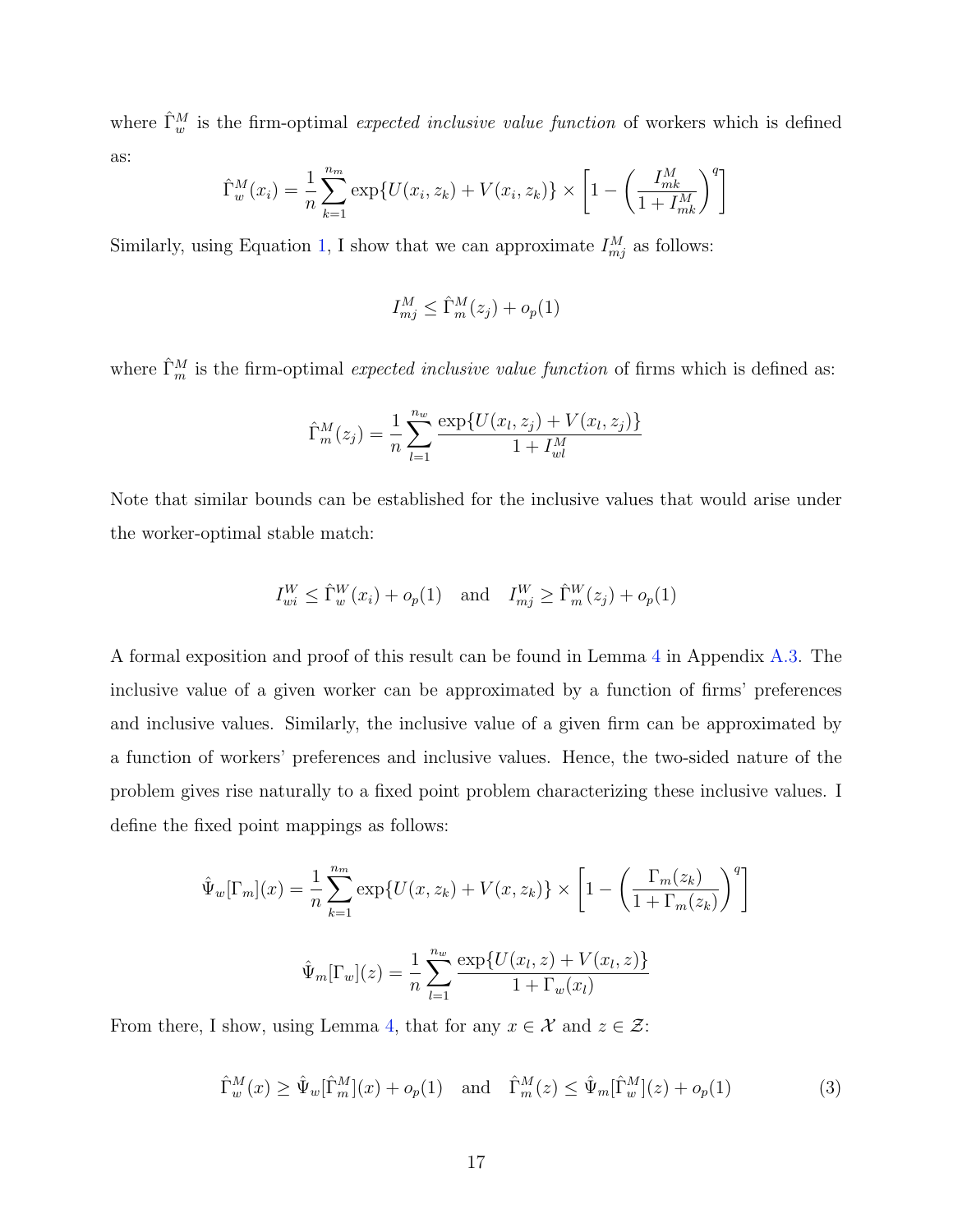where $\hat{\Gamma}_w^M$ is the firm-optimal *expected inclusive value function* of workers which is defined as:

$$\hat{\Gamma}_w^M(x_i) = \frac{1}{n}\sum_{k=1}^{n_m} \exp\{U(x_i, z_k) + V(x_i, z_k)\} \times \left[1 - \left(\frac{I_{mk}^M}{1 + I_{mk}^M}\right)^q\right]$$

Similarly, using Equation 1, I show that we can approximate $I_{mj}^M$ as follows:

$$I_{mj}^M \leq \hat{\Gamma}_m^M(z_j) + o_p(1)$$

where $\hat{\Gamma}_m^M$ is the firm-optimal *expected inclusive value function* of firms which is defined as:

$$\hat{\Gamma}_m^M(z_j) = \frac{1}{n}\sum_{l=1}^{n_w} \frac{\exp\{U(x_l, z_j) + V(x_l, z_j)\}}{1 + I_{wl}^M}$$

Note that similar bounds can be established for the inclusive values that would arise under the worker-optimal stable match:

$$I_{wi}^W \leq \hat{\Gamma}_w^W(x_i) + o_p(1) \quad \text{and} \quad I_{mj}^W \geq \hat{\Gamma}_m^W(z_j) + o_p(1)$$

A formal exposition and proof of this result can be found in Lemma 4 in Appendix A.3. The inclusive value of a given worker can be approximated by a function of firms' preferences and inclusive values. Similarly, the inclusive value of a given firm can be approximated by a function of workers' preferences and inclusive values. Hence, the two-sided nature of the problem gives rise naturally to a fixed point problem characterizing these inclusive values. I define the fixed point mappings as follows:

$$\hat{\Psi}_w[\Gamma_m](x) = \frac{1}{n}\sum_{k=1}^{n_m} \exp\{U(x, z_k) + V(x, z_k)\} \times \left[1 - \left(\frac{\Gamma_m(z_k)}{1 + \Gamma_m(z_k)}\right)^q\right]$$

$$\hat{\Psi}_m[\Gamma_w](z) = \frac{1}{n}\sum_{l=1}^{n_w} \frac{\exp\{U(x_l, z) + V(x_l, z)\}}{1 + \Gamma_w(x_l)}$$

From there, I show, using Lemma 4, that for any $x \in \mathcal{X}$ and $z \in \mathcal{Z}$:

$$\hat{\Gamma}_w^M(x) \geq \hat{\Psi}_w[\hat{\Gamma}_m^M](x) + o_p(1) \quad \text{and} \quad \hat{\Gamma}_m^M(z) \leq \hat{\Psi}_m[\hat{\Gamma}_w^M](z) + o_p(1) \tag{3}$$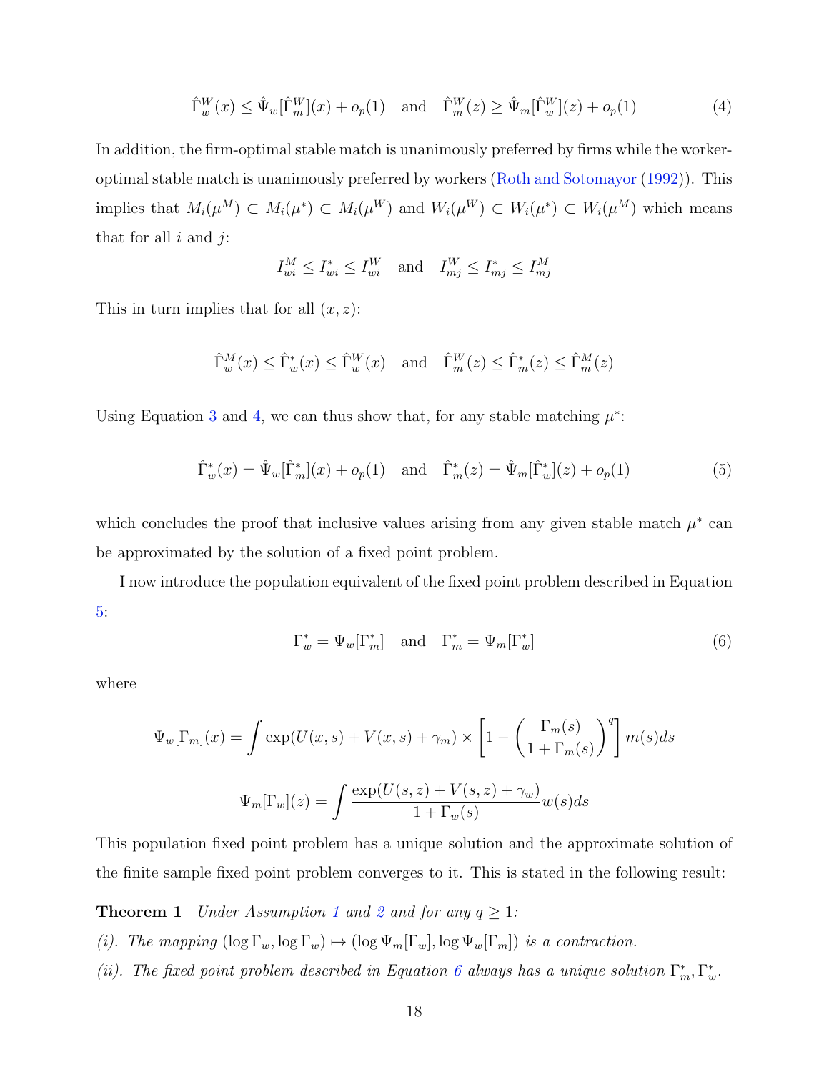$$\hat{\Gamma}_w^W(x) \leq \hat{\Psi}_w[\hat{\Gamma}_m^W](x) + o_p(1) \quad \text{and} \quad \hat{\Gamma}_m^W(z) \geq \hat{\Psi}_m[\hat{\Gamma}_w^W](z) + o_p(1) \tag{4}$$

In addition, the firm-optimal stable match is unanimously preferred by firms while the worker-optimal stable match is unanimously preferred by workers (Roth and Sotomayor (1992)). This implies that $M_i(\mu^M) \subset M_i(\mu^*) \subset M_i(\mu^W)$ and $W_i(\mu^W) \subset W_i(\mu^*) \subset W_i(\mu^M)$ which means that for all $i$ and $j$:

$$I_{wi}^M \leq I_{wi}^* \leq I_{wi}^W \quad \text{and} \quad I_{mj}^W \leq I_{mj}^* \leq I_{mj}^M$$

This in turn implies that for all $(x, z)$:

$$\hat{\Gamma}_w^M(x) \leq \hat{\Gamma}_w^*(x) \leq \hat{\Gamma}_w^W(x) \quad \text{and} \quad \hat{\Gamma}_m^W(z) \leq \hat{\Gamma}_m^*(z) \leq \hat{\Gamma}_m^M(z)$$

Using Equation 3 and 4, we can thus show that, for any stable matching $\mu^*$:

$$\hat{\Gamma}_w^*(x) = \hat{\Psi}_w[\hat{\Gamma}_m^*](x) + o_p(1) \quad \text{and} \quad \hat{\Gamma}_m^*(z) = \hat{\Psi}_m[\hat{\Gamma}_w^*](z) + o_p(1) \tag{5}$$

which concludes the proof that inclusive values arising from any given stable match $\mu^*$ can be approximated by the solution of a fixed point problem.

I now introduce the population equivalent of the fixed point problem described in Equation 5:

$$\Gamma_w^* = \Psi_w[\Gamma_m^*] \quad \text{and} \quad \Gamma_m^* = \Psi_m[\Gamma_w^*] \tag{6}$$

where

$$\Psi_w[\Gamma_m](x) = \int \exp(U(x,s) + V(x,s) + \gamma_m) \times \left[1 - \left(\frac{\Gamma_m(s)}{1 + \Gamma_m(s)}\right)^q\right] m(s)ds$$

$$\Psi_m[\Gamma_w](z) = \int \frac{\exp(U(s,z) + V(s,z) + \gamma_w)}{1 + \Gamma_w(s)} w(s)ds$$

This population fixed point problem has a unique solution and the approximate solution of the finite sample fixed point problem converges to it. This is stated in the following result:

**Theorem 1** *Under Assumption 1 and 2 and for any $q \geq 1$:*

*(i). The mapping $(\log \Gamma_w, \log \Gamma_w) \mapsto (\log \Psi_m[\Gamma_w], \log \Psi_w[\Gamma_m])$ is a contraction.*

*(ii). The fixed point problem described in Equation 6 always has a unique solution $\Gamma_m^*, \Gamma_w^*$.*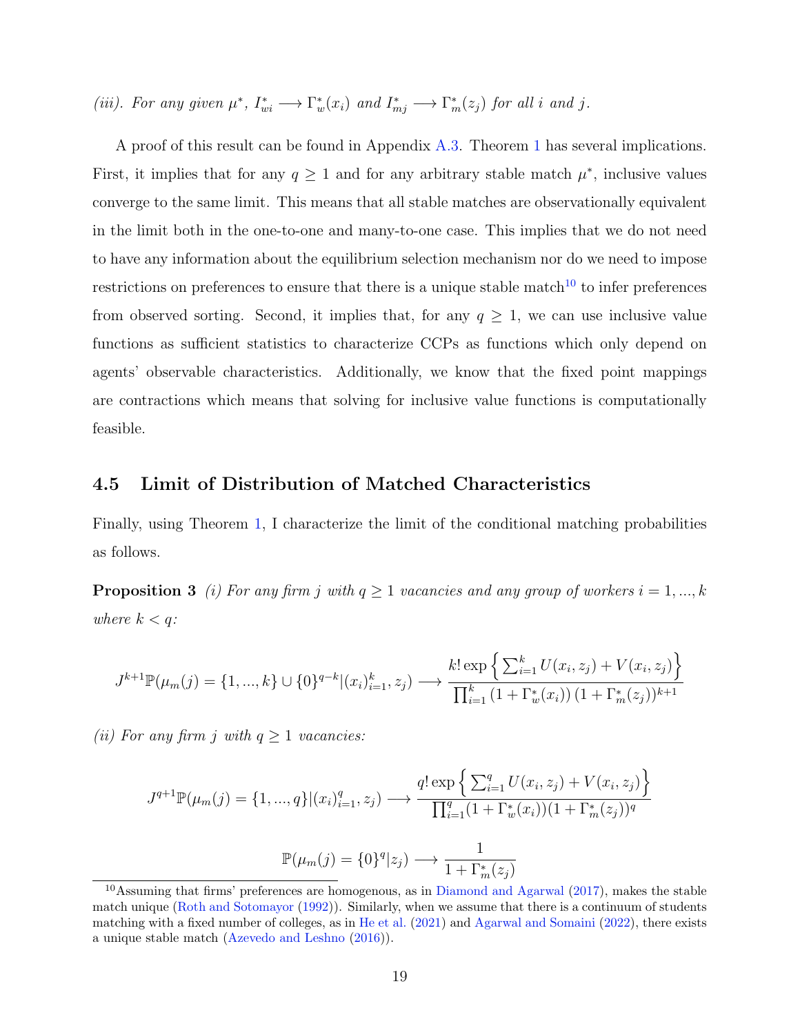*(iii). For any given $\mu^*$, $I^*_{wi} \longrightarrow \Gamma^*_w(x_i)$ and $I^*_{mj} \longrightarrow \Gamma^*_m(z_j)$ for all $i$ and $j$.*

A proof of this result can be found in Appendix A.3. Theorem 1 has several implications. First, it implies that for any $q \geq 1$ and for any arbitrary stable match $\mu^*$, inclusive values converge to the same limit. This means that all stable matches are observationally equivalent in the limit both in the one-to-one and many-to-one case. This implies that we do not need to have any information about the equilibrium selection mechanism nor do we need to impose restrictions on preferences to ensure that there is a unique stable match[10] to infer preferences from observed sorting. Second, it implies that, for any $q \geq 1$, we can use inclusive value functions as sufficient statistics to characterize CCPs as functions which only depend on agents' observable characteristics. Additionally, we know that the fixed point mappings are contractions which means that solving for inclusive value functions is computationally feasible.

## 4.5 Limit of Distribution of Matched Characteristics

Finally, using Theorem 1, I characterize the limit of the conditional matching probabilities as follows.

**Proposition 3** *(i) For any firm $j$ with $q \geq 1$ vacancies and any group of workers $i = 1, ..., k$ where $k < q$:*

$$J^{k+1}\mathbb{P}(\mu_m(j) = \{1, ..., k\} \cup \{0\}^{q-k} | (x_i)_{i=1}^k, z_j) \longrightarrow \frac{k! \exp\left\{\sum_{i=1}^k U(x_i, z_j) + V(x_i, z_j)\right\}}{\prod_{i=1}^k (1 + \Gamma^*_w(x_i))\,(1 + \Gamma^*_m(z_j))^{k+1}}$$

*(ii) For any firm $j$ with $q \geq 1$ vacancies:*

$$J^{q+1}\mathbb{P}(\mu_m(j) = \{1, ..., q\} | (x_i)_{i=1}^q, z_j) \longrightarrow \frac{q! \exp\left\{\sum_{i=1}^q U(x_i, z_j) + V(x_i, z_j)\right\}}{\prod_{i=1}^q (1 + \Gamma^*_w(x_i))(1 + \Gamma^*_m(z_j))^q}$$

$$\mathbb{P}(\mu_m(j) = \{0\}^q | z_j) \longrightarrow \frac{1}{1 + \Gamma^*_m(z_j)}$$

[10] Assuming that firms' preferences are homogenous, as in Diamond and Agarwal (2017), makes the stable match unique (Roth and Sotomayor (1992)). Similarly, when we assume that there is a continuum of students matching with a fixed number of colleges, as in He et al. (2021) and Agarwal and Somaini (2022), there exists a unique stable match (Azevedo and Leshno (2016)).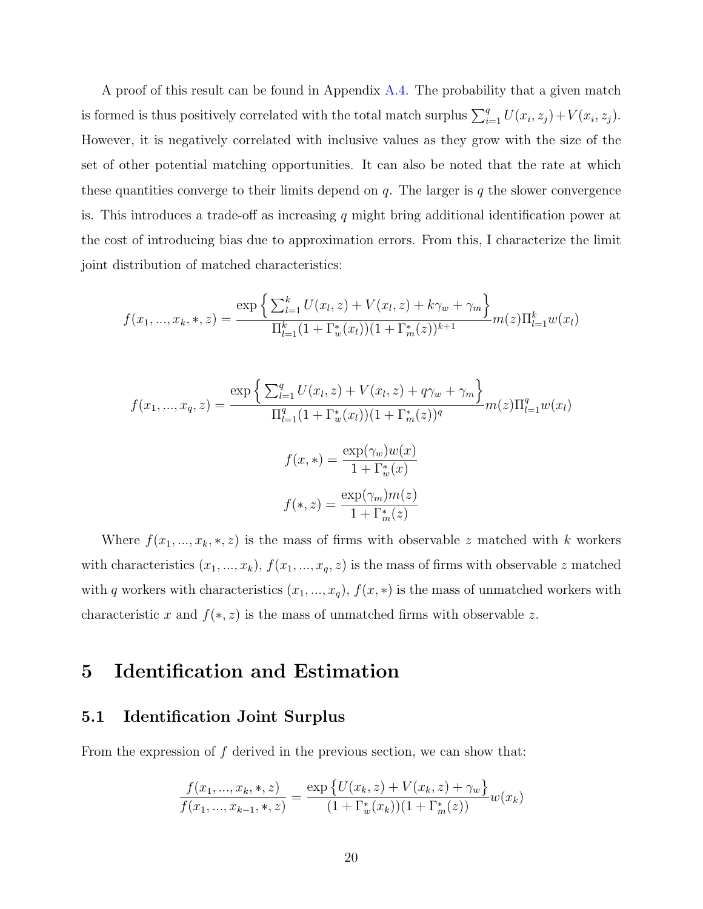A proof of this result can be found in Appendix A.4. The probability that a given match is formed is thus positively correlated with the total match surplus $\sum_{i=1}^{q} U(x_i, z_j) + V(x_i, z_j)$. However, it is negatively correlated with inclusive values as they grow with the size of the set of other potential matching opportunities. It can also be noted that the rate at which these quantities converge to their limits depend on $q$. The larger is $q$ the slower convergence is. This introduces a trade-off as increasing $q$ might bring additional identification power at the cost of introducing bias due to approximation errors. From this, I characterize the limit joint distribution of matched characteristics:

$$f(x_1, ..., x_k, *, z) = \frac{\exp\Big\{ \sum_{l=1}^{k} U(x_l, z) + V(x_l, z) + k\gamma_w + \gamma_m \Big\}}{\Pi_{l=1}^{k}(1 + \Gamma_w^*(x_l))(1 + \Gamma_m^*(z))^{k+1}} m(z)\Pi_{l=1}^{k} w(x_l)$$

$$f(x_1, ..., x_q, z) = \frac{\exp\Big\{ \sum_{l=1}^{q} U(x_l, z) + V(x_l, z) + q\gamma_w + \gamma_m \Big\}}{\Pi_{l=1}^{q}(1 + \Gamma_w^*(x_l))(1 + \Gamma_m^*(z))^{q}} m(z)\Pi_{l=1}^{q} w(x_l)$$

$$f(x, *) = \frac{\exp(\gamma_w) w(x)}{1 + \Gamma_w^*(x)}$$

$$f(*, z) = \frac{\exp(\gamma_m) m(z)}{1 + \Gamma_m^*(z)}$$

Where $f(x_1, ..., x_k, *, z)$ is the mass of firms with observable $z$ matched with $k$ workers with characteristics $(x_1, ..., x_k)$, $f(x_1, ..., x_q, z)$ is the mass of firms with observable $z$ matched with $q$ workers with characteristics $(x_1, ..., x_q)$, $f(x, *)$ is the mass of unmatched workers with characteristic $x$ and $f(*, z)$ is the mass of unmatched firms with observable $z$.

# 5 Identification and Estimation

## 5.1 Identification Joint Surplus

From the expression of $f$ derived in the previous section, we can show that:

$$\frac{f(x_1, ..., x_k, *, z)}{f(x_1, ..., x_{k-1}, *, z)} = \frac{\exp\big\{U(x_k, z) + V(x_k, z) + \gamma_w\big\}}{(1 + \Gamma_w^*(x_k))(1 + \Gamma_m^*(z))} w(x_k)$$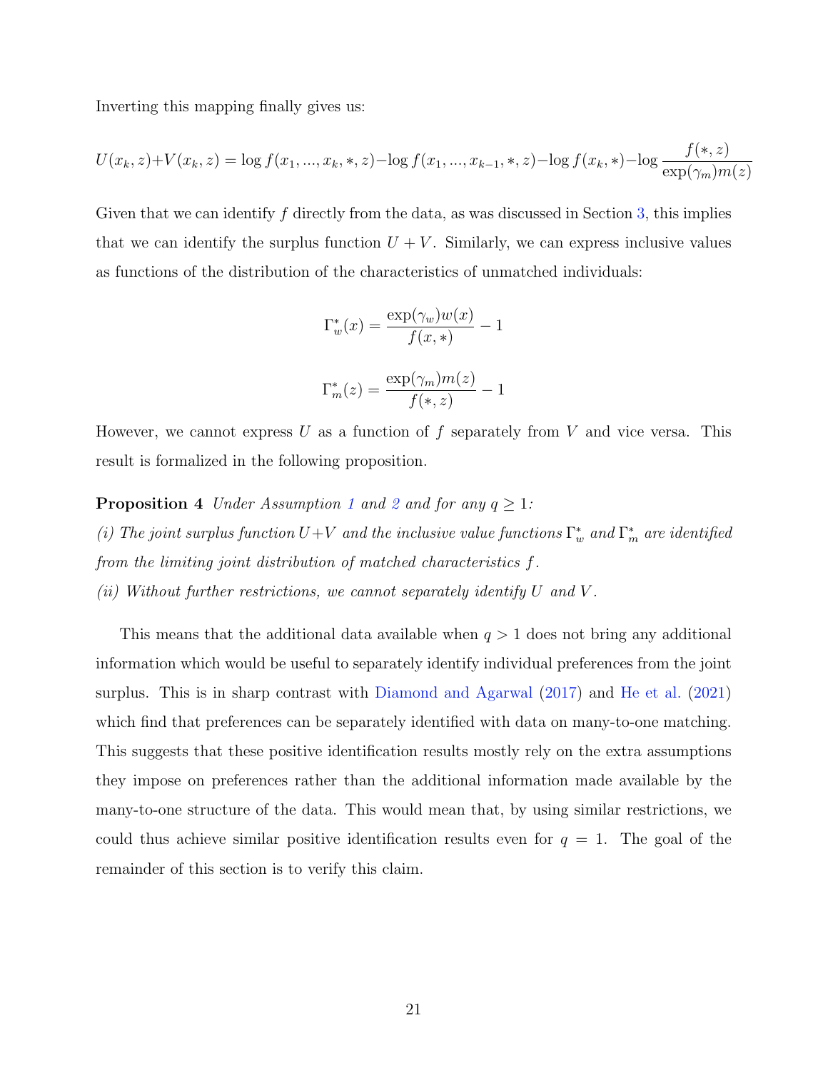Inverting this mapping finally gives us:

$$U(x_k, z)+V(x_k, z) = \log f(x_1, ..., x_k, *, z) - \log f(x_1, ..., x_{k-1}, *, z) - \log f(x_k, *) - \log \frac{f(*, z)}{\exp(\gamma_m)m(z)}$$

Given that we can identify $f$ directly from the data, as was discussed in Section 3, this implies that we can identify the surplus function $U + V$. Similarly, we can express inclusive values as functions of the distribution of the characteristics of unmatched individuals:

$$\Gamma_w^*(x) = \frac{\exp(\gamma_w)w(x)}{f(x, *)} - 1$$

$$\Gamma_m^*(z) = \frac{\exp(\gamma_m)m(z)}{f(*, z)} - 1$$

However, we cannot express $U$ as a function of $f$ separately from $V$ and vice versa. This result is formalized in the following proposition.

**Proposition 4** *Under Assumption 1 and 2 and for any $q \geq 1$:*
*(i) The joint surplus function $U+V$ and the inclusive value functions $\Gamma_w^*$ and $\Gamma_m^*$ are identified from the limiting joint distribution of matched characteristics $f$.*
*(ii) Without further restrictions, we cannot separately identify $U$ and $V$.*

This means that the additional data available when $q > 1$ does not bring any additional information which would be useful to separately identify individual preferences from the joint surplus. This is in sharp contrast with Diamond and Agarwal (2017) and He et al. (2021) which find that preferences can be separately identified with data on many-to-one matching. This suggests that these positive identification results mostly rely on the extra assumptions they impose on preferences rather than the additional information made available by the many-to-one structure of the data. This would mean that, by using similar restrictions, we could thus achieve similar positive identification results even for $q = 1$. The goal of the remainder of this section is to verify this claim.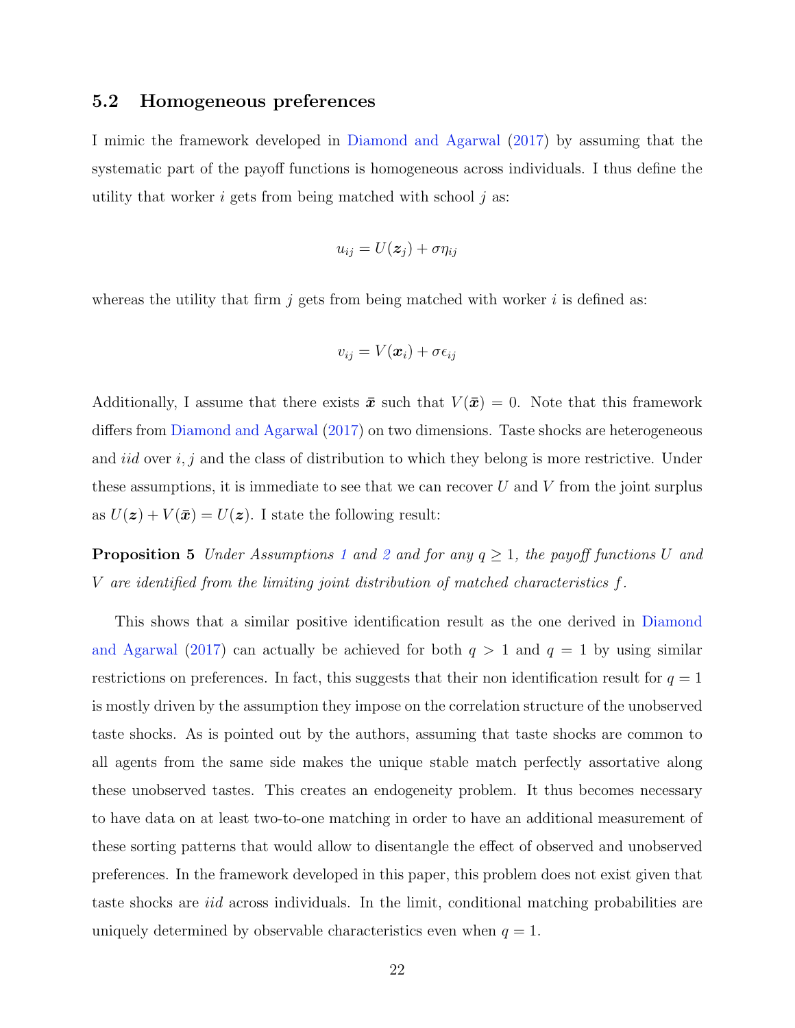### 5.2 Homogeneous preferences

I mimic the framework developed in Diamond and Agarwal (2017) by assuming that the systematic part of the payoff functions is homogeneous across individuals. I thus define the utility that worker $i$ gets from being matched with school $j$ as:

$$u_{ij} = U(\boldsymbol{z}_j) + \sigma\eta_{ij}$$

whereas the utility that firm $j$ gets from being matched with worker $i$ is defined as:

$$v_{ij} = V(\boldsymbol{x}_i) + \sigma\epsilon_{ij}$$

Additionally, I assume that there exists $\bar{\boldsymbol{x}}$ such that $V(\bar{\boldsymbol{x}}) = 0$. Note that this framework differs from Diamond and Agarwal (2017) on two dimensions. Taste shocks are heterogeneous and *iid* over $i, j$ and the class of distribution to which they belong is more restrictive. Under these assumptions, it is immediate to see that we can recover $U$ and $V$ from the joint surplus as $U(\boldsymbol{z}) + V(\bar{\boldsymbol{x}}) = U(\boldsymbol{z})$. I state the following result:

**Proposition 5** *Under Assumptions 1 and 2 and for any $q \geq 1$, the payoff functions $U$ and $V$ are identified from the limiting joint distribution of matched characteristics $f$.*

This shows that a similar positive identification result as the one derived in Diamond and Agarwal (2017) can actually be achieved for both $q > 1$ and $q = 1$ by using similar restrictions on preferences. In fact, this suggests that their non identification result for $q = 1$ is mostly driven by the assumption they impose on the correlation structure of the unobserved taste shocks. As is pointed out by the authors, assuming that taste shocks are common to all agents from the same side makes the unique stable match perfectly assortative along these unobserved tastes. This creates an endogeneity problem. It thus becomes necessary to have data on at least two-to-one matching in order to have an additional measurement of these sorting patterns that would allow to disentangle the effect of observed and unobserved preferences. In the framework developed in this paper, this problem does not exist given that taste shocks are *iid* across individuals. In the limit, conditional matching probabilities are uniquely determined by observable characteristics even when $q = 1$.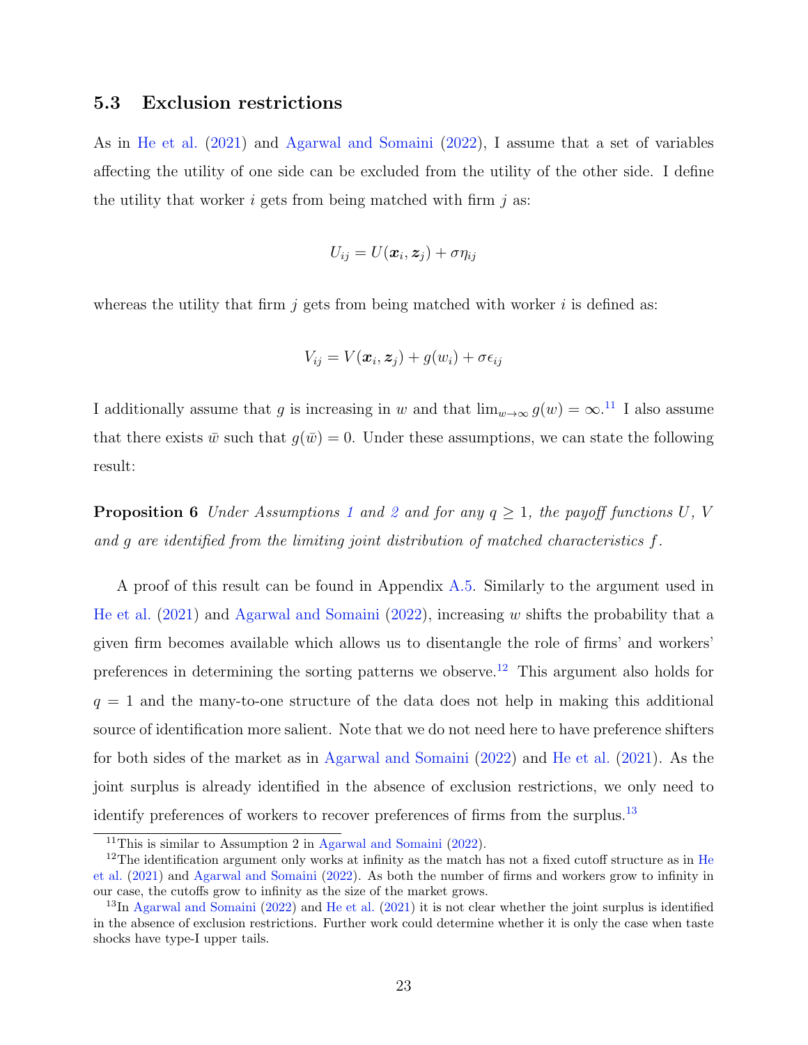### 5.3 Exclusion restrictions

As in He et al. (2021) and Agarwal and Somaini (2022), I assume that a set of variables affecting the utility of one side can be excluded from the utility of the other side. I define the utility that worker $i$ gets from being matched with firm $j$ as:

$$U_{ij} = U(\boldsymbol{x}_i, \boldsymbol{z}_j) + \sigma \eta_{ij}$$

whereas the utility that firm $j$ gets from being matched with worker $i$ is defined as:

$$V_{ij} = V(\boldsymbol{x}_i, \boldsymbol{z}_j) + g(w_i) + \sigma \epsilon_{ij}$$

I additionally assume that $g$ is increasing in $w$ and that $\lim_{w \to \infty} g(w) = \infty$.[11] I also assume that there exists $\bar{w}$ such that $g(\bar{w}) = 0$. Under these assumptions, we can state the following result:

**Proposition 6** *Under Assumptions 1 and 2 and for any $q \geq 1$, the payoff functions $U$, $V$ and $g$ are identified from the limiting joint distribution of matched characteristics $f$.*

A proof of this result can be found in Appendix A.5. Similarly to the argument used in He et al. (2021) and Agarwal and Somaini (2022), increasing $w$ shifts the probability that a given firm becomes available which allows us to disentangle the role of firms' and workers' preferences in determining the sorting patterns we observe.[12] This argument also holds for $q = 1$ and the many-to-one structure of the data does not help in making this additional source of identification more salient. Note that we do not need here to have preference shifters for both sides of the market as in Agarwal and Somaini (2022) and He et al. (2021). As the joint surplus is already identified in the absence of exclusion restrictions, we only need to identify preferences of workers to recover preferences of firms from the surplus.[13]

[11] This is similar to Assumption 2 in Agarwal and Somaini (2022).

[12] The identification argument only works at infinity as the match has not a fixed cutoff structure as in He et al. (2021) and Agarwal and Somaini (2022). As both the number of firms and workers grow to infinity in our case, the cutoffs grow to infinity as the size of the market grows.

[13] In Agarwal and Somaini (2022) and He et al. (2021) it is not clear whether the joint surplus is identified in the absence of exclusion restrictions. Further work could determine whether it is only the case when taste shocks have type-I upper tails.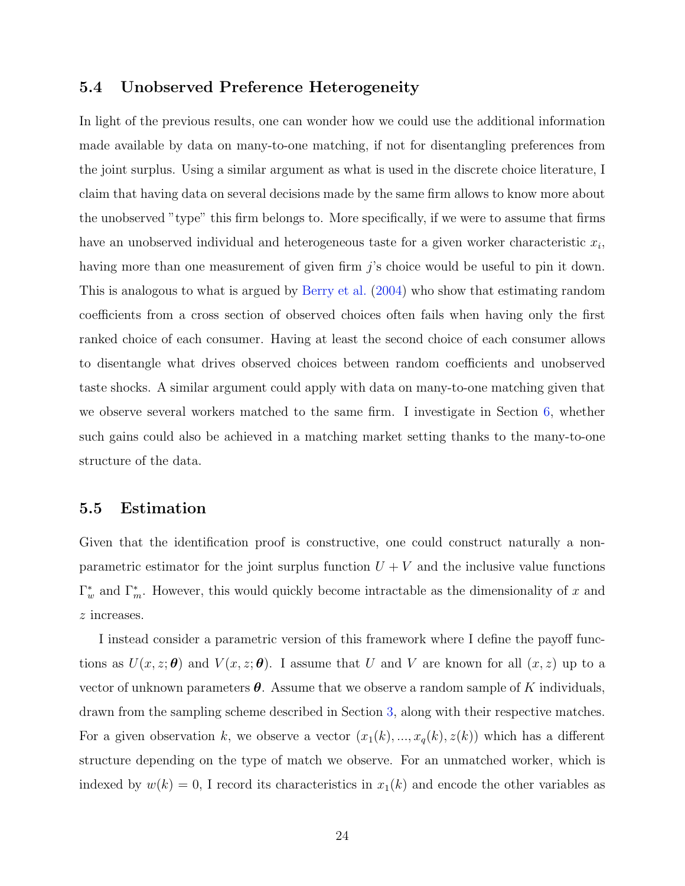### 5.4 Unobserved Preference Heterogeneity

In light of the previous results, one can wonder how we could use the additional information made available by data on many-to-one matching, if not for disentangling preferences from the joint surplus. Using a similar argument as what is used in the discrete choice literature, I claim that having data on several decisions made by the same firm allows to know more about the unobserved "type" this firm belongs to. More specifically, if we were to assume that firms have an unobserved individual and heterogeneous taste for a given worker characteristic $x_i$, having more than one measurement of given firm $j$'s choice would be useful to pin it down. This is analogous to what is argued by Berry et al. (2004) who show that estimating random coefficients from a cross section of observed choices often fails when having only the first ranked choice of each consumer. Having at least the second choice of each consumer allows to disentangle what drives observed choices between random coefficients and unobserved taste shocks. A similar argument could apply with data on many-to-one matching given that we observe several workers matched to the same firm. I investigate in Section 6, whether such gains could also be achieved in a matching market setting thanks to the many-to-one structure of the data.

### 5.5 Estimation

Given that the identification proof is constructive, one could construct naturally a non-parametric estimator for the joint surplus function $U + V$ and the inclusive value functions $\Gamma^*_w$ and $\Gamma^*_m$. However, this would quickly become intractable as the dimensionality of $x$ and $z$ increases.

I instead consider a parametric version of this framework where I define the payoff functions as $U(x, z; \boldsymbol{\theta})$ and $V(x, z; \boldsymbol{\theta})$. I assume that $U$ and $V$ are known for all $(x, z)$ up to a vector of unknown parameters $\boldsymbol{\theta}$. Assume that we observe a random sample of $K$ individuals, drawn from the sampling scheme described in Section 3, along with their respective matches. For a given observation $k$, we observe a vector $(x_1(k), ..., x_q(k), z(k))$ which has a different structure depending on the type of match we observe. For an unmatched worker, which is indexed by $w(k) = 0$, I record its characteristics in $x_1(k)$ and encode the other variables as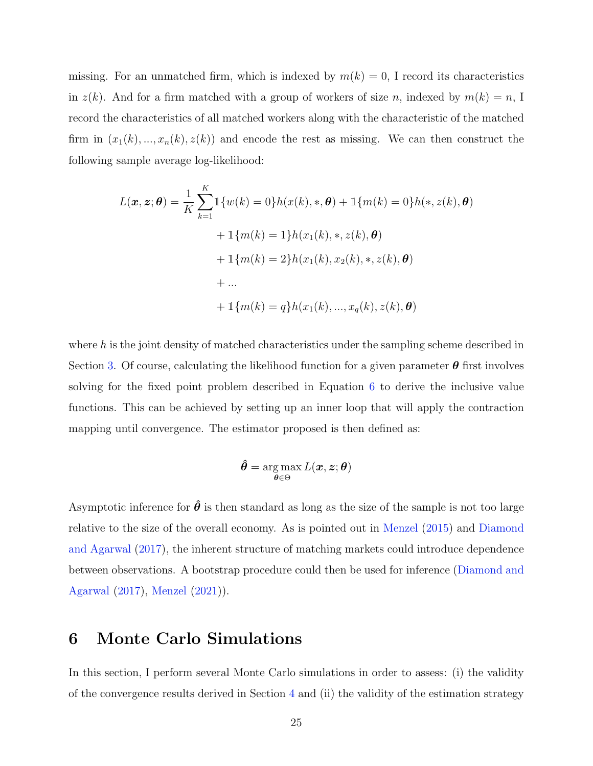missing. For an unmatched firm, which is indexed by $m(k) = 0$, I record its characteristics in $z(k)$. And for a firm matched with a group of workers of size $n$, indexed by $m(k) = n$, I record the characteristics of all matched workers along with the characteristic of the matched firm in $(x_1(k), ..., x_n(k), z(k))$ and encode the rest as missing. We can then construct the following sample average log-likelihood:

$$
\begin{aligned}
L(\boldsymbol{x}, \boldsymbol{z}; \boldsymbol{\theta}) = \frac{1}{K} \sum_{k=1}^{K} & \mathbb{1}\{w(k) = 0\} h(x(k), *, \boldsymbol{\theta}) + \mathbb{1}\{m(k) = 0\} h(*, z(k), \boldsymbol{\theta}) \\
& + \mathbb{1}\{m(k) = 1\} h(x_1(k), *, z(k), \boldsymbol{\theta}) \\
& + \mathbb{1}\{m(k) = 2\} h(x_1(k), x_2(k), *, z(k), \boldsymbol{\theta}) \\
& + ... \\
& + \mathbb{1}\{m(k) = q\} h(x_1(k), ..., x_q(k), z(k), \boldsymbol{\theta})
\end{aligned}
$$

where $h$ is the joint density of matched characteristics under the sampling scheme described in Section 3. Of course, calculating the likelihood function for a given parameter $\boldsymbol{\theta}$ first involves solving for the fixed point problem described in Equation 6 to derive the inclusive value functions. This can be achieved by setting up an inner loop that will apply the contraction mapping until convergence. The estimator proposed is then defined as:

$$
\hat{\boldsymbol{\theta}} = \arg\max_{\boldsymbol{\theta} \in \Theta} L(\boldsymbol{x}, \boldsymbol{z}; \boldsymbol{\theta})
$$

Asymptotic inference for $\hat{\boldsymbol{\theta}}$ is then standard as long as the size of the sample is not too large relative to the size of the overall economy. As is pointed out in Menzel (2015) and Diamond and Agarwal (2017), the inherent structure of matching markets could introduce dependence between observations. A bootstrap procedure could then be used for inference (Diamond and Agarwal (2017), Menzel (2021)).

# 6 Monte Carlo Simulations

In this section, I perform several Monte Carlo simulations in order to assess: (i) the validity of the convergence results derived in Section 4 and (ii) the validity of the estimation strategy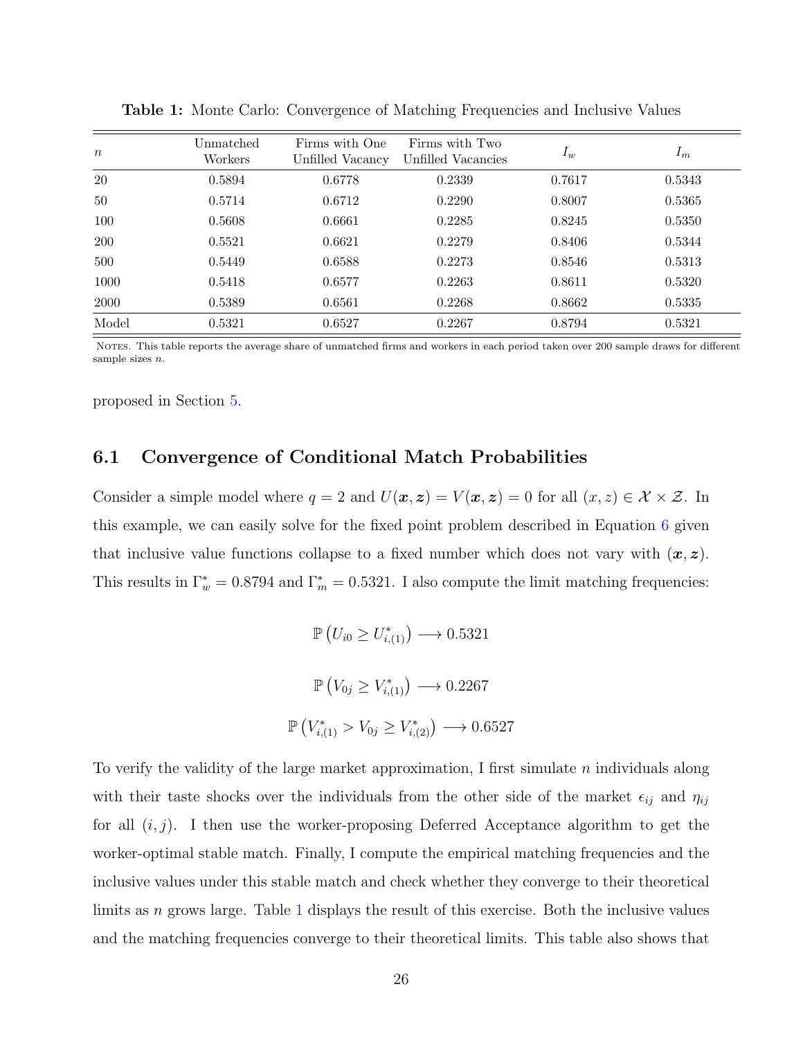**Table 1:** Monte Carlo: Convergence of Matching Frequencies and Inclusive Values

| $n$ | Unmatched Workers | Firms with One Unfilled Vacancy | Firms with Two Unfilled Vacancies | $I_w$ | $I_m$ |
|---|---|---|---|---|---|
| 20 | 0.5894 | 0.6778 | 0.2339 | 0.7617 | 0.5343 |
| 50 | 0.5714 | 0.6712 | 0.2290 | 0.8007 | 0.5365 |
| 100 | 0.5608 | 0.6661 | 0.2285 | 0.8245 | 0.5350 |
| 200 | 0.5521 | 0.6621 | 0.2279 | 0.8406 | 0.5344 |
| 500 | 0.5449 | 0.6588 | 0.2273 | 0.8546 | 0.5313 |
| 1000 | 0.5418 | 0.6577 | 0.2263 | 0.8611 | 0.5320 |
| 2000 | 0.5389 | 0.6561 | 0.2268 | 0.8662 | 0.5335 |
| Model | 0.5321 | 0.6527 | 0.2267 | 0.8794 | 0.5321 |

NOTES. This table reports the average share of unmatched firms and workers in each period taken over 200 sample draws for different sample sizes $n$.

proposed in Section 5.

## 6.1 Convergence of Conditional Match Probabilities

Consider a simple model where $q = 2$ and $U(\boldsymbol{x}, \boldsymbol{z}) = V(\boldsymbol{x}, \boldsymbol{z}) = 0$ for all $(x, z) \in \mathcal{X} \times \mathcal{Z}$. In this example, we can easily solve for the fixed point problem described in Equation 6 given that inclusive value functions collapse to a fixed number which does not vary with $(\boldsymbol{x}, \boldsymbol{z})$. This results in $\Gamma_w^* = 0.8794$ and $\Gamma_m^* = 0.5321$. I also compute the limit matching frequencies:

$$\mathbb{P}\left(U_{i0} \geq U_{i,(1)}^*\right) \longrightarrow 0.5321$$

$$\mathbb{P}\left(V_{0j} \geq V_{i,(1)}^*\right) \longrightarrow 0.2267$$

$$\mathbb{P}\left(V_{i,(1)}^* > V_{0j} \geq V_{i,(2)}^*\right) \longrightarrow 0.6527$$

To verify the validity of the large market approximation, I first simulate $n$ individuals along with their taste shocks over the individuals from the other side of the market $\epsilon_{ij}$ and $\eta_{ij}$ for all $(i, j)$. I then use the worker-proposing Deferred Acceptance algorithm to get the worker-optimal stable match. Finally, I compute the empirical matching frequencies and the inclusive values under this stable match and check whether they converge to their theoretical limits as $n$ grows large. Table 1 displays the result of this exercise. Both the inclusive values and the matching frequencies converge to their theoretical limits. This table also shows that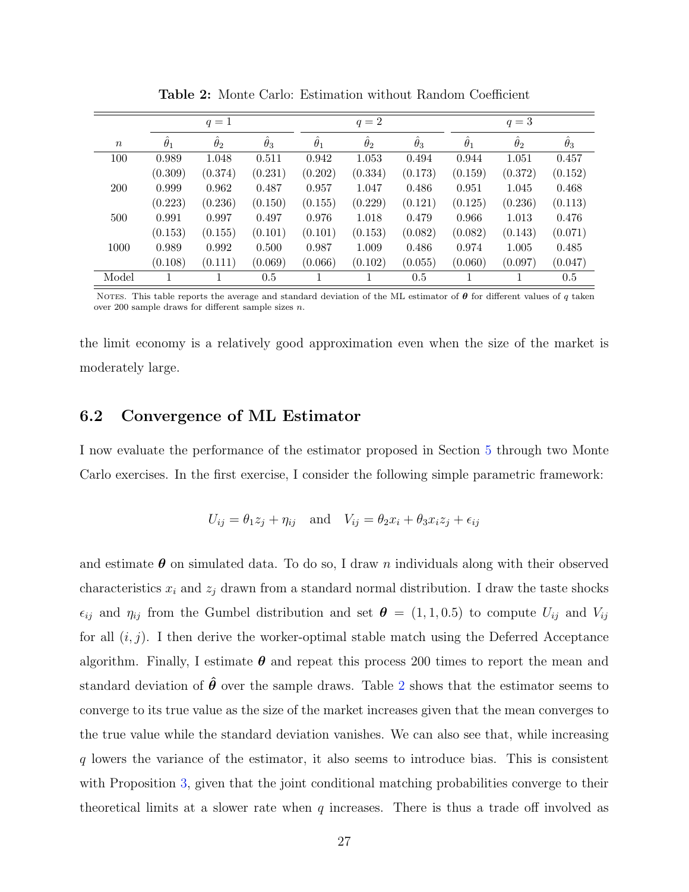**Table 2:** Monte Carlo: Estimation without Random Coefficient

| | $q=1$ | | | $q=2$ | | | $q=3$ | | |
|---|---|---|---|---|---|---|---|---|---|
| $n$ | $\hat{\theta}_1$ | $\hat{\theta}_2$ | $\hat{\theta}_3$ | $\hat{\theta}_1$ | $\hat{\theta}_2$ | $\hat{\theta}_3$ | $\hat{\theta}_1$ | $\hat{\theta}_2$ | $\hat{\theta}_3$ |
| 100 | 0.989 | 1.048 | 0.511 | 0.942 | 1.053 | 0.494 | 0.944 | 1.051 | 0.457 |
| | (0.309) | (0.374) | (0.231) | (0.202) | (0.334) | (0.173) | (0.159) | (0.372) | (0.152) |
| 200 | 0.999 | 0.962 | 0.487 | 0.957 | 1.047 | 0.486 | 0.951 | 1.045 | 0.468 |
| | (0.223) | (0.236) | (0.150) | (0.155) | (0.229) | (0.121) | (0.125) | (0.236) | (0.113) |
| 500 | 0.991 | 0.997 | 0.497 | 0.976 | 1.018 | 0.479 | 0.966 | 1.013 | 0.476 |
| | (0.153) | (0.155) | (0.101) | (0.101) | (0.153) | (0.082) | (0.082) | (0.143) | (0.071) |
| 1000 | 0.989 | 0.992 | 0.500 | 0.987 | 1.009 | 0.486 | 0.974 | 1.005 | 0.485 |
| | (0.108) | (0.111) | (0.069) | (0.066) | (0.102) | (0.055) | (0.060) | (0.097) | (0.047) |
| Model | 1 | 1 | 0.5 | 1 | 1 | 0.5 | 1 | 1 | 0.5 |

NOTES. This table reports the average and standard deviation of the ML estimator of $\boldsymbol{\theta}$ for different values of $q$ taken over 200 sample draws for different sample sizes $n$.

the limit economy is a relatively good approximation even when the size of the market is moderately large.

## 6.2 Convergence of ML Estimator

I now evaluate the performance of the estimator proposed in Section 5 through two Monte Carlo exercises. In the first exercise, I consider the following simple parametric framework:

$$U_{ij} = \theta_1 z_j + \eta_{ij} \quad \text{and} \quad V_{ij} = \theta_2 x_i + \theta_3 x_i z_j + \epsilon_{ij}$$

and estimate $\boldsymbol{\theta}$ on simulated data. To do so, I draw $n$ individuals along with their observed characteristics $x_i$ and $z_j$ drawn from a standard normal distribution. I draw the taste shocks $\epsilon_{ij}$ and $\eta_{ij}$ from the Gumbel distribution and set $\boldsymbol{\theta} = (1, 1, 0.5)$ to compute $U_{ij}$ and $V_{ij}$ for all $(i, j)$. I then derive the worker-optimal stable match using the Deferred Acceptance algorithm. Finally, I estimate $\boldsymbol{\theta}$ and repeat this process 200 times to report the mean and standard deviation of $\hat{\boldsymbol{\theta}}$ over the sample draws. Table 2 shows that the estimator seems to converge to its true value as the size of the market increases given that the mean converges to the true value while the standard deviation vanishes. We can also see that, while increasing $q$ lowers the variance of the estimator, it also seems to introduce bias. This is consistent with Proposition 3, given that the joint conditional matching probabilities converge to their theoretical limits at a slower rate when $q$ increases. There is thus a trade off involved as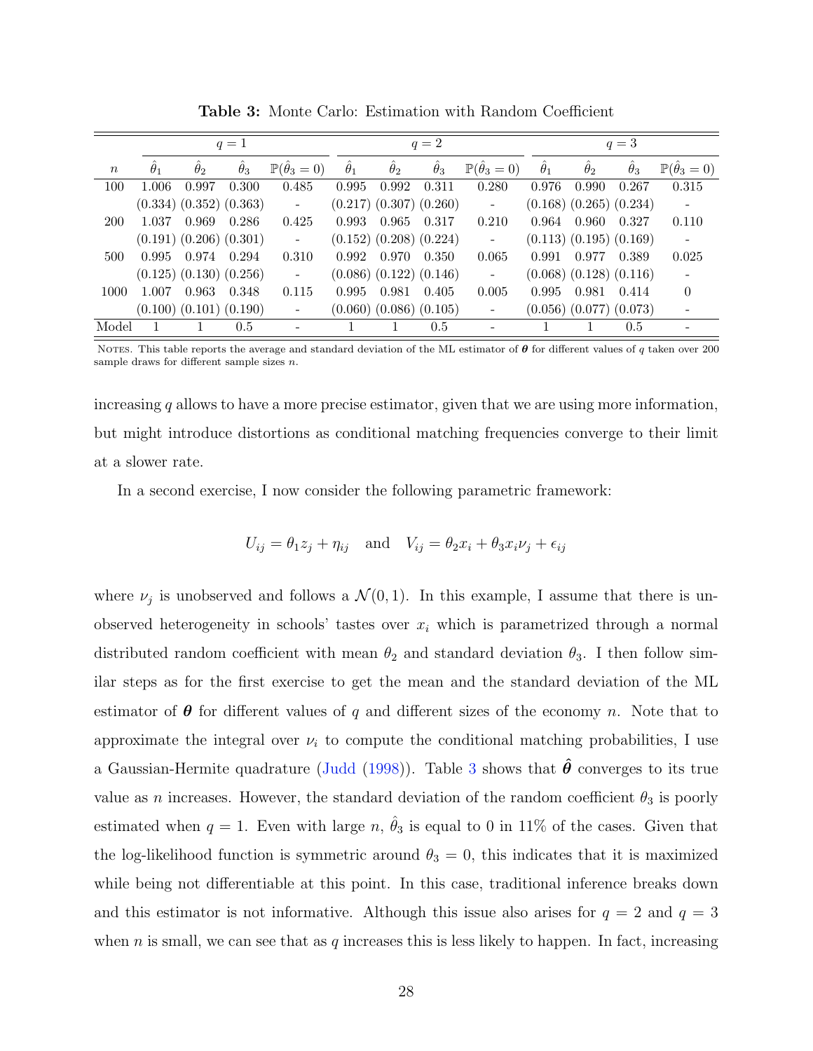**Table 3:** Monte Carlo: Estimation with Random Coefficient

| | $q=1$ | | | | $q=2$ | | | | $q=3$ | | | |
|---|---|---|---|---|---|---|---|---|---|---|---|---|
| $n$ | $\hat{\theta}_1$ | $\hat{\theta}_2$ | $\hat{\theta}_3$ | $\mathbb{P}(\hat{\theta}_3 = 0)$ | $\hat{\theta}_1$ | $\hat{\theta}_2$ | $\hat{\theta}_3$ | $\mathbb{P}(\hat{\theta}_3 = 0)$ | $\hat{\theta}_1$ | $\hat{\theta}_2$ | $\hat{\theta}_3$ | $\mathbb{P}(\hat{\theta}_3 = 0)$ |
| 100 | 1.006 | 0.997 | 0.300 | 0.485 | 0.995 | 0.992 | 0.311 | 0.280 | 0.976 | 0.990 | 0.267 | 0.315 |
| | (0.334) | (0.352) | (0.363) | - | (0.217) | (0.307) | (0.260) | - | (0.168) | (0.265) | (0.234) | - |
| 200 | 1.037 | 0.969 | 0.286 | 0.425 | 0.993 | 0.965 | 0.317 | 0.210 | 0.964 | 0.960 | 0.327 | 0.110 |
| | (0.191) | (0.206) | (0.301) | - | (0.152) | (0.208) | (0.224) | - | (0.113) | (0.195) | (0.169) | - |
| 500 | 0.995 | 0.974 | 0.294 | 0.310 | 0.992 | 0.970 | 0.350 | 0.065 | 0.991 | 0.977 | 0.389 | 0.025 |
| | (0.125) | (0.130) | (0.256) | - | (0.086) | (0.122) | (0.146) | - | (0.068) | (0.128) | (0.116) | - |
| 1000 | 1.007 | 0.963 | 0.348 | 0.115 | 0.995 | 0.981 | 0.405 | 0.005 | 0.995 | 0.981 | 0.414 | 0 |
| | (0.100) | (0.101) | (0.190) | - | (0.060) | (0.086) | (0.105) | - | (0.056) | (0.077) | (0.073) | - |
| Model | 1 | 1 | 0.5 | - | 1 | 1 | 0.5 | - | 1 | 1 | 0.5 | - |

NOTES. This table reports the average and standard deviation of the ML estimator of $\boldsymbol{\theta}$ for different values of $q$ taken over 200 sample draws for different sample sizes $n$.

increasing $q$ allows to have a more precise estimator, given that we are using more information, but might introduce distortions as conditional matching frequencies converge to their limit at a slower rate.

In a second exercise, I now consider the following parametric framework:

$$U_{ij} = \theta_1 z_j + \eta_{ij} \quad \text{and} \quad V_{ij} = \theta_2 x_i + \theta_3 x_i \nu_j + \epsilon_{ij}$$

where $\nu_j$ is unobserved and follows a $\mathcal{N}(0,1)$. In this example, I assume that there is unobserved heterogeneity in schools' tastes over $x_i$ which is parametrized through a normal distributed random coefficient with mean $\theta_2$ and standard deviation $\theta_3$. I then follow similar steps as for the first exercise to get the mean and the standard deviation of the ML estimator of $\boldsymbol{\theta}$ for different values of $q$ and different sizes of the economy $n$. Note that to approximate the integral over $\nu_i$ to compute the conditional matching probabilities, I use a Gaussian-Hermite quadrature (Judd (1998)). Table 3 shows that $\hat{\boldsymbol{\theta}}$ converges to its true value as $n$ increases. However, the standard deviation of the random coefficient $\theta_3$ is poorly estimated when $q = 1$. Even with large $n$, $\hat{\theta}_3$ is equal to 0 in 11% of the cases. Given that the log-likelihood function is symmetric around $\theta_3 = 0$, this indicates that it is maximized while being not differentiable at this point. In this case, traditional inference breaks down and this estimator is not informative. Although this issue also arises for $q = 2$ and $q = 3$ when $n$ is small, we can see that as $q$ increases this is less likely to happen. In fact, increasing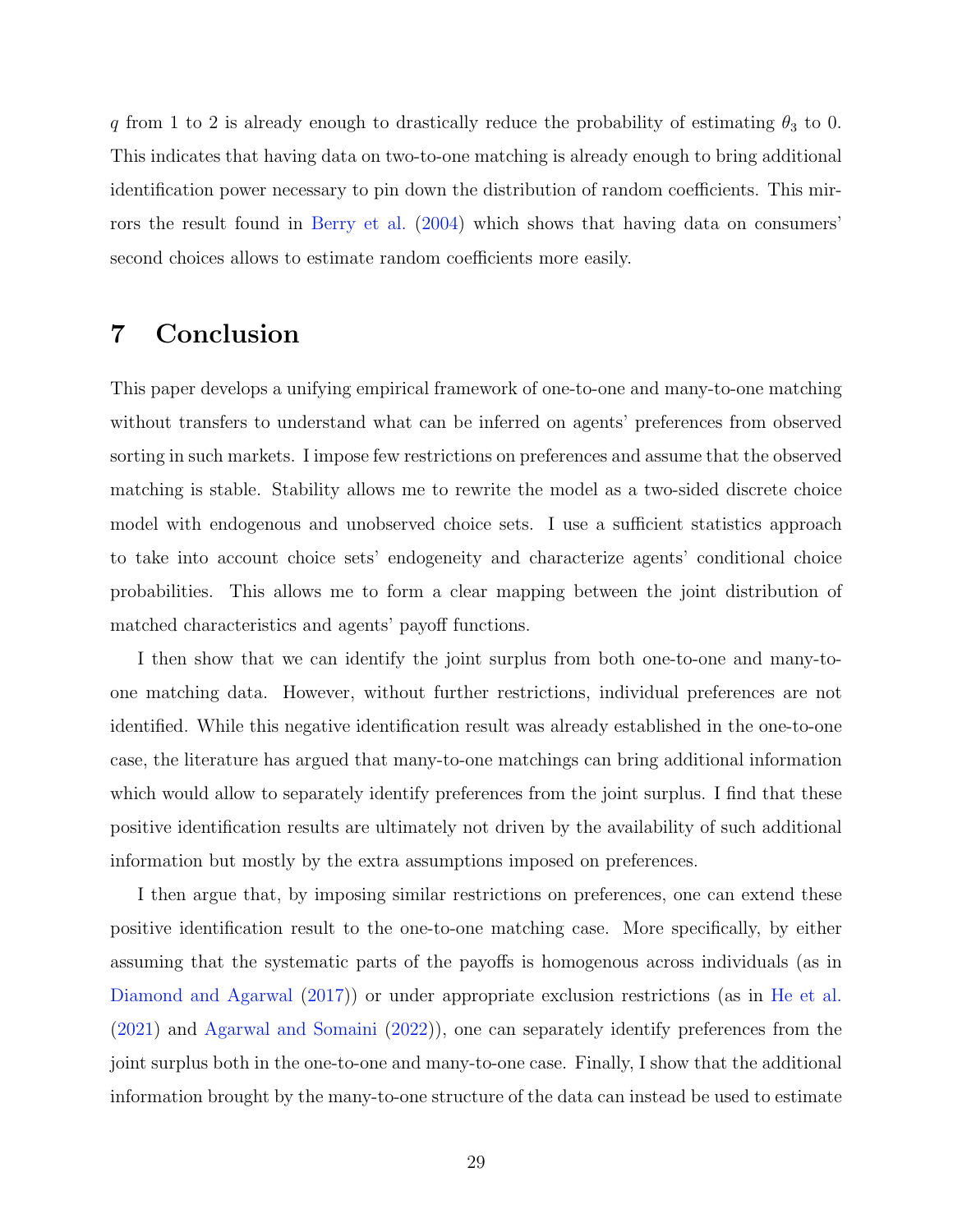$q$ from 1 to 2 is already enough to drastically reduce the probability of estimating $\theta_3$ to 0. This indicates that having data on two-to-one matching is already enough to bring additional identification power necessary to pin down the distribution of random coefficients. This mirrors the result found in Berry et al. (2004) which shows that having data on consumers' second choices allows to estimate random coefficients more easily.

# 7 Conclusion

This paper develops a unifying empirical framework of one-to-one and many-to-one matching without transfers to understand what can be inferred on agents' preferences from observed sorting in such markets. I impose few restrictions on preferences and assume that the observed matching is stable. Stability allows me to rewrite the model as a two-sided discrete choice model with endogenous and unobserved choice sets. I use a sufficient statistics approach to take into account choice sets' endogeneity and characterize agents' conditional choice probabilities. This allows me to form a clear mapping between the joint distribution of matched characteristics and agents' payoff functions.

I then show that we can identify the joint surplus from both one-to-one and many-to-one matching data. However, without further restrictions, individual preferences are not identified. While this negative identification result was already established in the one-to-one case, the literature has argued that many-to-one matchings can bring additional information which would allow to separately identify preferences from the joint surplus. I find that these positive identification results are ultimately not driven by the availability of such additional information but mostly by the extra assumptions imposed on preferences.

I then argue that, by imposing similar restrictions on preferences, one can extend these positive identification result to the one-to-one matching case. More specifically, by either assuming that the systematic parts of the payoffs is homogenous across individuals (as in Diamond and Agarwal (2017)) or under appropriate exclusion restrictions (as in He et al. (2021) and Agarwal and Somaini (2022)), one can separately identify preferences from the joint surplus both in the one-to-one and many-to-one case. Finally, I show that the additional information brought by the many-to-one structure of the data can instead be used to estimate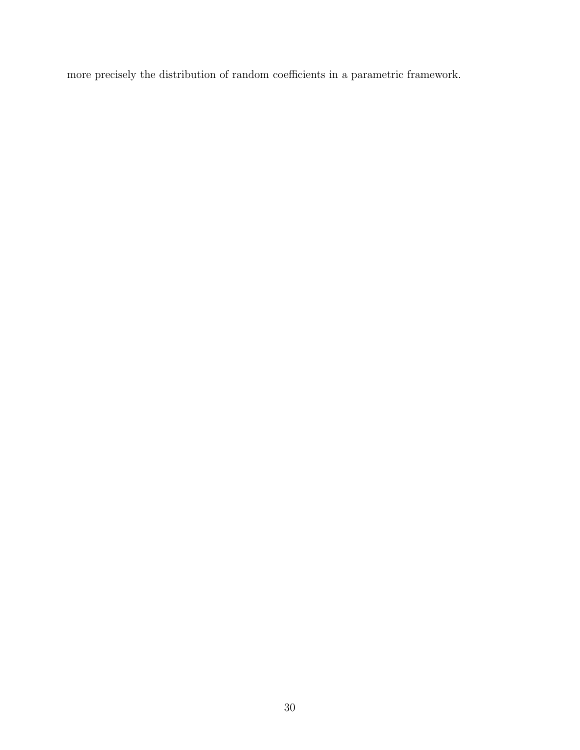more precisely the distribution of random coefficients in a parametric framework.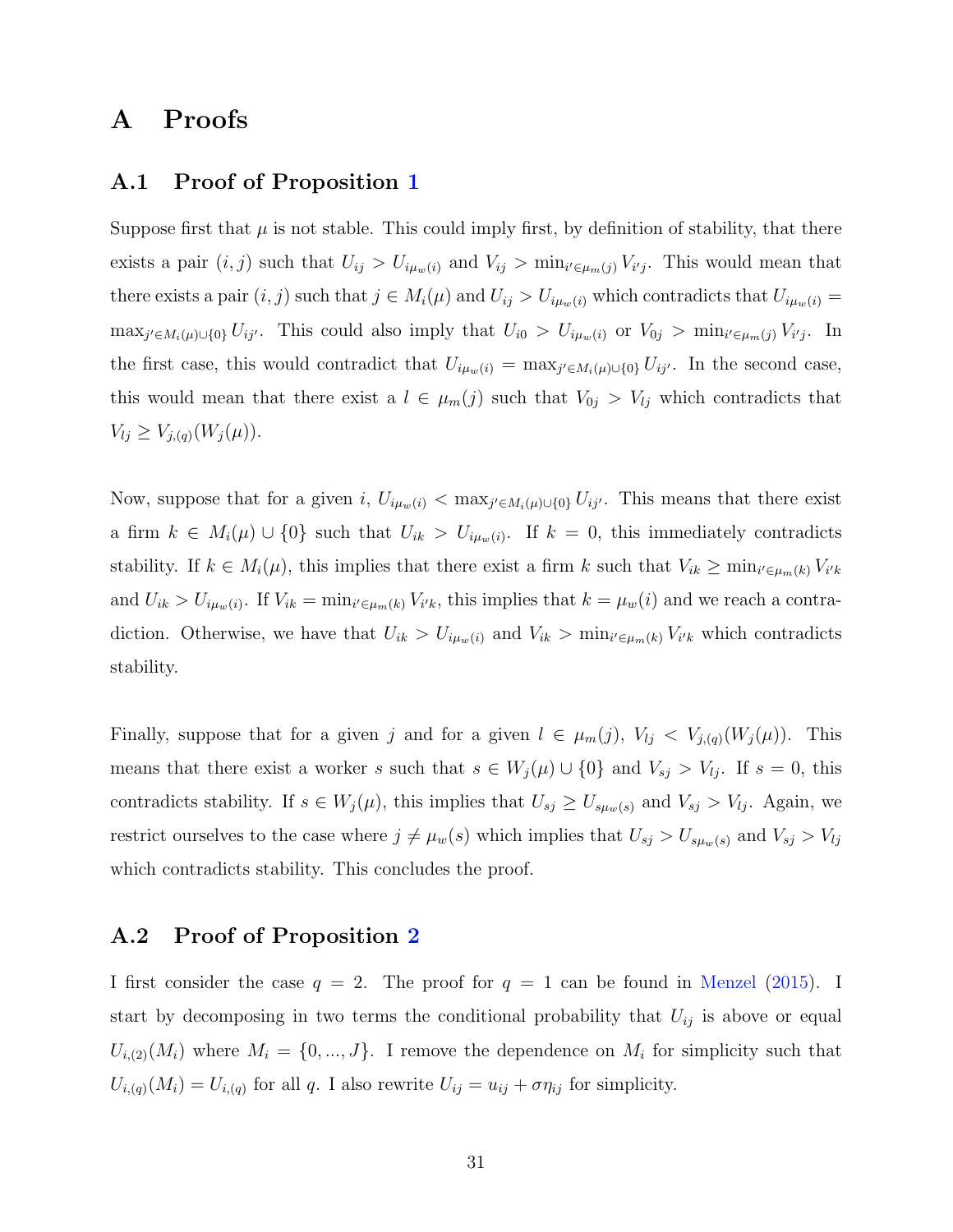# A Proofs

## A.1 Proof of Proposition 1

Suppose first that $\mu$ is not stable. This could imply first, by definition of stability, that there exists a pair $(i, j)$ such that $U_{ij} > U_{i\mu_w(i)}$ and $V_{ij} > \min_{i' \in \mu_m(j)} V_{i'j}$. This would mean that there exists a pair $(i, j)$ such that $j \in M_i(\mu)$ and $U_{ij} > U_{i\mu_w(i)}$ which contradicts that $U_{i\mu_w(i)} = \max_{j' \in M_i(\mu) \cup \{0\}} U_{ij'}$. This could also imply that $U_{i0} > U_{i\mu_w(i)}$ or $V_{0j} > \min_{i' \in \mu_m(j)} V_{i'j}$. In the first case, this would contradict that $U_{i\mu_w(i)} = \max_{j' \in M_i(\mu) \cup \{0\}} U_{ij'}$. In the second case, this would mean that there exist a $l \in \mu_m(j)$ such that $V_{0j} > V_{lj}$ which contradicts that $V_{lj} \geq V_{j,(q)}(W_j(\mu))$.

Now, suppose that for a given $i$, $U_{i\mu_w(i)} < \max_{j' \in M_i(\mu) \cup \{0\}} U_{ij'}$. This means that there exist a firm $k \in M_i(\mu) \cup \{0\}$ such that $U_{ik} > U_{i\mu_w(i)}$. If $k = 0$, this immediately contradicts stability. If $k \in M_i(\mu)$, this implies that there exist a firm $k$ such that $V_{ik} \geq \min_{i' \in \mu_m(k)} V_{i'k}$ and $U_{ik} > U_{i\mu_w(i)}$. If $V_{ik} = \min_{i' \in \mu_m(k)} V_{i'k}$, this implies that $k = \mu_w(i)$ and we reach a contradiction. Otherwise, we have that $U_{ik} > U_{i\mu_w(i)}$ and $V_{ik} > \min_{i' \in \mu_m(k)} V_{i'k}$ which contradicts stability.

Finally, suppose that for a given $j$ and for a given $l \in \mu_m(j)$, $V_{lj} < V_{j,(q)}(W_j(\mu))$. This means that there exist a worker $s$ such that $s \in W_j(\mu) \cup \{0\}$ and $V_{sj} > V_{lj}$. If $s = 0$, this contradicts stability. If $s \in W_j(\mu)$, this implies that $U_{sj} \geq U_{s\mu_w(s)}$ and $V_{sj} > V_{lj}$. Again, we restrict ourselves to the case where $j \neq \mu_w(s)$ which implies that $U_{sj} > U_{s\mu_w(s)}$ and $V_{sj} > V_{lj}$ which contradicts stability. This concludes the proof.

## A.2 Proof of Proposition 2

I first consider the case $q = 2$. The proof for $q = 1$ can be found in Menzel (2015). I start by decomposing in two terms the conditional probability that $U_{ij}$ is above or equal $U_{i,(2)}(M_i)$ where $M_i = \{0, ..., J\}$. I remove the dependence on $M_i$ for simplicity such that $U_{i,(q)}(M_i) = U_{i,(q)}$ for all $q$. I also rewrite $U_{ij} = u_{ij} + \sigma\eta_{ij}$ for simplicity.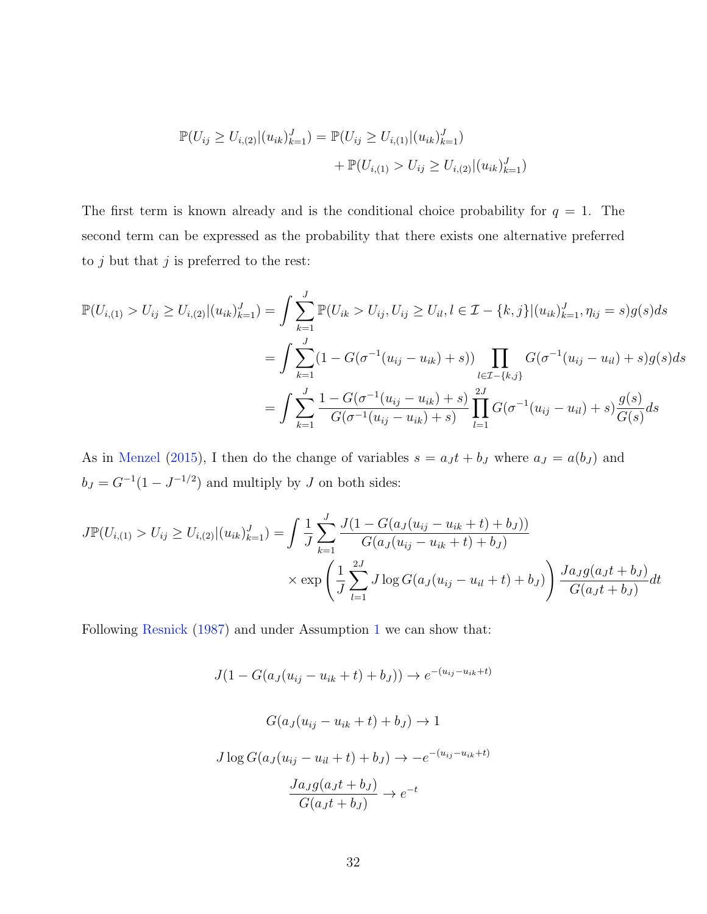$$
\begin{aligned}
\mathbb{P}(U_{ij} \geq U_{i,(2)} | (u_{ik})_{k=1}^J) = \mathbb{P}(U_{ij} \geq U_{i,(1)} | (u_{ik})_{k=1}^J) \\
+ \mathbb{P}(U_{i,(1)} > U_{ij} \geq U_{i,(2)} | (u_{ik})_{k=1}^J)
\end{aligned}
$$

The first term is known already and is the conditional choice probability for $q = 1$. The second term can be expressed as the probability that there exists one alternative preferred to $j$ but that $j$ is preferred to the rest:

$$
\begin{aligned}
\mathbb{P}(U_{i,(1)} > U_{ij} \geq U_{i,(2)} | (u_{ik})_{k=1}^J) &= \int \sum_{k=1}^J \mathbb{P}(U_{ik} > U_{ij}, U_{ij} \geq U_{il}, l \in \mathcal{I} - \{k, j\} | (u_{ik})_{k=1}^J, \eta_{ij} = s) g(s) ds \\
&= \int \sum_{k=1}^J (1 - G(\sigma^{-1}(u_{ij} - u_{ik}) + s)) \prod_{l \in \mathcal{I} - \{k,j\}} G(\sigma^{-1}(u_{ij} - u_{il}) + s) g(s) ds \\
&= \int \sum_{k=1}^J \frac{1 - G(\sigma^{-1}(u_{ij} - u_{ik}) + s)}{G(\sigma^{-1}(u_{ij} - u_{ik}) + s)} \prod_{l=1}^{2J} G(\sigma^{-1}(u_{ij} - u_{il}) + s) \frac{g(s)}{G(s)} ds
\end{aligned}
$$

As in Menzel (2015), I then do the change of variables $s = a_J t + b_J$ where $a_J = a(b_J)$ and $b_J = G^{-1}(1 - J^{-1/2})$ and multiply by $J$ on both sides:

$$
\begin{aligned}
J\mathbb{P}(U_{i,(1)} > U_{ij} \geq U_{i,(2)} | (u_{ik})_{k=1}^J) = \int \frac{1}{J} \sum_{k=1}^J \frac{J(1 - G(a_J(u_{ij} - u_{ik} + t) + b_J))}{G(a_J(u_{ij} - u_{ik} + t) + b_J)} \\
\times \exp\left( \frac{1}{J} \sum_{l=1}^{2J} J \log G(a_J(u_{ij} - u_{il} + t) + b_J) \right) \frac{J a_J g(a_J t + b_J)}{G(a_J t + b_J)} dt
\end{aligned}
$$

Following Resnick (1987) and under Assumption 1 we can show that:

$$
J(1 - G(a_J(u_{ij} - u_{ik} + t) + b_J)) \to e^{-(u_{ij} - u_{ik} + t)}
$$

$$
G(a_J(u_{ij} - u_{ik} + t) + b_J) \to 1
$$

$$
J \log G(a_J(u_{ij} - u_{il} + t) + b_J) \to -e^{-(u_{ij} - u_{ik} + t)}
$$

$$
\frac{J a_J g(a_J t + b_J)}{G(a_J t + b_J)} \to e^{-t}
$$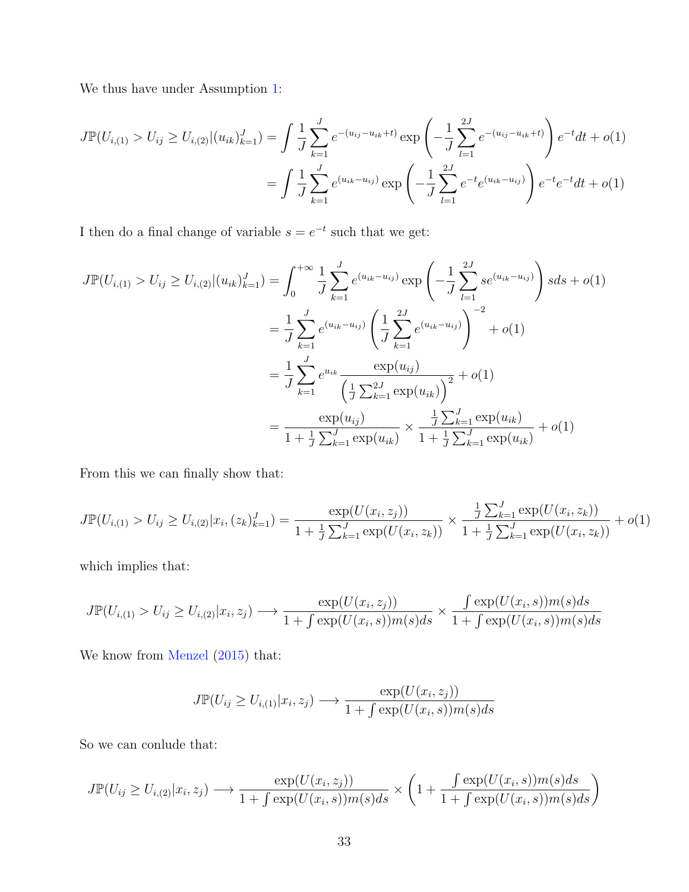We thus have under Assumption 1:

$$
\begin{aligned}
J\mathbb{P}(U_{i,(1)} > U_{ij} \geq U_{i,(2)} | (u_{ik})_{k=1}^J) &= \int \frac{1}{J} \sum_{k=1}^{J} e^{-(u_{ij}-u_{ik}+t)} \exp\left( -\frac{1}{J} \sum_{l=1}^{2J} e^{-(u_{ij}-u_{ik}+t)} \right) e^{-t} dt + o(1) \\
&= \int \frac{1}{J} \sum_{k=1}^{J} e^{(u_{ik}-u_{ij})} \exp\left( -\frac{1}{J} \sum_{l=1}^{2J} e^{-t} e^{(u_{ik}-u_{ij})} \right) e^{-t} e^{-t} dt + o(1)
\end{aligned}
$$

I then do a final change of variable $s = e^{-t}$ such that we get:

$$
\begin{aligned}
J\mathbb{P}(U_{i,(1)} > U_{ij} \geq U_{i,(2)} | (u_{ik})_{k=1}^J) &= \int_0^{+\infty} \frac{1}{J} \sum_{k=1}^{J} e^{(u_{ik}-u_{ij})} \exp\left( -\frac{1}{J} \sum_{l=1}^{2J} s e^{(u_{ik}-u_{ij})} \right) s ds + o(1) \\
&= \frac{1}{J} \sum_{k=1}^{J} e^{(u_{ik}-u_{ij})} \left( \frac{1}{J} \sum_{k=1}^{2J} e^{(u_{ik}-u_{ij})} \right)^{-2} + o(1) \\
&= \frac{1}{J} \sum_{k=1}^{J} e^{u_{ik}} \frac{\exp(u_{ij})}{\left( \frac{1}{J} \sum_{k=1}^{2J} \exp(u_{ik}) \right)^2} + o(1) \\
&= \frac{\exp(u_{ij})}{1 + \frac{1}{J} \sum_{k=1}^{J} \exp(u_{ik})} \times \frac{\frac{1}{J} \sum_{k=1}^{J} \exp(u_{ik})}{1 + \frac{1}{J} \sum_{k=1}^{J} \exp(u_{ik})} + o(1)
\end{aligned}
$$

From this we can finally show that:

$$
J\mathbb{P}(U_{i,(1)} > U_{ij} \geq U_{i,(2)} | x_i, (z_k)_{k=1}^J) = \frac{\exp(U(x_i, z_j))}{1 + \frac{1}{J} \sum_{k=1}^{J} \exp(U(x_i, z_k))} \times \frac{\frac{1}{J} \sum_{k=1}^{J} \exp(U(x_i, z_k))}{1 + \frac{1}{J} \sum_{k=1}^{J} \exp(U(x_i, z_k))} + o(1)
$$

which implies that:

$$
J\mathbb{P}(U_{i,(1)} > U_{ij} \geq U_{i,(2)} | x_i, z_j) \longrightarrow \frac{\exp(U(x_i, z_j))}{1 + \int \exp(U(x_i, s)) m(s) ds} \times \frac{\int \exp(U(x_i, s)) m(s) ds}{1 + \int \exp(U(x_i, s)) m(s) ds}
$$

We know from Menzel (2015) that:

$$
J\mathbb{P}(U_{ij} \geq U_{i,(1)} | x_i, z_j) \longrightarrow \frac{\exp(U(x_i, z_j))}{1 + \int \exp(U(x_i, s)) m(s) ds}
$$

So we can conlude that:

$$
J\mathbb{P}(U_{ij} \geq U_{i,(2)} | x_i, z_j) \longrightarrow \frac{\exp(U(x_i, z_j))}{1 + \int \exp(U(x_i, s)) m(s) ds} \times \left( 1 + \frac{\int \exp(U(x_i, s)) m(s) ds}{1 + \int \exp(U(x_i, s)) m(s) ds} \right)
$$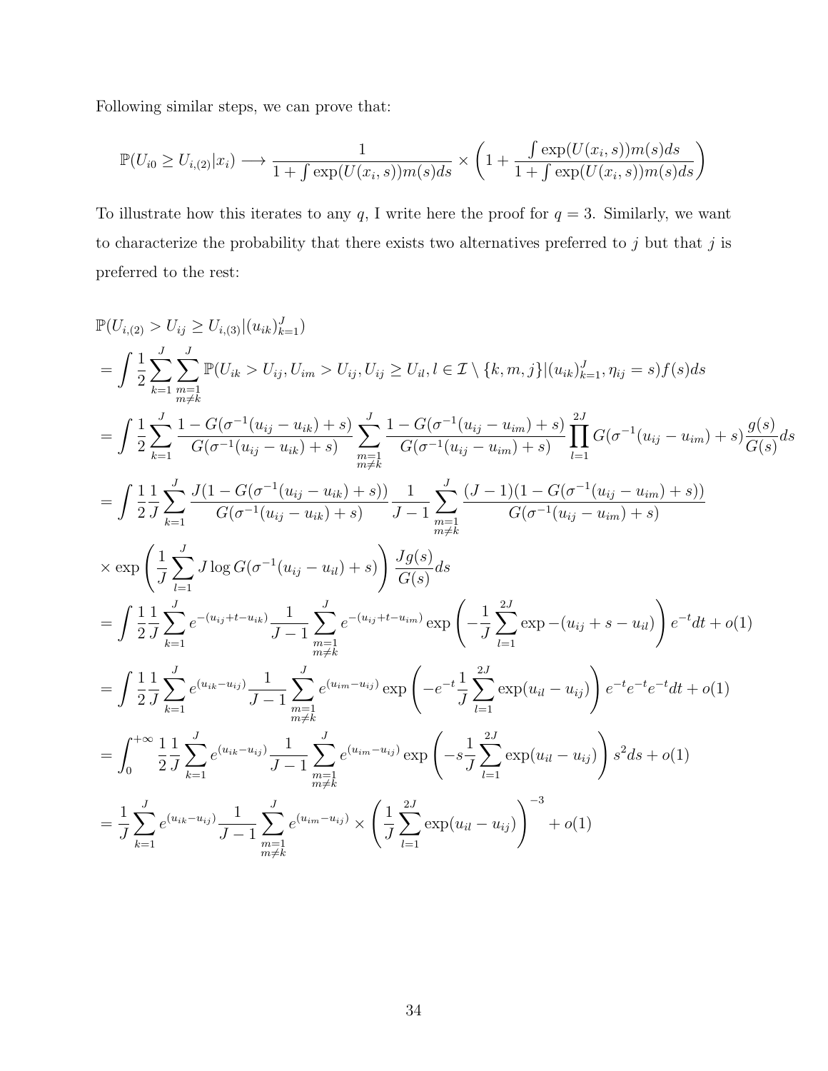Following similar steps, we can prove that:

$$\mathbb{P}(U_{i0} \geq U_{i,(2)}|x_i) \longrightarrow \frac{1}{1+\int \exp(U(x_i,s))m(s)ds} \times \left(1 + \frac{\int \exp(U(x_i,s))m(s)ds}{1+\int \exp(U(x_i,s))m(s)ds}\right)$$

To illustrate how this iterates to any $q$, I write here the proof for $q = 3$. Similarly, we want to characterize the probability that there exists two alternatives preferred to $j$ but that $j$ is preferred to the rest:

$$\begin{aligned}
&\mathbb{P}(U_{i,(2)} > U_{ij} \geq U_{i,(3)}|(u_{ik})_{k=1}^J) \\
&= \int \frac{1}{2}\sum_{k=1}^{J}\sum_{\substack{m=1 \\ m\neq k}}^{J} \mathbb{P}(U_{ik} > U_{ij}, U_{im} > U_{ij}, U_{ij} \geq U_{il}, l \in \mathcal{I}\setminus\{k,m,j\}|(u_{ik})_{k=1}^J, \eta_{ij} = s)f(s)ds \\
&= \int \frac{1}{2}\sum_{k=1}^{J} \frac{1-G(\sigma^{-1}(u_{ij}-u_{ik})+s)}{G(\sigma^{-1}(u_{ij}-u_{ik})+s)} \sum_{\substack{m=1 \\ m\neq k}}^{J} \frac{1-G(\sigma^{-1}(u_{ij}-u_{im})+s)}{G(\sigma^{-1}(u_{ij}-u_{im})+s)} \prod_{l=1}^{2J} G(\sigma^{-1}(u_{ij}-u_{im})+s)\frac{g(s)}{G(s)}ds \\
&= \int \frac{1}{2}\frac{1}{J}\sum_{k=1}^{J} \frac{J(1-G(\sigma^{-1}(u_{ij}-u_{ik})+s))}{G(\sigma^{-1}(u_{ij}-u_{ik})+s)} \frac{1}{J-1}\sum_{\substack{m=1 \\ m\neq k}}^{J} \frac{(J-1)(1-G(\sigma^{-1}(u_{ij}-u_{im})+s))}{G(\sigma^{-1}(u_{ij}-u_{im})+s)} \\
&\times \exp\left(\frac{1}{J}\sum_{l=1}^{J} J\log G(\sigma^{-1}(u_{ij}-u_{il})+s)\right)\frac{Jg(s)}{G(s)}ds \\
&= \int \frac{1}{2}\frac{1}{J}\sum_{k=1}^{J} e^{-(u_{ij}+t-u_{ik})}\frac{1}{J-1}\sum_{\substack{m=1 \\ m\neq k}}^{J} e^{-(u_{ij}+t-u_{im})}\exp\left(-\frac{1}{J}\sum_{l=1}^{2J}\exp -(u_{ij}+s-u_{il})\right)e^{-t}dt + o(1) \\
&= \int \frac{1}{2}\frac{1}{J}\sum_{k=1}^{J} e^{(u_{ik}-u_{ij})}\frac{1}{J-1}\sum_{\substack{m=1 \\ m\neq k}}^{J} e^{(u_{im}-u_{ij})}\exp\left(-e^{-t}\frac{1}{J}\sum_{l=1}^{2J}\exp(u_{il}-u_{ij})\right)e^{-t}e^{-t}e^{-t}dt + o(1) \\
&= \int_0^{+\infty} \frac{1}{2}\frac{1}{J}\sum_{k=1}^{J} e^{(u_{ik}-u_{ij})}\frac{1}{J-1}\sum_{\substack{m=1 \\ m\neq k}}^{J} e^{(u_{im}-u_{ij})}\exp\left(-s\frac{1}{J}\sum_{l=1}^{2J}\exp(u_{il}-u_{ij})\right)s^2ds + o(1) \\
&= \frac{1}{J}\sum_{k=1}^{J} e^{(u_{ik}-u_{ij})}\frac{1}{J-1}\sum_{\substack{m=1 \\ m\neq k}}^{J} e^{(u_{im}-u_{ij})} \times \left(\frac{1}{J}\sum_{l=1}^{2J}\exp(u_{il}-u_{ij})\right)^{-3} + o(1)
\end{aligned}$$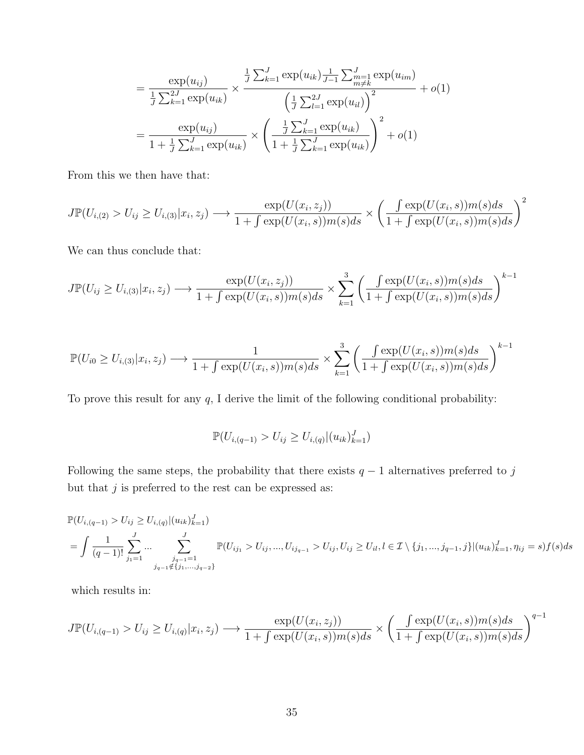$$= \frac{\exp(u_{ij})}{\frac{1}{J}\sum_{k=1}^{2J}\exp(u_{ik})} \times \frac{\frac{1}{J}\sum_{k=1}^{J}\exp(u_{ik})\frac{1}{J-1}\sum_{\substack{m=1 \\ m\neq k}}^{J}\exp(u_{im})}{\left(\frac{1}{J}\sum_{l=1}^{2J}\exp(u_{il})\right)^2} + o(1)$$

$$= \frac{\exp(u_{ij})}{1+\frac{1}{J}\sum_{k=1}^{J}\exp(u_{ik})} \times \left(\frac{\frac{1}{J}\sum_{k=1}^{J}\exp(u_{ik})}{1+\frac{1}{J}\sum_{k=1}^{J}\exp(u_{ik})}\right)^2 + o(1)$$

From this we then have that:

$$J\mathbb{P}(U_{i,(2)} > U_{ij} \geq U_{i,(3)}|x_i, z_j) \longrightarrow \frac{\exp(U(x_i, z_j))}{1+\int \exp(U(x_i, s))m(s)ds} \times \left(\frac{\int \exp(U(x_i, s))m(s)ds}{1+\int \exp(U(x_i, s))m(s)ds}\right)^2$$

We can thus conclude that:

$$J\mathbb{P}(U_{ij} \geq U_{i,(3)}|x_i, z_j) \longrightarrow \frac{\exp(U(x_i, z_j))}{1+\int \exp(U(x_i, s))m(s)ds} \times \sum_{k=1}^{3}\left(\frac{\int \exp(U(x_i, s))m(s)ds}{1+\int \exp(U(x_i, s))m(s)ds}\right)^{k-1}$$

$$\mathbb{P}(U_{i0} \geq U_{i,(3)}|x_i, z_j) \longrightarrow \frac{1}{1+\int \exp(U(x_i, s))m(s)ds} \times \sum_{k=1}^{3}\left(\frac{\int \exp(U(x_i, s))m(s)ds}{1+\int \exp(U(x_i, s))m(s)ds}\right)^{k-1}$$

To prove this result for any $q$, I derive the limit of the following conditional probability:

$$\mathbb{P}(U_{i,(q-1)} > U_{ij} \geq U_{i,(q)}|(u_{ik})_{k=1}^{J})$$

Following the same steps, the probability that there exists $q-1$ alternatives preferred to $j$ but that $j$ is preferred to the rest can be expressed as:

$$\mathbb{P}(U_{i,(q-1)} > U_{ij} \geq U_{i,(q)}|(u_{ik})_{k=1}^{J})$$
$$= \int \frac{1}{(q-1)!}\sum_{j_1=1}^{J}\cdots\sum_{\substack{j_{q-1}=1 \\ j_{q-1}\notin\{j_1,...,j_{q-2}\}}}^{J}\mathbb{P}(U_{ij_1} > U_{ij}, ..., U_{ij_{q-1}} > U_{ij}, U_{ij} \geq U_{il}, l \in \mathcal{I}\setminus\{j_1, ..., j_{q-1}, j\}|(u_{ik})_{k=1}^{J}, \eta_{ij} = s)f(s)ds$$

which results in:

$$J\mathbb{P}(U_{i,(q-1)} > U_{ij} \geq U_{i,(q)}|x_i, z_j) \longrightarrow \frac{\exp(U(x_i, z_j))}{1+\int \exp(U(x_i, s))m(s)ds} \times \left(\frac{\int \exp(U(x_i, s))m(s)ds}{1+\int \exp(U(x_i, s))m(s)ds}\right)^{q-1}$$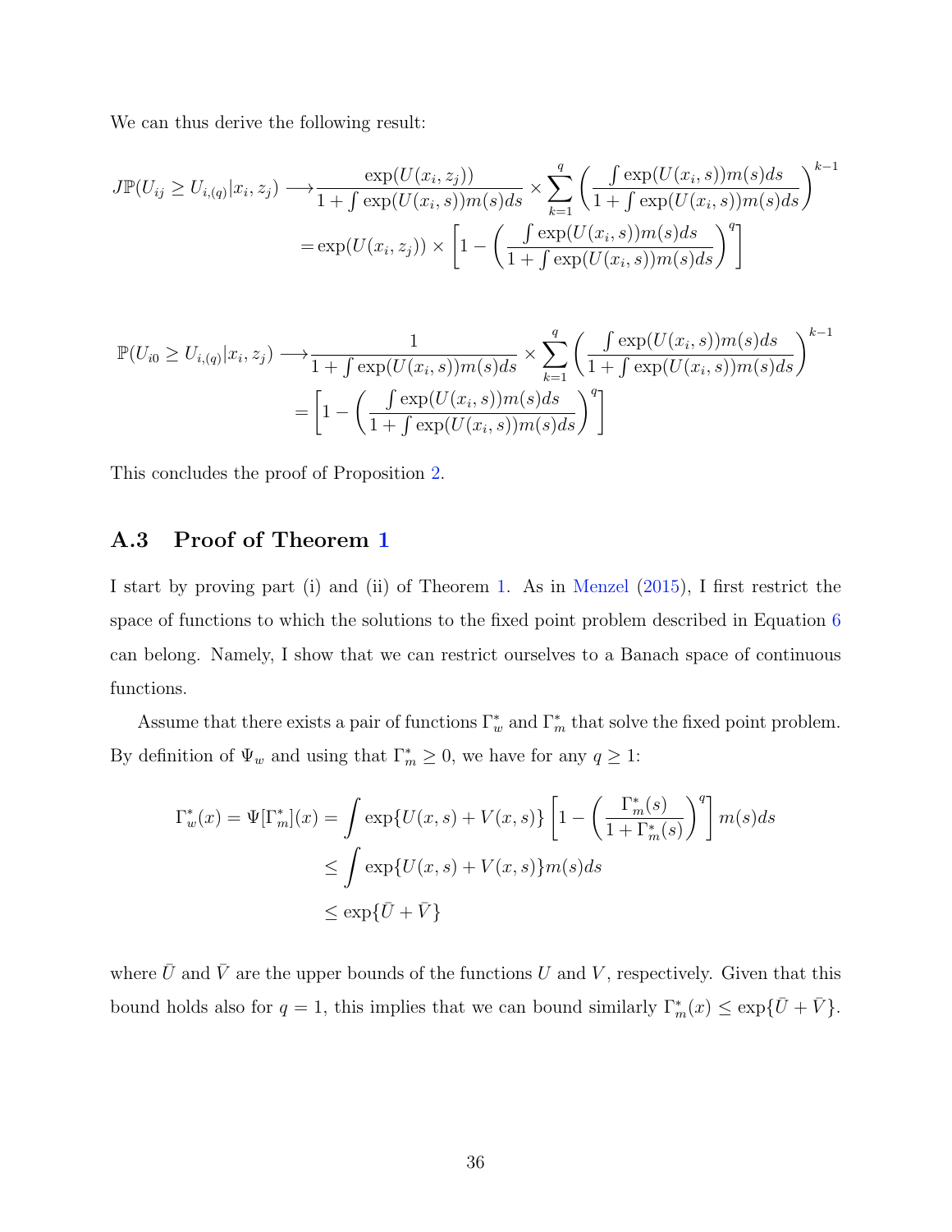We can thus derive the following result:

$$
\begin{aligned}
J\mathbb{P}(U_{ij} \geq U_{i,(q)}|x_i, z_j) \longrightarrow & \frac{\exp(U(x_i, z_j))}{1 + \int \exp(U(x_i, s))m(s)ds} \times \sum_{k=1}^{q} \left( \frac{\int \exp(U(x_i, s))m(s)ds}{1 + \int \exp(U(x_i, s))m(s)ds} \right)^{k-1} \\
= & \exp(U(x_i, z_j)) \times \left[ 1 - \left( \frac{\int \exp(U(x_i, s))m(s)ds}{1 + \int \exp(U(x_i, s))m(s)ds} \right)^{q} \right]
\end{aligned}
$$

$$
\begin{aligned}
\mathbb{P}(U_{i0} \geq U_{i,(q)}|x_i, z_j) \longrightarrow & \frac{1}{1 + \int \exp(U(x_i, s))m(s)ds} \times \sum_{k=1}^{q} \left( \frac{\int \exp(U(x_i, s))m(s)ds}{1 + \int \exp(U(x_i, s))m(s)ds} \right)^{k-1} \\
= & \left[ 1 - \left( \frac{\int \exp(U(x_i, s))m(s)ds}{1 + \int \exp(U(x_i, s))m(s)ds} \right)^{q} \right]
\end{aligned}
$$

This concludes the proof of Proposition 2.

## A.3 Proof of Theorem 1

I start by proving part (i) and (ii) of Theorem 1. As in Menzel (2015), I first restrict the space of functions to which the solutions to the fixed point problem described in Equation 6 can belong. Namely, I show that we can restrict ourselves to a Banach space of continuous functions.

Assume that there exists a pair of functions $\Gamma_w^*$ and $\Gamma_m^*$ that solve the fixed point problem. By definition of $\Psi_w$ and using that $\Gamma_m^* \geq 0$, we have for any $q \geq 1$:

$$
\begin{aligned}
\Gamma_w^*(x) = \Psi[\Gamma_m^*](x) = & \int \exp\{U(x, s) + V(x, s)\} \left[ 1 - \left( \frac{\Gamma_m^*(s)}{1 + \Gamma_m^*(s)} \right)^{q} \right] m(s)ds \\
\leq & \int \exp\{U(x, s) + V(x, s)\} m(s)ds \\
\leq & \exp\{\bar{U} + \bar{V}\}
\end{aligned}
$$

where $\bar{U}$ and $\bar{V}$ are the upper bounds of the functions $U$ and $V$, respectively. Given that this bound holds also for $q = 1$, this implies that we can bound similarly $\Gamma_m^*(x) \leq \exp\{\bar{U} + \bar{V}\}$.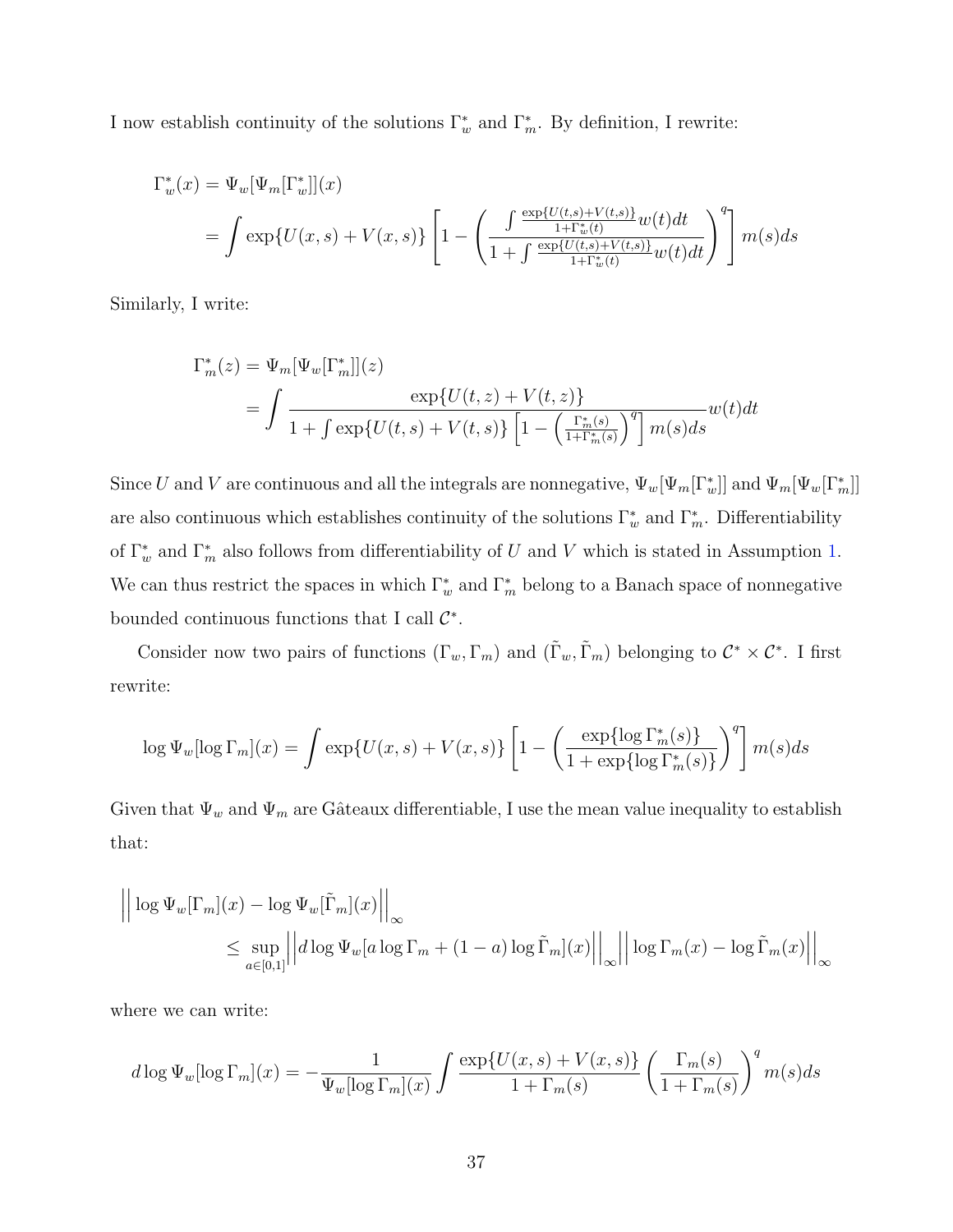I now establish continuity of the solutions $\Gamma_w^*$ and $\Gamma_m^*$. By definition, I rewrite:

$$
\begin{aligned}
\Gamma_w^*(x) &= \Psi_w[\Psi_m[\Gamma_w^*]](x) \\
&= \int \exp\{U(x,s)+V(x,s)\}\left[1-\left(\frac{\int \frac{\exp\{U(t,s)+V(t,s)\}}{1+\Gamma_w^*(t)}w(t)dt}{1+\int \frac{\exp\{U(t,s)+V(t,s)\}}{1+\Gamma_w^*(t)}w(t)dt}\right)^q\right]m(s)ds
\end{aligned}
$$

Similarly, I write:

$$
\begin{aligned}
\Gamma_m^*(z) &= \Psi_m[\Psi_w[\Gamma_m^*]](z) \\
&= \int \frac{\exp\{U(t,z)+V(t,z)\}}{1+\int \exp\{U(t,s)+V(t,s)\}\left[1-\left(\frac{\Gamma_m^*(s)}{1+\Gamma_m^*(s)}\right)^q\right]m(s)ds} w(t)dt
\end{aligned}
$$

Since $U$ and $V$ are continuous and all the integrals are nonnegative, $\Psi_w[\Psi_m[\Gamma_w^*]]$ and $\Psi_m[\Psi_w[\Gamma_m^*]]$ are also continuous which establishes continuity of the solutions $\Gamma_w^*$ and $\Gamma_m^*$. Differentiability of $\Gamma_w^*$ and $\Gamma_m^*$ also follows from differentiability of $U$ and $V$ which is stated in Assumption 1. We can thus restrict the spaces in which $\Gamma_w^*$ and $\Gamma_m^*$ belong to a Banach space of nonnegative bounded continuous functions that I call $\mathcal{C}^*$.

Consider now two pairs of functions $(\Gamma_w, \Gamma_m)$ and $(\tilde{\Gamma}_w, \tilde{\Gamma}_m)$ belonging to $\mathcal{C}^* \times \mathcal{C}^*$. I first rewrite:

$$
\log \Psi_w[\log \Gamma_m](x) = \int \exp\{U(x,s)+V(x,s)\}\left[1-\left(\frac{\exp\{\log \Gamma_m^*(s)\}}{1+\exp\{\log \Gamma_m^*(s)\}}\right)^q\right]m(s)ds
$$

Given that $\Psi_w$ and $\Psi_m$ are Gâteaux differentiable, I use the mean value inequality to establish that:

$$
\begin{aligned}
&\left|\left|\log \Psi_w[\Gamma_m](x) - \log \Psi_w[\tilde{\Gamma}_m](x)\right|\right|_\infty \\
&\qquad \leq \sup_{a\in[0,1]} \left|\left| d\log \Psi_w[a\log \Gamma_m + (1-a)\log \tilde{\Gamma}_m](x)\right|\right|_\infty \left|\left|\log \Gamma_m(x) - \log \tilde{\Gamma}_m(x)\right|\right|_\infty
\end{aligned}
$$

where we can write:

$$
d\log \Psi_w[\log \Gamma_m](x) = -\frac{1}{\Psi_w[\log \Gamma_m](x)} \int \frac{\exp\{U(x,s)+V(x,s)\}}{1+\Gamma_m(s)}\left(\frac{\Gamma_m(s)}{1+\Gamma_m(s)}\right)^q m(s)ds
$$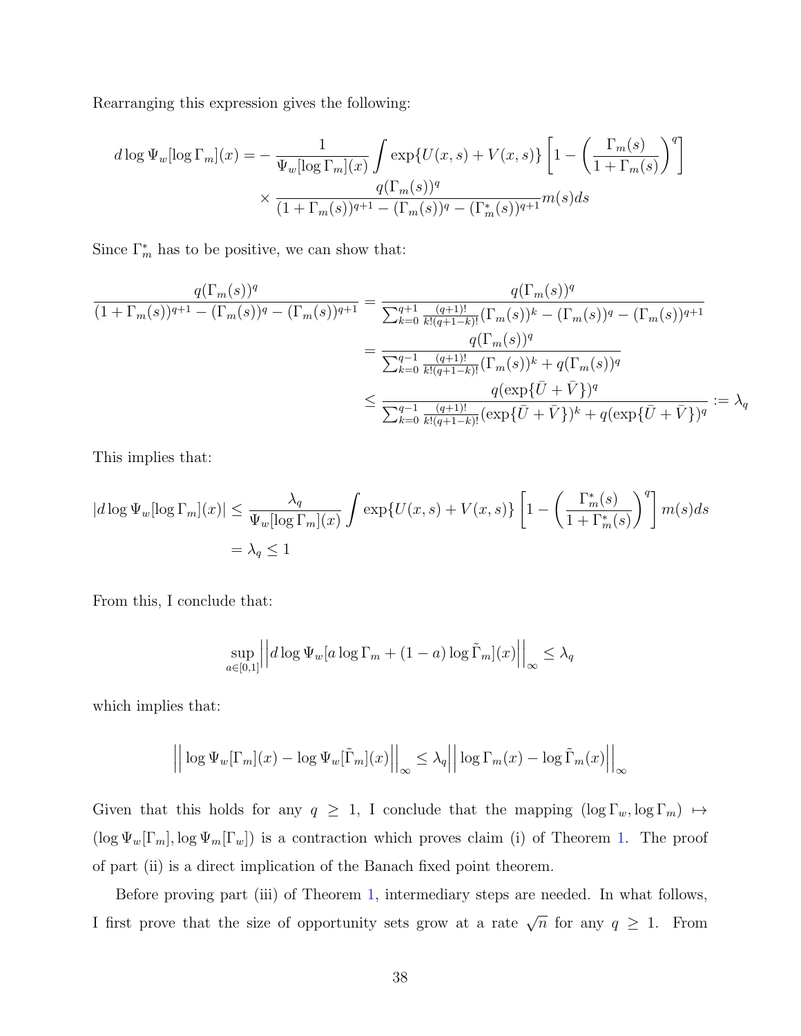Rearranging this expression gives the following:

$$
\begin{aligned}
d \log \Psi_w[\log \Gamma_m](x) = &- \frac{1}{\Psi_w[\log \Gamma_m](x)} \int \exp\{U(x,s) + V(x,s)\} \left[ 1 - \left( \frac{\Gamma_m(s)}{1+\Gamma_m(s)} \right)^q \right] \\
&\times \frac{q(\Gamma_m(s))^q}{(1+\Gamma_m(s))^{q+1} - (\Gamma_m(s))^q - (\Gamma_m^*(s))^{q+1}} m(s) ds
\end{aligned}
$$

Since $\Gamma_m^*$ has to be positive, we can show that:

$$
\begin{aligned}
\frac{q(\Gamma_m(s))^q}{(1+\Gamma_m(s))^{q+1} - (\Gamma_m(s))^q - (\Gamma_m(s))^{q+1}} &= \frac{q(\Gamma_m(s))^q}{\sum_{k=0}^{q+1} \frac{(q+1)!}{k!(q+1-k)!} (\Gamma_m(s))^k - (\Gamma_m(s))^q - (\Gamma_m(s))^{q+1}} \\
&= \frac{q(\Gamma_m(s))^q}{\sum_{k=0}^{q-1} \frac{(q+1)!}{k!(q+1-k)!} (\Gamma_m(s))^k + q(\Gamma_m(s))^q} \\
&\leq \frac{q(\exp\{\bar{U} + \bar{V}\})^q}{\sum_{k=0}^{q-1} \frac{(q+1)!}{k!(q+1-k)!} (\exp\{\bar{U} + \bar{V}\})^k + q(\exp\{\bar{U} + \bar{V}\})^q} := \lambda_q
\end{aligned}
$$

This implies that:

$$
\begin{aligned}
|d \log \Psi_w[\log \Gamma_m](x)| &\leq \frac{\lambda_q}{\Psi_w[\log \Gamma_m](x)} \int \exp\{U(x,s) + V(x,s)\} \left[ 1 - \left( \frac{\Gamma_m^*(s)}{1+\Gamma_m^*(s)} \right)^q \right] m(s) ds \\
&= \lambda_q \leq 1
\end{aligned}
$$

From this, I conclude that:

$$
\sup_{a \in [0,1]} \left|\left| d \log \Psi_w[a \log \Gamma_m + (1-a) \log \tilde{\Gamma}_m](x) \right|\right|_\infty \leq \lambda_q
$$

which implies that:

$$
\left|\left| \log \Psi_w[\Gamma_m](x) - \log \Psi_w[\tilde{\Gamma}_m](x) \right|\right|_\infty \leq \lambda_q \left|\left| \log \Gamma_m(x) - \log \tilde{\Gamma}_m(x) \right|\right|_\infty
$$

Given that this holds for any $q \geq 1$, I conclude that the mapping $(\log \Gamma_w, \log \Gamma_m) \mapsto (\log \Psi_w[\Gamma_m], \log \Psi_m[\Gamma_w])$ is a contraction which proves claim (i) of Theorem 1. The proof of part (ii) is a direct implication of the Banach fixed point theorem.

Before proving part (iii) of Theorem 1, intermediary steps are needed. In what follows, I first prove that the size of opportunity sets grow at a rate $\sqrt{n}$ for any $q \geq 1$. From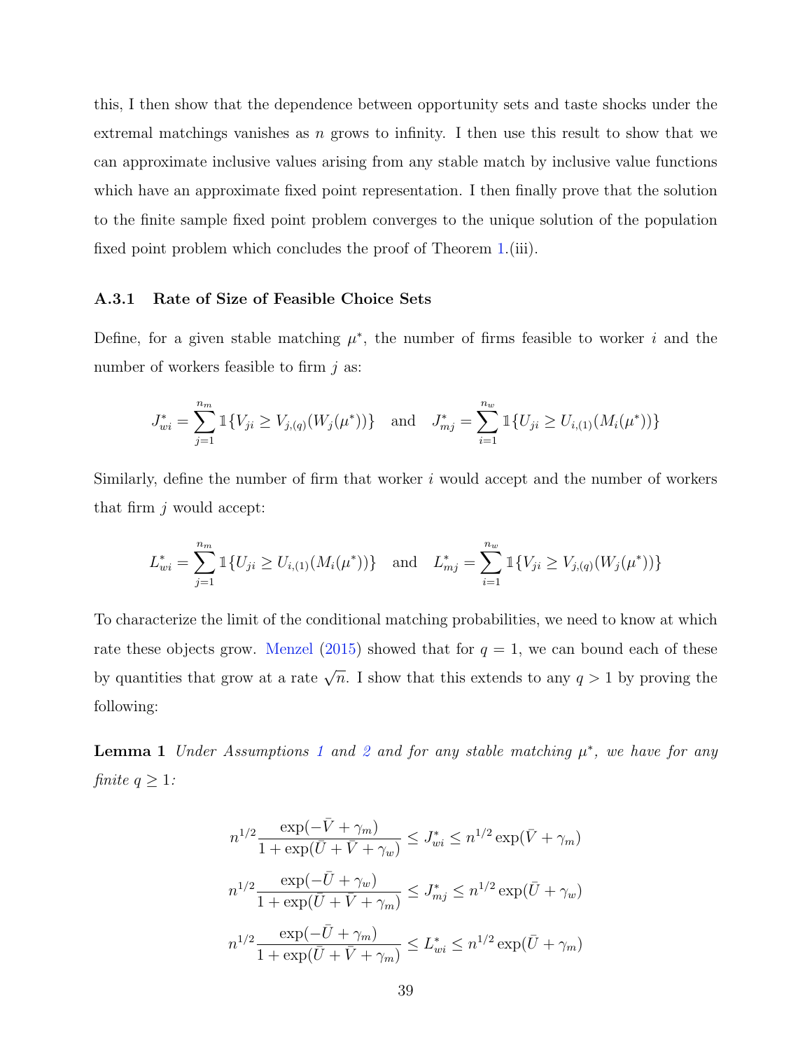this, I then show that the dependence between opportunity sets and taste shocks under the extremal matchings vanishes as $n$ grows to infinity. I then use this result to show that we can approximate inclusive values arising from any stable match by inclusive value functions which have an approximate fixed point representation. I then finally prove that the solution to the finite sample fixed point problem converges to the unique solution of the population fixed point problem which concludes the proof of Theorem 1.(iii).

### A.3.1 Rate of Size of Feasible Choice Sets

Define, for a given stable matching $\mu^*$, the number of firms feasible to worker $i$ and the number of workers feasible to firm $j$ as:

$$J^*_{wi} = \sum_{j=1}^{n_m} \mathbb{1}\{V_{ji} \geq V_{j,(q)}(W_j(\mu^*))\} \quad \text{and} \quad J^*_{mj} = \sum_{i=1}^{n_w} \mathbb{1}\{U_{ji} \geq U_{i,(1)}(M_i(\mu^*))\}$$

Similarly, define the number of firm that worker $i$ would accept and the number of workers that firm $j$ would accept:

$$L^*_{wi} = \sum_{j=1}^{n_m} \mathbb{1}\{U_{ji} \geq U_{i,(1)}(M_i(\mu^*))\} \quad \text{and} \quad L^*_{mj} = \sum_{i=1}^{n_w} \mathbb{1}\{V_{ji} \geq V_{j,(q)}(W_j(\mu^*))\}$$

To characterize the limit of the conditional matching probabilities, we need to know at which rate these objects grow. Menzel (2015) showed that for $q = 1$, we can bound each of these by quantities that grow at a rate $\sqrt{n}$. I show that this extends to any $q > 1$ by proving the following:

**Lemma 1** *Under Assumptions 1 and 2 and for any stable matching $\mu^*$, we have for any finite $q \geq 1$:*

$$n^{1/2} \frac{\exp(-\bar{V} + \gamma_m)}{1 + \exp(\bar{U} + \bar{V} + \gamma_w)} \leq J^*_{wi} \leq n^{1/2} \exp(\bar{V} + \gamma_m)$$

$$n^{1/2} \frac{\exp(-\bar{U} + \gamma_w)}{1 + \exp(\bar{U} + \bar{V} + \gamma_m)} \leq J^*_{mj} \leq n^{1/2} \exp(\bar{U} + \gamma_w)$$

$$n^{1/2} \frac{\exp(-\bar{U} + \gamma_m)}{1 + \exp(\bar{U} + \bar{V} + \gamma_m)} \leq L^*_{wi} \leq n^{1/2} \exp(\bar{U} + \gamma_m)$$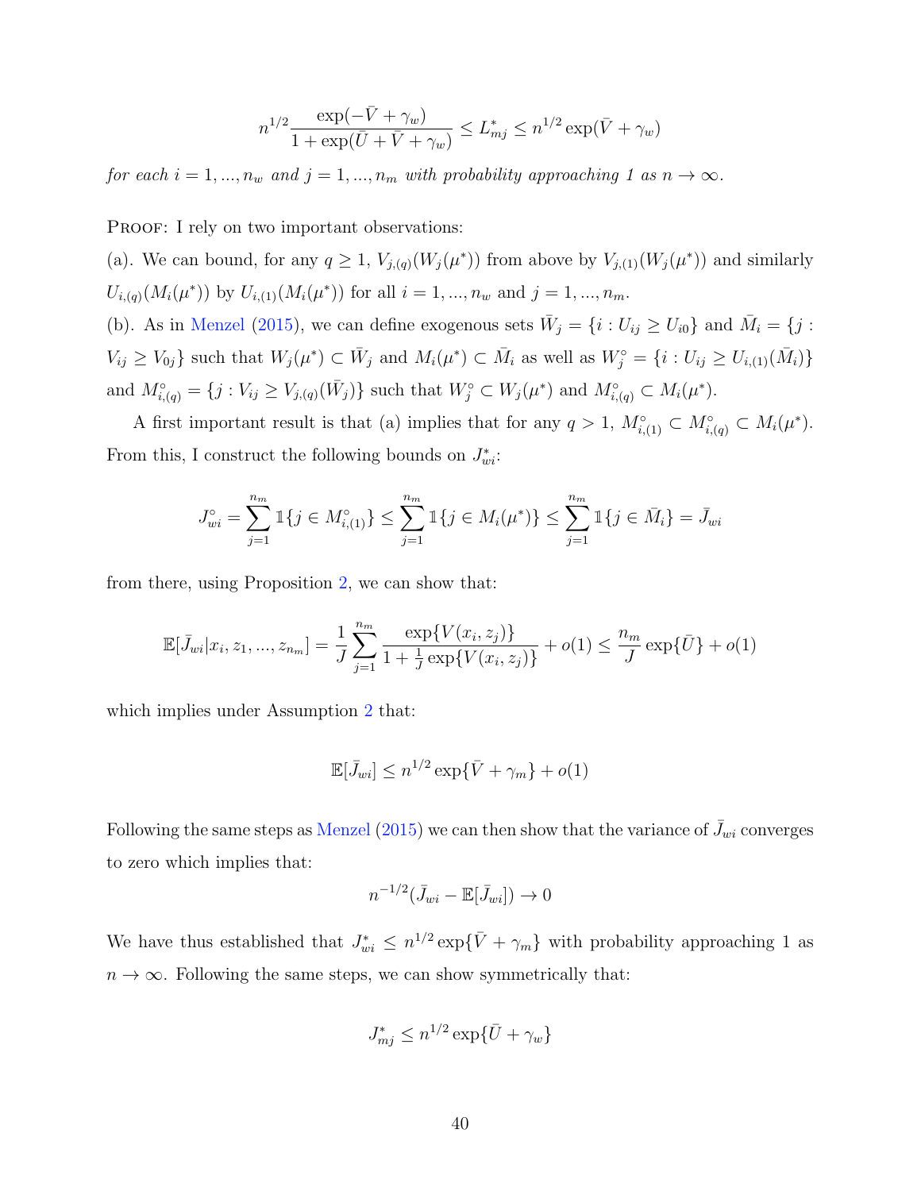$$n^{1/2}\frac{\exp(-\bar{V}+\gamma_w)}{1+\exp(\bar{U}+\bar{V}+\gamma_w)} \leq L^*_{mj} \leq n^{1/2}\exp(\bar{V}+\gamma_w)$$

*for each $i = 1, ..., n_w$ and $j = 1, ..., n_m$ with probability approaching 1 as $n \to \infty$.*

Proof: I rely on two important observations:

(a). We can bound, for any $q \geq 1$, $V_{j,(q)}(W_j(\mu^*))$ from above by $V_{j,(1)}(W_j(\mu^*))$ and similarly $U_{i,(q)}(M_i(\mu^*))$ by $U_{i,(1)}(M_i(\mu^*))$ for all $i = 1, ..., n_w$ and $j = 1, ..., n_m$.

(b). As in Menzel (2015), we can define exogenous sets $\bar{W}_j = \{i : U_{ij} \geq U_{i0}\}$ and $\bar{M}_i = \{j : V_{ij} \geq V_{0j}\}$ such that $W_j(\mu^*) \subset \bar{W}_j$ and $M_i(\mu^*) \subset \bar{M}_i$ as well as $W^\circ_j = \{i : U_{ij} \geq U_{i,(1)}(\bar{M}_i)\}$ and $M^\circ_{i,(q)} = \{j : V_{ij} \geq V_{j,(q)}(\bar{W}_j)\}$ such that $W^\circ_j \subset W_j(\mu^*)$ and $M^\circ_{i,(q)} \subset M_i(\mu^*)$.

A first important result is that (a) implies that for any $q > 1$, $M^\circ_{i,(1)} \subset M^\circ_{i,(q)} \subset M_i(\mu^*)$. From this, I construct the following bounds on $J^*_{wi}$:

$$J^\circ_{wi} = \sum_{j=1}^{n_m} \mathbb{1}\{j \in M^\circ_{i,(1)}\} \leq \sum_{j=1}^{n_m} \mathbb{1}\{j \in M_i(\mu^*)\} \leq \sum_{j=1}^{n_m} \mathbb{1}\{j \in \bar{M}_i\} = \bar{J}_{wi}$$

from there, using Proposition 2, we can show that:

$$\mathbb{E}[\bar{J}_{wi}|x_i, z_1, ..., z_{n_m}] = \frac{1}{J}\sum_{j=1}^{n_m}\frac{\exp\{V(x_i,z_j)\}}{1+\frac{1}{J}\exp\{V(x_i,z_j)\}} + o(1) \leq \frac{n_m}{J}\exp\{\bar{U}\} + o(1)$$

which implies under Assumption 2 that:

$$\mathbb{E}[\bar{J}_{wi}] \leq n^{1/2}\exp\{\bar{V}+\gamma_m\} + o(1)$$

Following the same steps as Menzel (2015) we can then show that the variance of $\bar{J}_{wi}$ converges to zero which implies that:

$$n^{-1/2}(\bar{J}_{wi} - \mathbb{E}[\bar{J}_{wi}]) \to 0$$

We have thus established that $J^*_{wi} \leq n^{1/2}\exp\{\bar{V}+\gamma_m\}$ with probability approaching 1 as $n \to \infty$. Following the same steps, we can show symmetrically that:

$$J^*_{mj} \leq n^{1/2}\exp\{\bar{U}+\gamma_w\}$$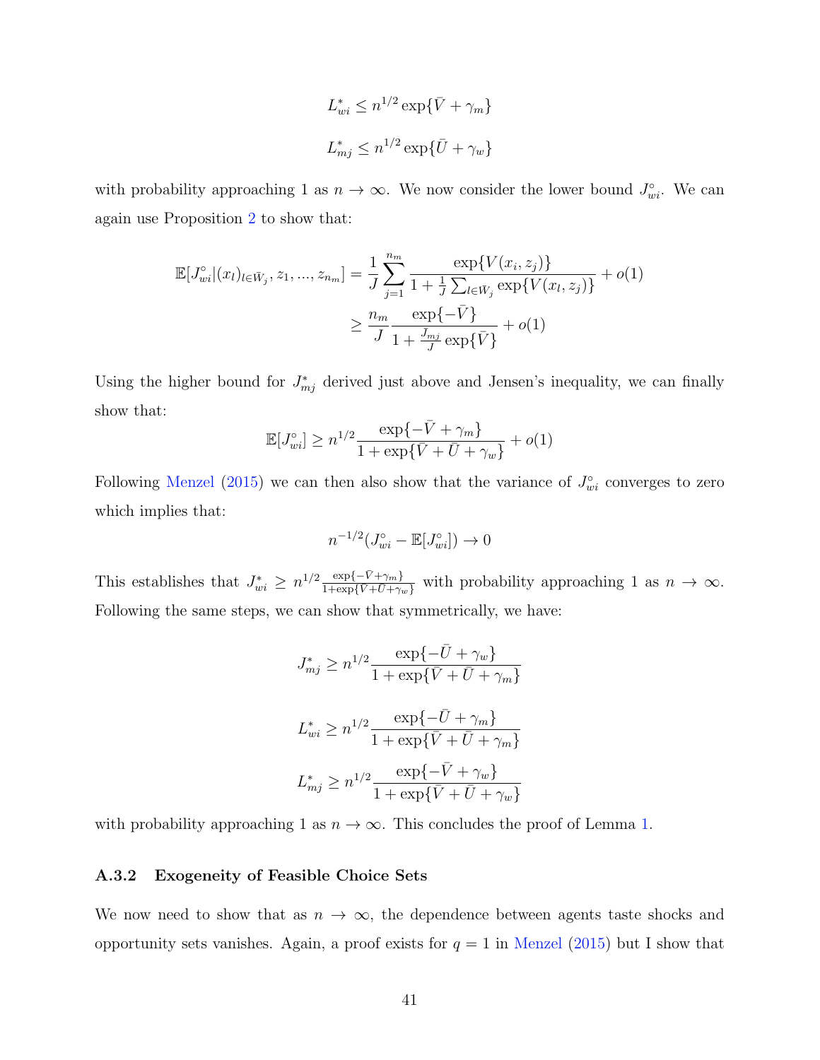$$L^*_{wi} \leq n^{1/2} \exp\{\bar{V} + \gamma_m\}$$

$$L^*_{mj} \leq n^{1/2} \exp\{\bar{U} + \gamma_w\}$$

with probability approaching 1 as $n \to \infty$. We now consider the lower bound $J^\circ_{wi}$. We can again use Proposition 2 to show that:

$$\begin{aligned}
\mathbb{E}[J^\circ_{wi} | (x_l)_{l \in \bar{W}_j}, z_1, ..., z_{n_m}] &= \frac{1}{J} \sum_{j=1}^{n_m} \frac{\exp\{V(x_i, z_j)\}}{1 + \frac{1}{J} \sum_{l \in \bar{W}_j} \exp\{V(x_l, z_j)\}} + o(1) \\
&\geq \frac{n_m}{J} \frac{\exp\{-\bar{V}\}}{1 + \frac{J_{mj}}{J} \exp\{\bar{V}\}} + o(1)
\end{aligned}$$

Using the higher bound for $J^*_{mj}$ derived just above and Jensen's inequality, we can finally show that:

$$\mathbb{E}[J^\circ_{wi}] \geq n^{1/2} \frac{\exp\{-\bar{V} + \gamma_m\}}{1 + \exp\{\bar{V} + \bar{U} + \gamma_w\}} + o(1)$$

Following Menzel (2015) we can then also show that the variance of $J^\circ_{wi}$ converges to zero which implies that:

$$n^{-1/2}(J^\circ_{wi} - \mathbb{E}[J^\circ_{wi}]) \to 0$$

This establishes that $J^*_{wi} \geq n^{1/2} \frac{\exp\{-\bar{V} + \gamma_m\}}{1 + \exp\{\bar{V} + \bar{U} + \gamma_w\}}$ with probability approaching 1 as $n \to \infty$. Following the same steps, we can show that symmetrically, we have:

$$J^*_{mj} \geq n^{1/2} \frac{\exp\{-\bar{U} + \gamma_w\}}{1 + \exp\{\bar{V} + \bar{U} + \gamma_m\}}$$

$$L^*_{wi} \geq n^{1/2} \frac{\exp\{-\bar{U} + \gamma_m\}}{1 + \exp\{\bar{V} + \bar{U} + \gamma_m\}}$$

$$L^*_{mj} \geq n^{1/2} \frac{\exp\{-\bar{V} + \gamma_w\}}{1 + \exp\{\bar{V} + \bar{U} + \gamma_w\}}$$

with probability approaching 1 as $n \to \infty$. This concludes the proof of Lemma 1.

### A.3.2 Exogeneity of Feasible Choice Sets

We now need to show that as $n \to \infty$, the dependence between agents taste shocks and opportunity sets vanishes. Again, a proof exists for $q = 1$ in Menzel (2015) but I show that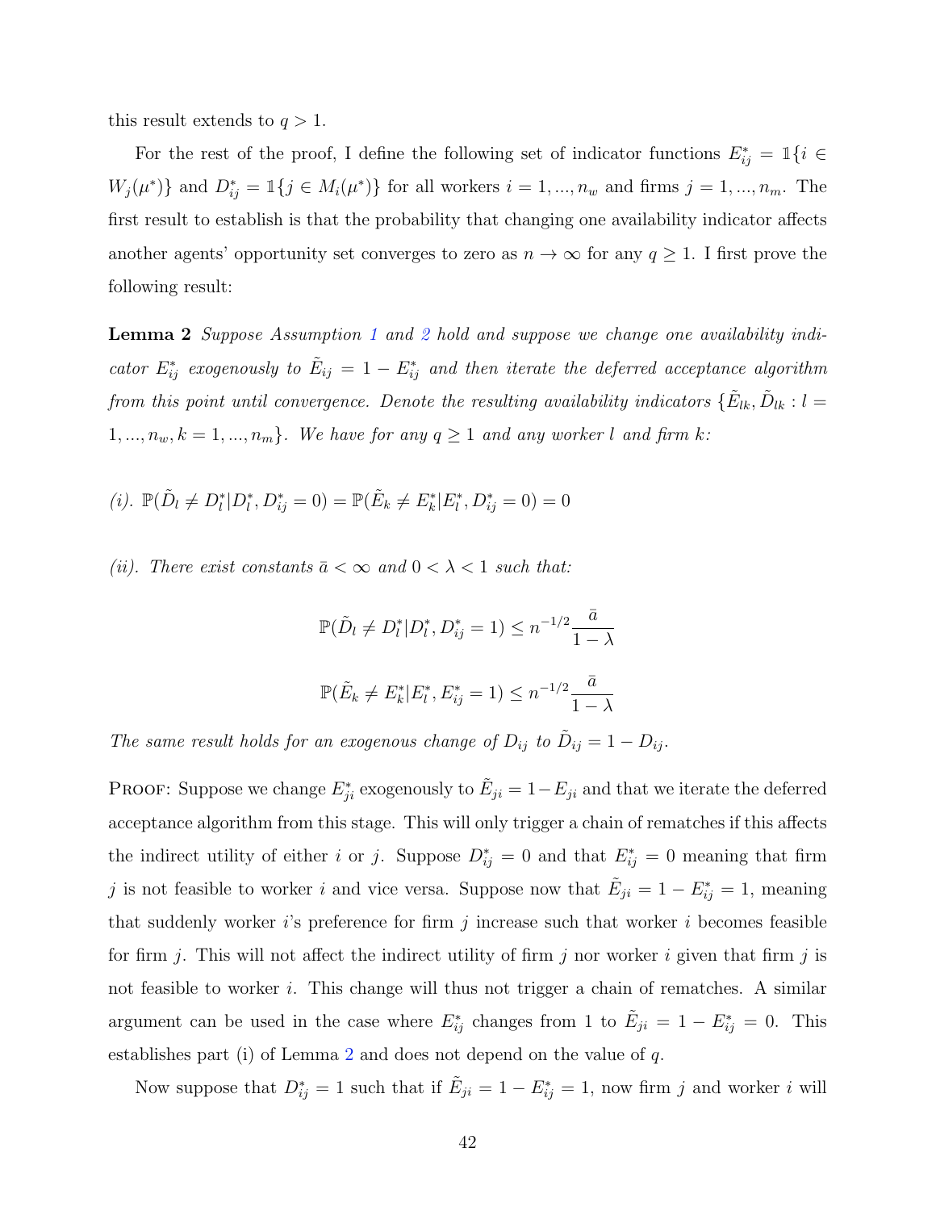this result extends to $q > 1$.

For the rest of the proof, I define the following set of indicator functions $E^*_{ij} = \mathbb{1}\{i \in W_j(\mu^*)\}$ and $D^*_{ij} = \mathbb{1}\{j \in M_i(\mu^*)\}$ for all workers $i = 1, ..., n_w$ and firms $j = 1, ..., n_m$. The first result to establish is that the probability that changing one availability indicator affects another agents' opportunity set converges to zero as $n \to \infty$ for any $q \geq 1$. I first prove the following result:

**Lemma 2** *Suppose Assumption 1 and 2 hold and suppose we change one availability indicator $E^*_{ij}$ exogenously to $\tilde{E}_{ij} = 1 - E^*_{ij}$ and then iterate the deferred acceptance algorithm from this point until convergence. Denote the resulting availability indicators $\{\tilde{E}_{lk}, \tilde{D}_{lk} : l = 1, ..., n_w, k = 1, ..., n_m\}$. We have for any $q \geq 1$ and any worker $l$ and firm $k$:*

*(i).* $\mathbb{P}(\tilde{D}_l \neq D^*_l | D^*_l, D^*_{ij} = 0) = \mathbb{P}(\tilde{E}_k \neq E^*_k | E^*_l, D^*_{ij} = 0) = 0$

*(ii). There exist constants $\bar{a} < \infty$ and $0 < \lambda < 1$ such that:*

$$\mathbb{P}(\tilde{D}_l \neq D^*_l | D^*_l, D^*_{ij} = 1) \leq n^{-1/2} \frac{\bar{a}}{1 - \lambda}$$

$$\mathbb{P}(\tilde{E}_k \neq E^*_k | E^*_l, E^*_{ij} = 1) \leq n^{-1/2} \frac{\bar{a}}{1 - \lambda}$$

*The same result holds for an exogenous change of $D_{ij}$ to $\tilde{D}_{ij} = 1 - D_{ij}$.*

Proof: Suppose we change $E^*_{ji}$ exogenously to $\tilde{E}_{ji} = 1 - E_{ji}$ and that we iterate the deferred acceptance algorithm from this stage. This will only trigger a chain of rematches if this affects the indirect utility of either $i$ or $j$. Suppose $D^*_{ij} = 0$ and that $E^*_{ij} = 0$ meaning that firm $j$ is not feasible to worker $i$ and vice versa. Suppose now that $\tilde{E}_{ji} = 1 - E^*_{ij} = 1$, meaning that suddenly worker $i$'s preference for firm $j$ increase such that worker $i$ becomes feasible for firm $j$. This will not affect the indirect utility of firm $j$ nor worker $i$ given that firm $j$ is not feasible to worker $i$. This change will thus not trigger a chain of rematches. A similar argument can be used in the case where $E^*_{ij}$ changes from 1 to $\tilde{E}_{ji} = 1 - E^*_{ij} = 0$. This establishes part (i) of Lemma 2 and does not depend on the value of $q$.

Now suppose that $D^*_{ij} = 1$ such that if $\tilde{E}_{ji} = 1 - E^*_{ij} = 1$, now firm $j$ and worker $i$ will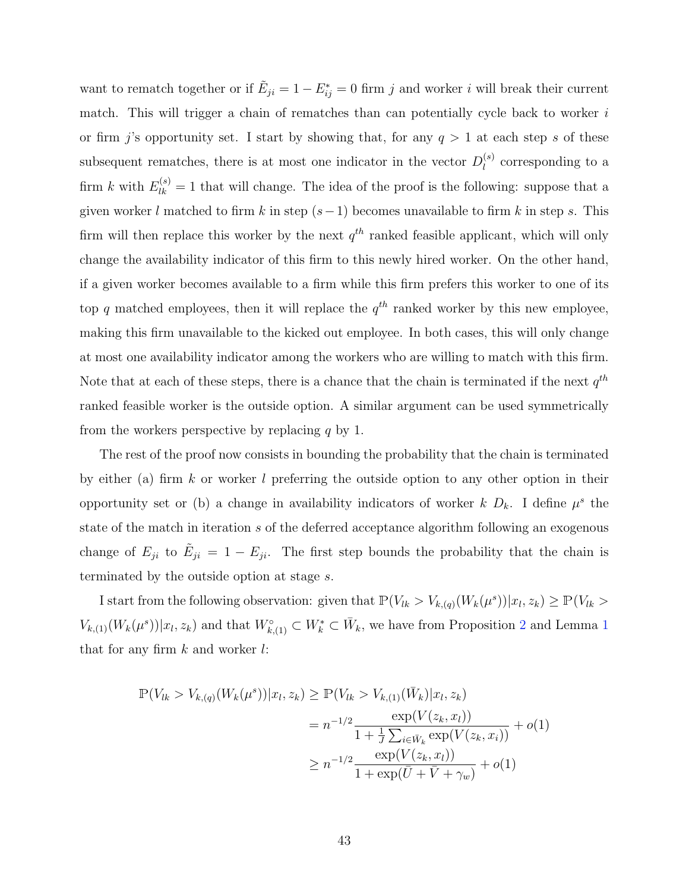want to rematch together or if $\tilde{E}_{ji} = 1 - E^*_{ij} = 0$ firm $j$ and worker $i$ will break their current match. This will trigger a chain of rematches than can potentially cycle back to worker $i$ or firm $j$'s opportunity set. I start by showing that, for any $q > 1$ at each step $s$ of these subsequent rematches, there is at most one indicator in the vector $D_l^{(s)}$ corresponding to a firm $k$ with $E_{lk}^{(s)} = 1$ that will change. The idea of the proof is the following: suppose that a given worker $l$ matched to firm $k$ in step $(s-1)$ becomes unavailable to firm $k$ in step $s$. This firm will then replace this worker by the next $q^{th}$ ranked feasible applicant, which will only change the availability indicator of this firm to this newly hired worker. On the other hand, if a given worker becomes available to a firm while this firm prefers this worker to one of its top $q$ matched employees, then it will replace the $q^{th}$ ranked worker by this new employee, making this firm unavailable to the kicked out employee. In both cases, this will only change at most one availability indicator among the workers who are willing to match with this firm. Note that at each of these steps, there is a chance that the chain is terminated if the next $q^{th}$ ranked feasible worker is the outside option. A similar argument can be used symmetrically from the workers perspective by replacing $q$ by 1.

The rest of the proof now consists in bounding the probability that the chain is terminated by either (a) firm $k$ or worker $l$ preferring the outside option to any other option in their opportunity set or (b) a change in availability indicators of worker $k$ $D_k$. I define $\mu^s$ the state of the match in iteration $s$ of the deferred acceptance algorithm following an exogenous change of $E_{ji}$ to $\tilde{E}_{ji} = 1 - E_{ji}$. The first step bounds the probability that the chain is terminated by the outside option at stage $s$.

I start from the following observation: given that $\mathbb{P}(V_{lk} > V_{k,(q)}(W_k(\mu^s))|x_l, z_k) \geq \mathbb{P}(V_{lk} > V_{k,(1)}(W_k(\mu^s))|x_l, z_k)$ and that $W^\circ_{k,(1)} \subset W^*_k \subset \bar{W}_k$, we have from Proposition 2 and Lemma 1 that for any firm $k$ and worker $l$:

$$
\begin{aligned}
\mathbb{P}(V_{lk} > V_{k,(q)}(W_k(\mu^s))|x_l, z_k) &\geq \mathbb{P}(V_{lk} > V_{k,(1)}(\bar{W}_k)|x_l, z_k) \\
&= n^{-1/2} \frac{\exp(V(z_k, x_l))}{1 + \frac{1}{J}\sum_{i \in \bar{W}_k} \exp(V(z_k, x_i))} + o(1) \\
&\geq n^{-1/2} \frac{\exp(V(z_k, x_l))}{1 + \exp(\bar{U} + \bar{V} + \gamma_w)} + o(1)
\end{aligned}
$$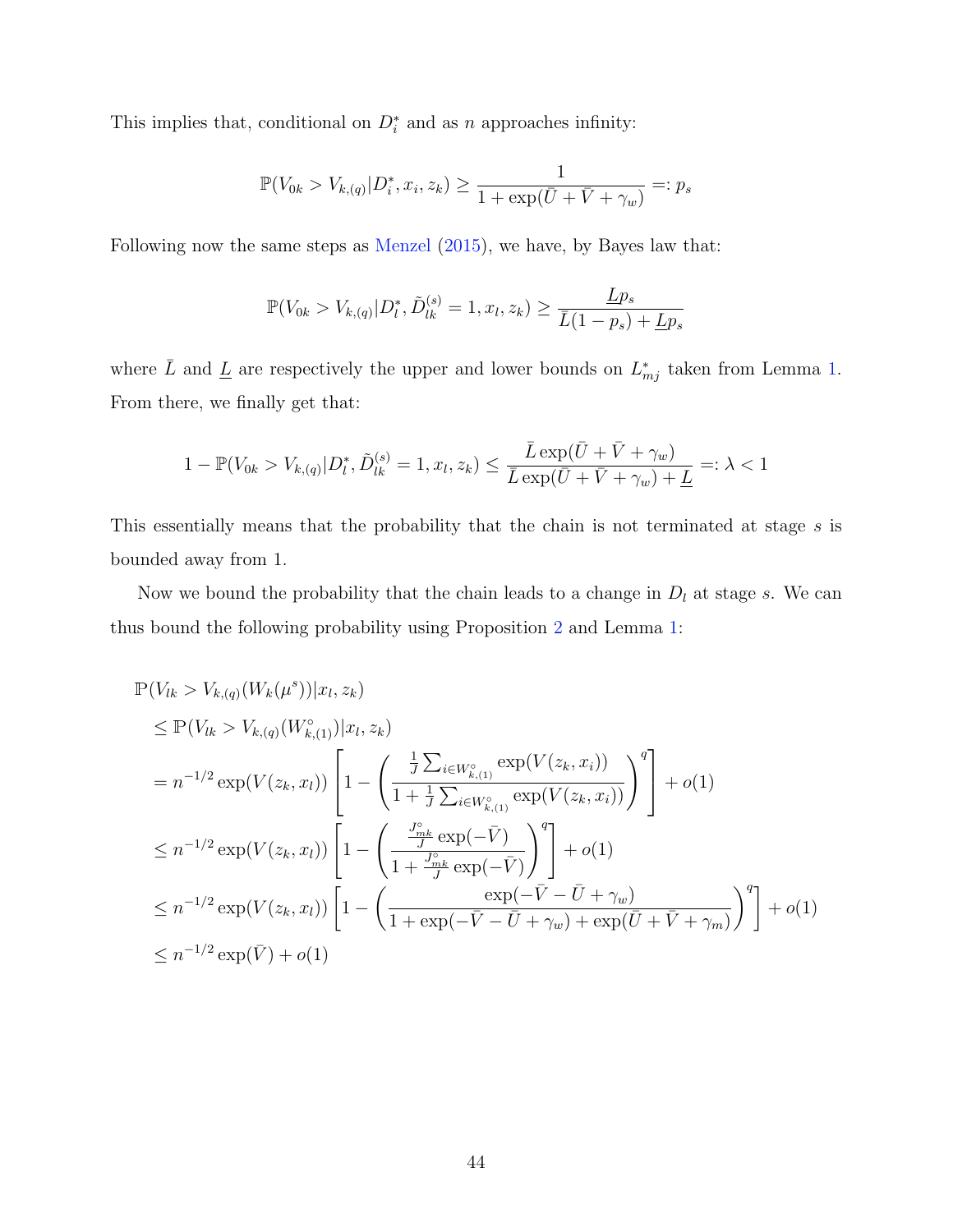This implies that, conditional on $D_i^*$ and as $n$ approaches infinity:

$$\mathbb{P}(V_{0k} > V_{k,(q)}|D_i^*, x_i, z_k) \geq \frac{1}{1 + \exp(\bar{U} + \bar{V} + \gamma_w)} =: p_s$$

Following now the same steps as Menzel (2015), we have, by Bayes law that:

$$\mathbb{P}(V_{0k} > V_{k,(q)}|D_l^*, \tilde{D}_{lk}^{(s)} = 1, x_l, z_k) \geq \frac{\underline{L} p_s}{\bar{L}(1 - p_s) + \underline{L} p_s}$$

where $\bar{L}$ and $\underline{L}$ are respectively the upper and lower bounds on $L_{mj}^*$ taken from Lemma 1. From there, we finally get that:

$$1 - \mathbb{P}(V_{0k} > V_{k,(q)}|D_l^*, \tilde{D}_{lk}^{(s)} = 1, x_l, z_k) \leq \frac{\bar{L}\exp(\bar{U} + \bar{V} + \gamma_w)}{\bar{L}\exp(\bar{U} + \bar{V} + \gamma_w) + \underline{L}} =: \lambda < 1$$

This essentially means that the probability that the chain is not terminated at stage $s$ is bounded away from 1.

Now we bound the probability that the chain leads to a change in $D_l$ at stage $s$. We can thus bound the following probability using Proposition 2 and Lemma 1:

$$\begin{aligned}
&\mathbb{P}(V_{lk} > V_{k,(q)}(W_k(\mu^s))|x_l, z_k) \\
&\leq \mathbb{P}(V_{lk} > V_{k,(q)}(W_{k,(1)}^\circ)|x_l, z_k) \\
&= n^{-1/2}\exp(V(z_k, x_l))\left[1 - \left(\frac{\frac{1}{J}\sum_{i \in W_{k,(1)}^\circ}\exp(V(z_k, x_i))}{1 + \frac{1}{J}\sum_{i \in W_{k,(1)}^\circ}\exp(V(z_k, x_i))}\right)^q\right] + o(1) \\
&\leq n^{-1/2}\exp(V(z_k, x_l))\left[1 - \left(\frac{\frac{J_{mk}^\circ}{J}\exp(-\bar{V})}{1 + \frac{J_{mk}^\circ}{J}\exp(-\bar{V})}\right)^q\right] + o(1) \\
&\leq n^{-1/2}\exp(V(z_k, x_l))\left[1 - \left(\frac{\exp(-\bar{V} - \bar{U} + \gamma_w)}{1 + \exp(-\bar{V} - \bar{U} + \gamma_w) + \exp(\bar{U} + \bar{V} + \gamma_m)}\right)^q\right] + o(1) \\
&\leq n^{-1/2}\exp(\bar{V}) + o(1)
\end{aligned}$$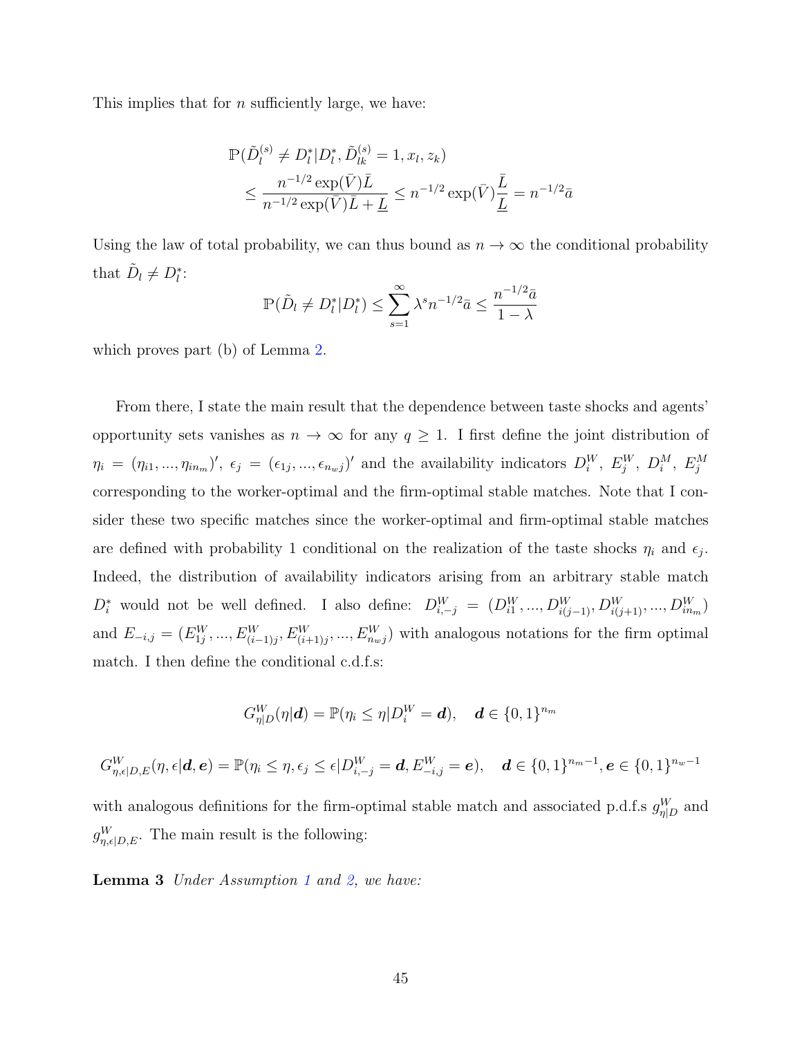This implies that for $n$ sufficiently large, we have:

$$
\begin{aligned}
&\mathbb{P}(\tilde{D}_l^{(s)} \neq D_l^* | D_l^*, \tilde{D}_{lk}^{(s)} = 1, x_l, z_k) \\
&\quad \leq \frac{n^{-1/2}\exp(\bar{V})\bar{L}}{n^{-1/2}\exp(\bar{V})\bar{L} + \underline{L}} \leq n^{-1/2}\exp(\bar{V})\frac{\bar{L}}{\underline{L}} = n^{-1/2}\bar{a}
\end{aligned}
$$

Using the law of total probability, we can thus bound as $n \to \infty$ the conditional probability that $\tilde{D}_l \neq D_l^*$:

$$
\mathbb{P}(\tilde{D}_l \neq D_l^* | D_l^*) \leq \sum_{s=1}^{\infty} \lambda^s n^{-1/2}\bar{a} \leq \frac{n^{-1/2}\bar{a}}{1-\lambda}
$$

which proves part (b) of Lemma 2.

From there, I state the main result that the dependence between taste shocks and agents' opportunity sets vanishes as $n \to \infty$ for any $q \geq 1$. I first define the joint distribution of $\eta_i = (\eta_{i1}, ..., \eta_{in_m})'$, $\epsilon_j = (\epsilon_{1j}, ..., \epsilon_{n_w j})'$ and the availability indicators $D_i^W$, $E_j^W$, $D_i^M$, $E_j^M$ corresponding to the worker-optimal and the firm-optimal stable matches. Note that I consider these two specific matches since the worker-optimal and firm-optimal stable matches are defined with probability 1 conditional on the realization of the taste shocks $\eta_i$ and $\epsilon_j$. Indeed, the distribution of availability indicators arising from an arbitrary stable match $D_i^*$ would not be well defined. I also define: $D_{i,-j}^W = (D_{i1}^W, ..., D_{i(j-1)}^W, D_{i(j+1)}^W, ..., D_{in_m}^W)$ and $E_{-i,j} = (E_{1j}^W, ..., E_{(i-1)j}^W, E_{(i+1)j}^W, ..., E_{n_w j}^W)$ with analogous notations for the firm optimal match. I then define the conditional c.d.f.s:

$$
G_{\eta|D}^W(\eta|\boldsymbol{d}) = \mathbb{P}(\eta_i \leq \eta | D_i^W = \boldsymbol{d}), \quad \boldsymbol{d} \in \{0,1\}^{n_m}
$$

$$
G_{\eta,\epsilon|D,E}^W(\eta, \epsilon|\boldsymbol{d}, \boldsymbol{e}) = \mathbb{P}(\eta_i \leq \eta, \epsilon_j \leq \epsilon | D_{i,-j}^W = \boldsymbol{d}, E_{-i,j}^W = \boldsymbol{e}), \quad \boldsymbol{d} \in \{0,1\}^{n_m - 1}, \boldsymbol{e} \in \{0,1\}^{n_w - 1}
$$

with analogous definitions for the firm-optimal stable match and associated p.d.f.s $g_{\eta|D}^W$ and $g_{\eta,\epsilon|D,E}^W$. The main result is the following:

**Lemma 3** *Under Assumption 1 and 2, we have:*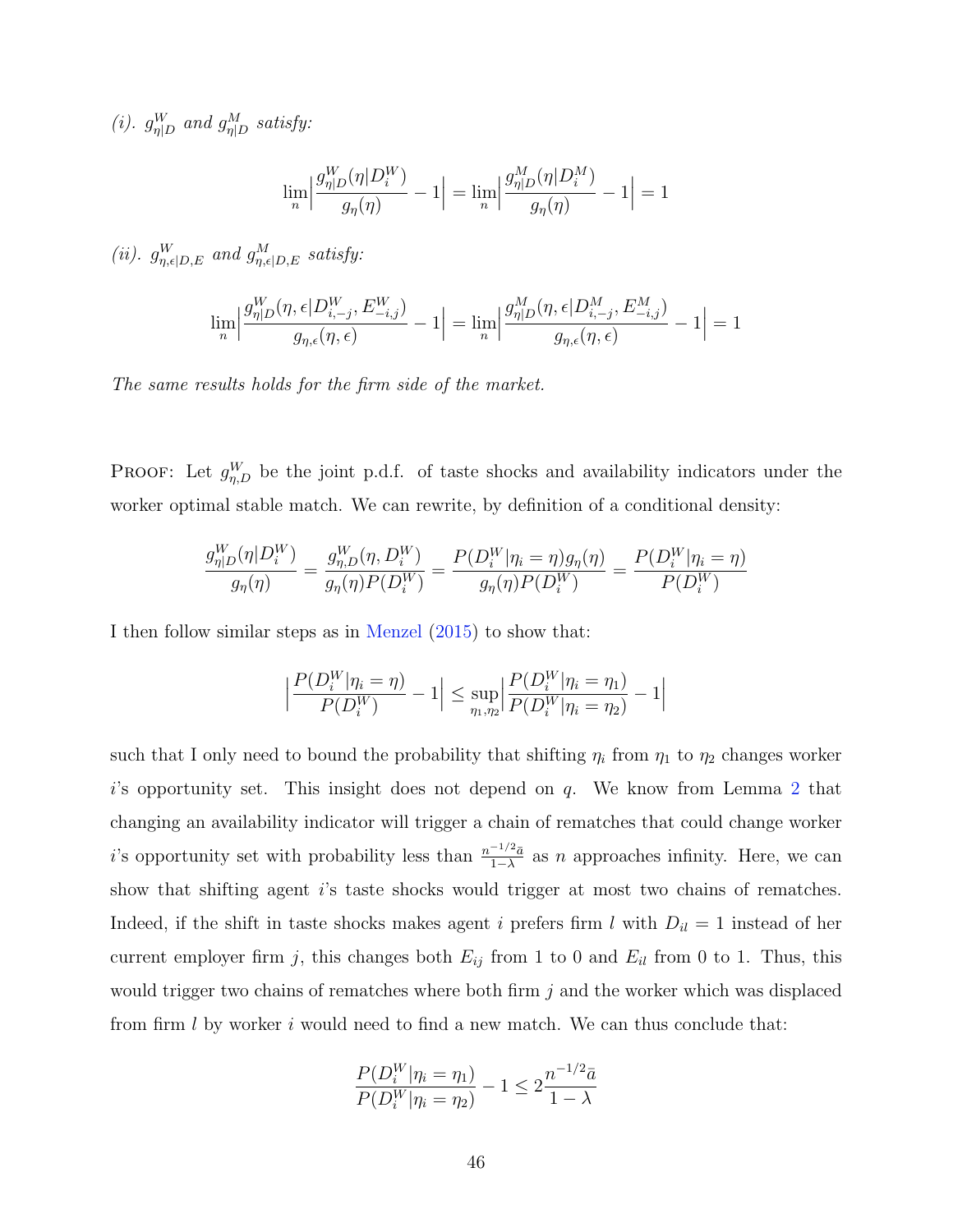*(i). $g^W_{\eta|D}$ and $g^M_{\eta|D}$ satisfy:*

$$\lim_n \Big| \frac{g^W_{\eta|D}(\eta|D^W_i)}{g_\eta(\eta)} - 1 \Big| = \lim_n \Big| \frac{g^M_{\eta|D}(\eta|D^M_i)}{g_\eta(\eta)} - 1 \Big| = 1$$

*(ii). $g^W_{\eta,\epsilon|D,E}$ and $g^M_{\eta,\epsilon|D,E}$ satisfy:*

$$\lim_n \Big| \frac{g^W_{\eta|D}(\eta,\epsilon|D^W_{i,-j}, E^W_{-i,j})}{g_{\eta,\epsilon}(\eta,\epsilon)} - 1 \Big| = \lim_n \Big| \frac{g^M_{\eta|D}(\eta,\epsilon|D^M_{i,-j}, E^M_{-i,j})}{g_{\eta,\epsilon}(\eta,\epsilon)} - 1 \Big| = 1$$

*The same results holds for the firm side of the market.*

Proof: Let $g^W_{\eta,D}$ be the joint p.d.f. of taste shocks and availability indicators under the worker optimal stable match. We can rewrite, by definition of a conditional density:

$$\frac{g^W_{\eta|D}(\eta|D^W_i)}{g_\eta(\eta)} = \frac{g^W_{\eta,D}(\eta, D^W_i)}{g_\eta(\eta)P(D^W_i)} = \frac{P(D^W_i|\eta_i = \eta)g_\eta(\eta)}{g_\eta(\eta)P(D^W_i)} = \frac{P(D^W_i|\eta_i = \eta)}{P(D^W_i)}$$

I then follow similar steps as in Menzel (2015) to show that:

$$\Big|\frac{P(D^W_i|\eta_i = \eta)}{P(D^W_i)} - 1\Big| \leq \sup_{\eta_1,\eta_2}\Big|\frac{P(D^W_i|\eta_i = \eta_1)}{P(D^W_i|\eta_i = \eta_2)} - 1\Big|$$

such that I only need to bound the probability that shifting $\eta_i$ from $\eta_1$ to $\eta_2$ changes worker $i$'s opportunity set. This insight does not depend on $q$. We know from Lemma 2 that changing an availability indicator will trigger a chain of rematches that could change worker $i$'s opportunity set with probability less than $\frac{n^{-1/2}\bar{a}}{1-\lambda}$ as $n$ approaches infinity. Here, we can show that shifting agent $i$'s taste shocks would trigger at most two chains of rematches. Indeed, if the shift in taste shocks makes agent $i$ prefers firm $l$ with $D_{il} = 1$ instead of her current employer firm $j$, this changes both $E_{ij}$ from 1 to 0 and $E_{il}$ from 0 to 1. Thus, this would trigger two chains of rematches where both firm $j$ and the worker which was displaced from firm $l$ by worker $i$ would need to find a new match. We can thus conclude that:

$$\frac{P(D^W_i|\eta_i = \eta_1)}{P(D^W_i|\eta_i = \eta_2)} - 1 \leq 2\frac{n^{-1/2}\bar{a}}{1-\lambda}$$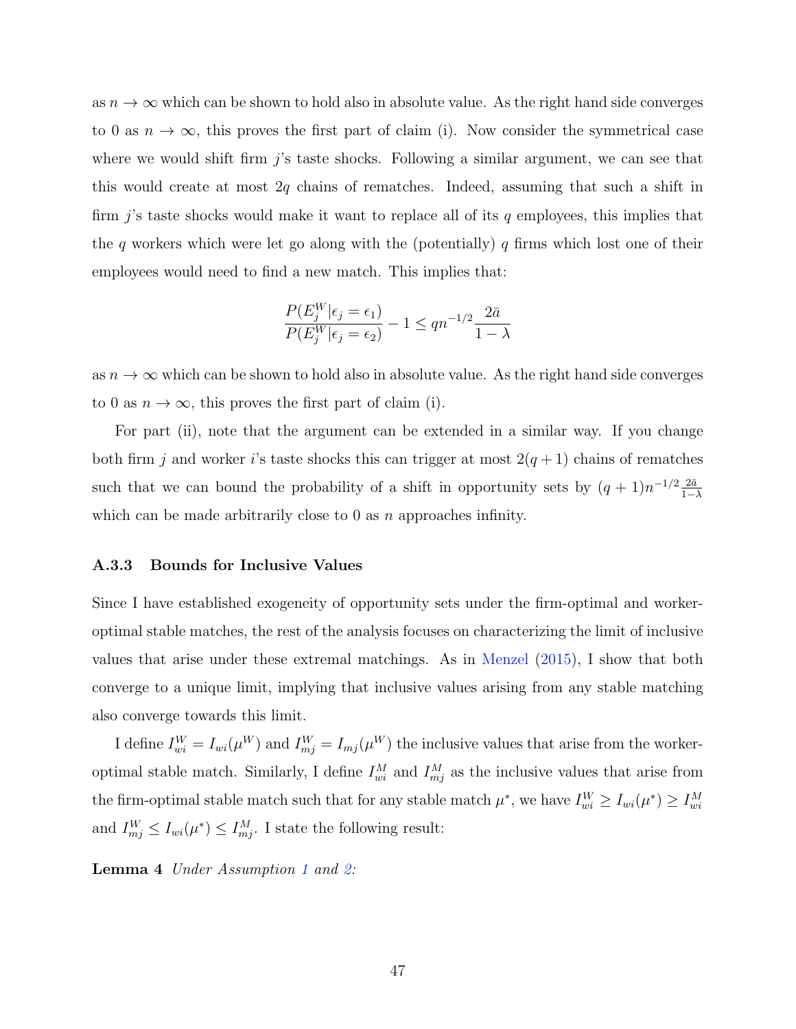as $n \to \infty$ which can be shown to hold also in absolute value. As the right hand side converges to 0 as $n \to \infty$, this proves the first part of claim (i). Now consider the symmetrical case where we would shift firm $j$'s taste shocks. Following a similar argument, we can see that this would create at most $2q$ chains of rematches. Indeed, assuming that such a shift in firm $j$'s taste shocks would make it want to replace all of its $q$ employees, this implies that the $q$ workers which were let go along with the (potentially) $q$ firms which lost one of their employees would need to find a new match. This implies that:

$$\frac{P(E_j^W|\epsilon_j = \epsilon_1)}{P(E_j^W|\epsilon_j = \epsilon_2)} - 1 \leq qn^{-1/2}\frac{2\bar{a}}{1-\lambda}$$

as $n \to \infty$ which can be shown to hold also in absolute value. As the right hand side converges to 0 as $n \to \infty$, this proves the first part of claim (i).

For part (ii), note that the argument can be extended in a similar way. If you change both firm $j$ and worker $i$'s taste shocks this can trigger at most $2(q+1)$ chains of rematches such that we can bound the probability of a shift in opportunity sets by $(q+1)n^{-1/2}\frac{2\bar{a}}{1-\lambda}$ which can be made arbitrarily close to 0 as $n$ approaches infinity.

### A.3.3 Bounds for Inclusive Values

Since I have established exogeneity of opportunity sets under the firm-optimal and worker-optimal stable matches, the rest of the analysis focuses on characterizing the limit of inclusive values that arise under these extremal matchings. As in Menzel (2015), I show that both converge to a unique limit, implying that inclusive values arising from any stable matching also converge towards this limit.

I define $I_{wi}^W = I_{wi}(\mu^W)$ and $I_{mj}^W = I_{mj}(\mu^W)$ the inclusive values that arise from the worker-optimal stable match. Similarly, I define $I_{wi}^M$ and $I_{mj}^M$ as the inclusive values that arise from the firm-optimal stable match such that for any stable match $\mu^*$, we have $I_{wi}^W \geq I_{wi}(\mu^*) \geq I_{wi}^M$ and $I_{mj}^W \leq I_{wi}(\mu^*) \leq I_{mj}^M$. I state the following result:

**Lemma 4** *Under Assumption 1 and 2:*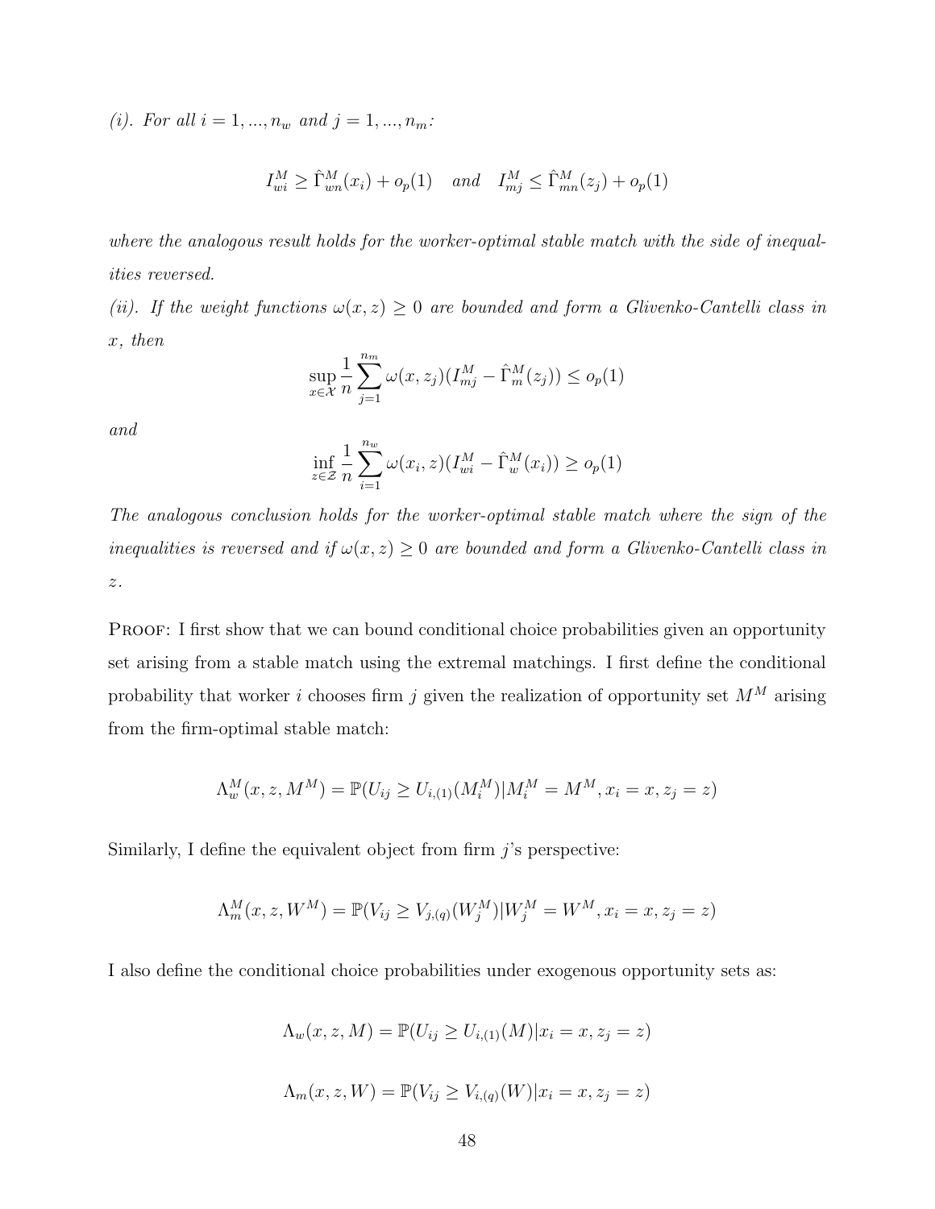*(i). For all $i = 1, ..., n_w$ and $j = 1, ..., n_m$:*

$$I_{wi}^M \geq \hat{\Gamma}_{wn}^M(x_i) + o_p(1) \quad \text{and} \quad I_{mj}^M \leq \hat{\Gamma}_{mn}^M(z_j) + o_p(1)$$

*where the analogous result holds for the worker-optimal stable match with the side of inequalities reversed.*

*(ii). If the weight functions $\omega(x, z) \geq 0$ are bounded and form a Glivenko-Cantelli class in $x$, then*

$$\sup_{x \in \mathcal{X}} \frac{1}{n} \sum_{j=1}^{n_m} \omega(x, z_j)(I_{mj}^M - \hat{\Gamma}_m^M(z_j)) \leq o_p(1)$$

*and*

$$\inf_{z \in \mathcal{Z}} \frac{1}{n} \sum_{i=1}^{n_w} \omega(x_i, z)(I_{wi}^M - \hat{\Gamma}_w^M(x_i)) \geq o_p(1)$$

*The analogous conclusion holds for the worker-optimal stable match where the sign of the inequalities is reversed and if $\omega(x, z) \geq 0$ are bounded and form a Glivenko-Cantelli class in $z$.*

Proof: I first show that we can bound conditional choice probabilities given an opportunity set arising from a stable match using the extremal matchings. I first define the conditional probability that worker $i$ chooses firm $j$ given the realization of opportunity set $M^M$ arising from the firm-optimal stable match:

$$\Lambda_w^M(x, z, M^M) = \mathbb{P}(U_{ij} \geq U_{i,(1)}(M_i^M) | M_i^M = M^M, x_i = x, z_j = z)$$

Similarly, I define the equivalent object from firm $j$'s perspective:

$$\Lambda_m^M(x, z, W^M) = \mathbb{P}(V_{ij} \geq V_{j,(q)}(W_j^M) | W_j^M = W^M, x_i = x, z_j = z)$$

I also define the conditional choice probabilities under exogenous opportunity sets as:

$$\Lambda_w(x, z, M) = \mathbb{P}(U_{ij} \geq U_{i,(1)}(M) | x_i = x, z_j = z)$$

$$\Lambda_m(x, z, W) = \mathbb{P}(V_{ij} \geq V_{i,(q)}(W) | x_i = x, z_j = z)$$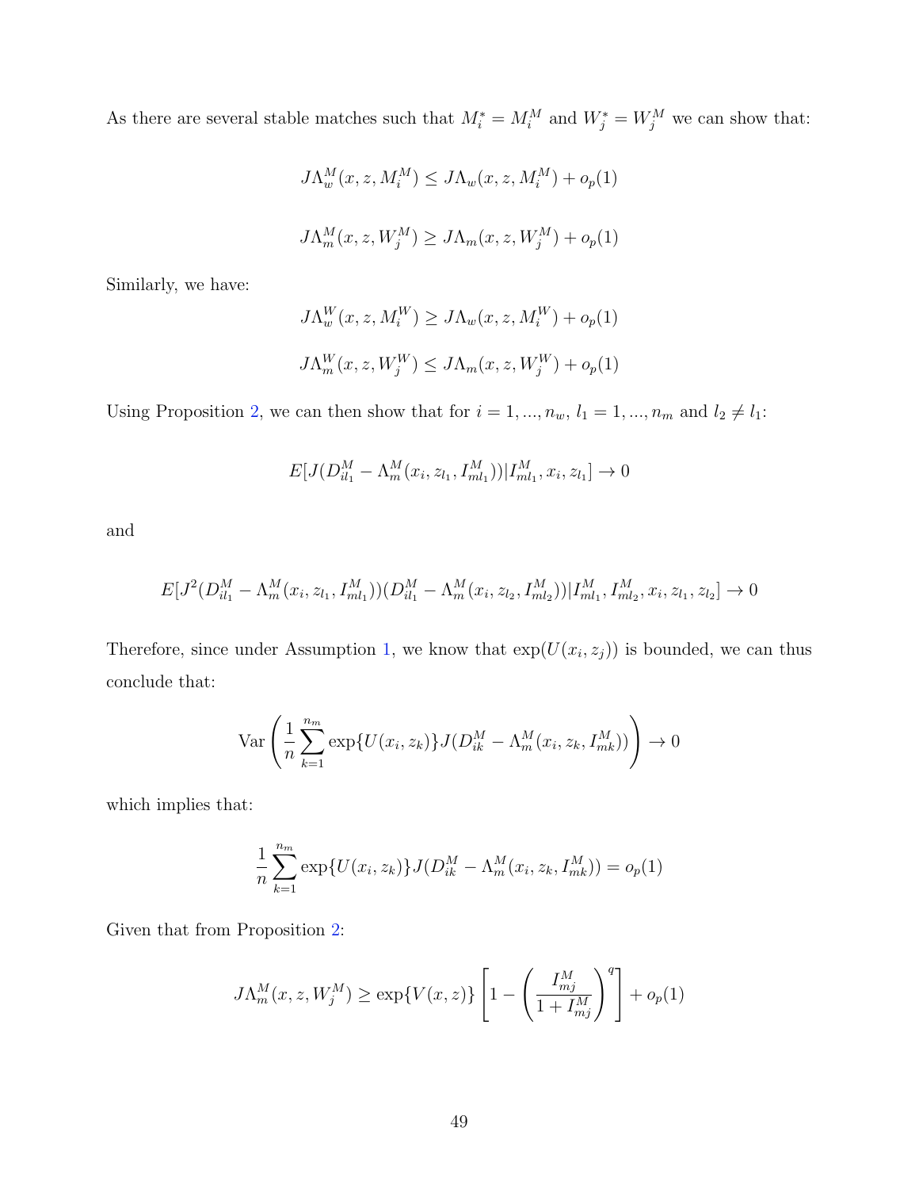As there are several stable matches such that $M_i^* = M_i^M$ and $W_j^* = W_j^M$ we can show that:

$$J\Lambda_w^M(x, z, M_i^M) \leq J\Lambda_w(x, z, M_i^M) + o_p(1)$$

$$J\Lambda_m^M(x, z, W_j^M) \geq J\Lambda_m(x, z, W_j^M) + o_p(1)$$

Similarly, we have:

$$J\Lambda_w^W(x, z, M_i^W) \geq J\Lambda_w(x, z, M_i^W) + o_p(1)$$

$$J\Lambda_m^W(x, z, W_j^W) \leq J\Lambda_m(x, z, W_j^W) + o_p(1)$$

Using Proposition 2, we can then show that for $i = 1, ..., n_w$, $l_1 = 1, ..., n_m$ and $l_2 \neq l_1$:

$$E[J(D_{il_1}^M - \Lambda_m^M(x_i, z_{l_1}, I_{ml_1}^M))|I_{ml_1}^M, x_i, z_{l_1}] \to 0$$

and

$$E[J^2(D_{il_1}^M - \Lambda_m^M(x_i, z_{l_1}, I_{ml_1}^M))(D_{il_1}^M - \Lambda_m^M(x_i, z_{l_2}, I_{ml_2}^M))|I_{ml_1}^M, I_{ml_2}^M, x_i, z_{l_1}, z_{l_2}] \to 0$$

Therefore, since under Assumption 1, we know that $\exp(U(x_i, z_j))$ is bounded, we can thus conclude that:

$$\text{Var}\left(\frac{1}{n}\sum_{k=1}^{n_m} \exp\{U(x_i, z_k)\} J(D_{ik}^M - \Lambda_m^M(x_i, z_k, I_{mk}^M))\right) \to 0$$

which implies that:

$$\frac{1}{n}\sum_{k=1}^{n_m} \exp\{U(x_i, z_k)\} J(D_{ik}^M - \Lambda_m^M(x_i, z_k, I_{mk}^M)) = o_p(1)$$

Given that from Proposition 2:

$$J\Lambda_m^M(x, z, W_j^M) \geq \exp\{V(x, z)\}\left[1 - \left(\frac{I_{mj}^M}{1 + I_{mj}^M}\right)^q\right] + o_p(1)$$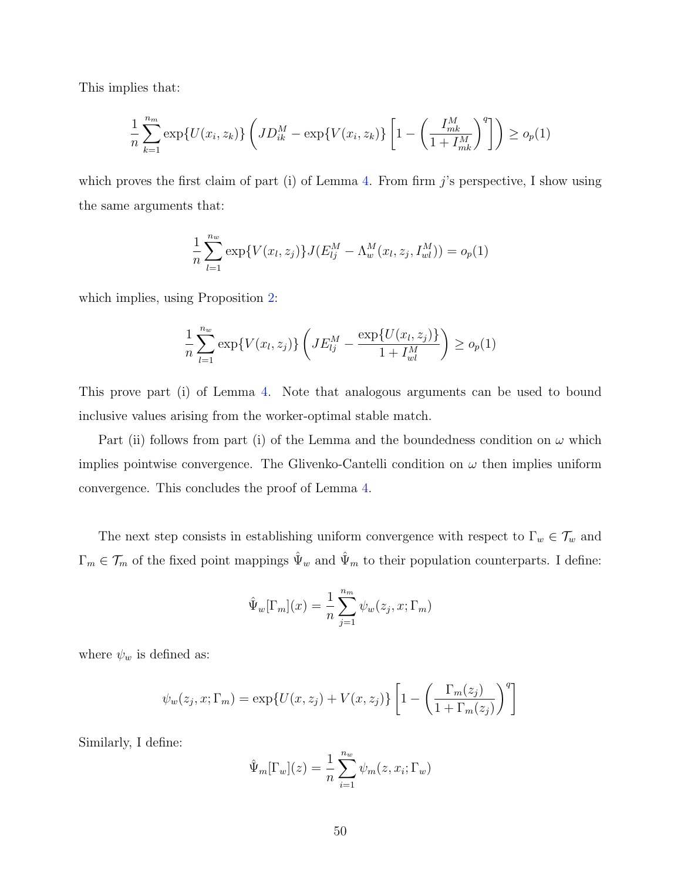This implies that:

$$\frac{1}{n}\sum_{k=1}^{n_m} \exp\{U(x_i, z_k)\} \left( JD_{ik}^M - \exp\{V(x_i, z_k)\} \left[ 1 - \left( \frac{I_{mk}^M}{1 + I_{mk}^M} \right)^q \right] \right) \geq o_p(1)$$

which proves the first claim of part (i) of Lemma 4. From firm $j$'s perspective, I show using the same arguments that:

$$\frac{1}{n}\sum_{l=1}^{n_w} \exp\{V(x_l, z_j)\} J(E_{lj}^M - \Lambda_w^M(x_l, z_j, I_{wl}^M)) = o_p(1)$$

which implies, using Proposition 2:

$$\frac{1}{n}\sum_{l=1}^{n_w} \exp\{V(x_l, z_j)\} \left( JE_{lj}^M - \frac{\exp\{U(x_l, z_j)\}}{1 + I_{wl}^M} \right) \geq o_p(1)$$

This prove part (i) of Lemma 4. Note that analogous arguments can be used to bound inclusive values arising from the worker-optimal stable match.

Part (ii) follows from part (i) of the Lemma and the boundedness condition on $\omega$ which implies pointwise convergence. The Glivenko-Cantelli condition on $\omega$ then implies uniform convergence. This concludes the proof of Lemma 4.

The next step consists in establishing uniform convergence with respect to $\Gamma_w \in \mathcal{T}_w$ and $\Gamma_m \in \mathcal{T}_m$ of the fixed point mappings $\hat{\Psi}_w$ and $\hat{\Psi}_m$ to their population counterparts. I define:

$$\hat{\Psi}_w[\Gamma_m](x) = \frac{1}{n}\sum_{j=1}^{n_m} \psi_w(z_j, x; \Gamma_m)$$

where $\psi_w$ is defined as:

$$\psi_w(z_j, x; \Gamma_m) = \exp\{U(x, z_j) + V(x, z_j)\} \left[ 1 - \left( \frac{\Gamma_m(z_j)}{1 + \Gamma_m(z_j)} \right)^q \right]$$

Similarly, I define:

$$\hat{\Psi}_m[\Gamma_w](z) = \frac{1}{n}\sum_{i=1}^{n_w} \psi_m(z, x_i; \Gamma_w)$$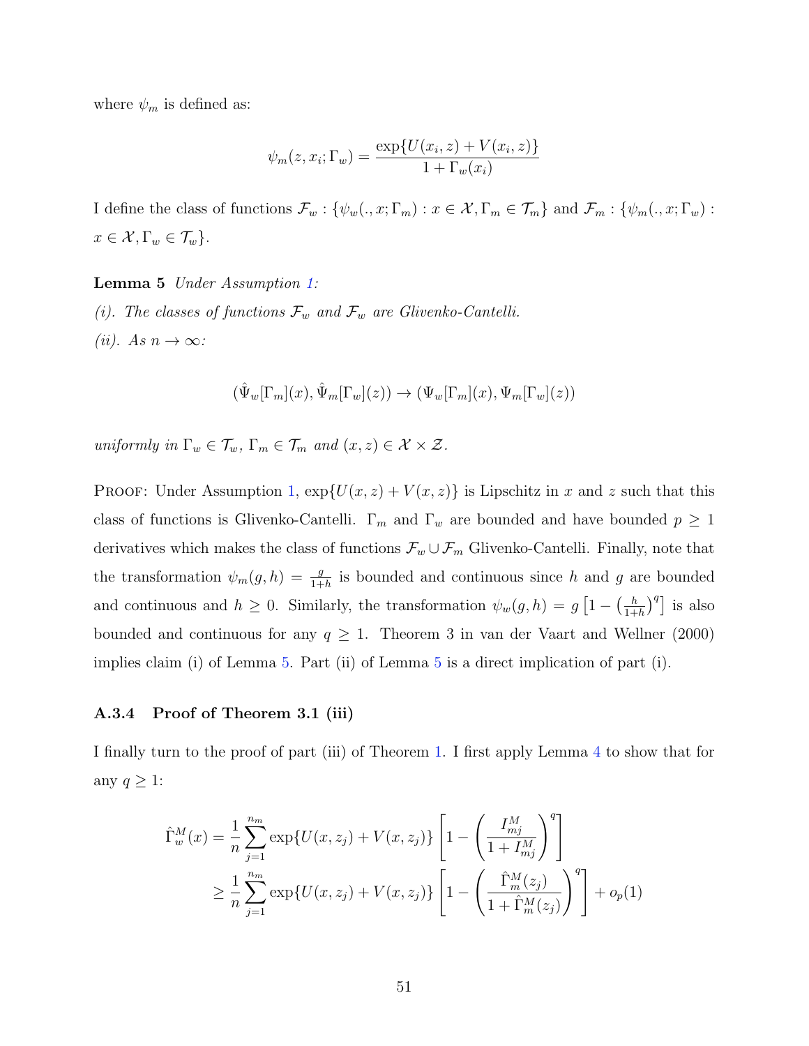where $\psi_m$ is defined as:

$$\psi_m(z, x_i; \Gamma_w) = \frac{\exp\{U(x_i, z) + V(x_i, z)\}}{1 + \Gamma_w(x_i)}$$

I define the class of functions $\mathcal{F}_w : \{\psi_w(., x; \Gamma_m) : x \in \mathcal{X}, \Gamma_m \in \mathcal{T}_m\}$ and $\mathcal{F}_m : \{\psi_m(., x; \Gamma_w) : x \in \mathcal{X}, \Gamma_w \in \mathcal{T}_w\}$.

**Lemma 5** *Under Assumption 1:*

*(i). The classes of functions $\mathcal{F}_w$ and $\mathcal{F}_w$ are Glivenko-Cantelli.*

*(ii). As $n \to \infty$:*

$$(\hat{\Psi}_w[\Gamma_m](x), \hat{\Psi}_m[\Gamma_w](z)) \to (\Psi_w[\Gamma_m](x), \Psi_m[\Gamma_w](z))$$

*uniformly in $\Gamma_w \in \mathcal{T}_w$, $\Gamma_m \in \mathcal{T}_m$ and $(x, z) \in \mathcal{X} \times \mathcal{Z}$.*

Proof: Under Assumption 1, $\exp\{U(x, z) + V(x, z)\}$ is Lipschitz in $x$ and $z$ such that this class of functions is Glivenko-Cantelli. $\Gamma_m$ and $\Gamma_w$ are bounded and have bounded $p \geq 1$ derivatives which makes the class of functions $\mathcal{F}_w \cup \mathcal{F}_m$ Glivenko-Cantelli. Finally, note that the transformation $\psi_m(g, h) = \frac{g}{1+h}$ is bounded and continuous since $h$ and $g$ are bounded and continuous and $h \geq 0$. Similarly, the transformation $\psi_w(g, h) = g\left[1 - \left(\frac{h}{1+h}\right)^q\right]$ is also bounded and continuous for any $q \geq 1$. Theorem 3 in van der Vaart and Wellner (2000) implies claim (i) of Lemma 5. Part (ii) of Lemma 5 is a direct implication of part (i).

#### A.3.4 Proof of Theorem 3.1 (iii)

I finally turn to the proof of part (iii) of Theorem 1. I first apply Lemma 4 to show that for any $q \geq 1$:

$$\begin{aligned}
\hat{\Gamma}_w^M(x) &= \frac{1}{n} \sum_{j=1}^{n_m} \exp\{U(x, z_j) + V(x, z_j)\} \left[1 - \left(\frac{I_{mj}^M}{1 + I_{mj}^M}\right)^q\right] \\
&\geq \frac{1}{n} \sum_{j=1}^{n_m} \exp\{U(x, z_j) + V(x, z_j)\} \left[1 - \left(\frac{\hat{\Gamma}_m^M(z_j)}{1 + \hat{\Gamma}_m^M(z_j)}\right)^q\right] + o_p(1)
\end{aligned}$$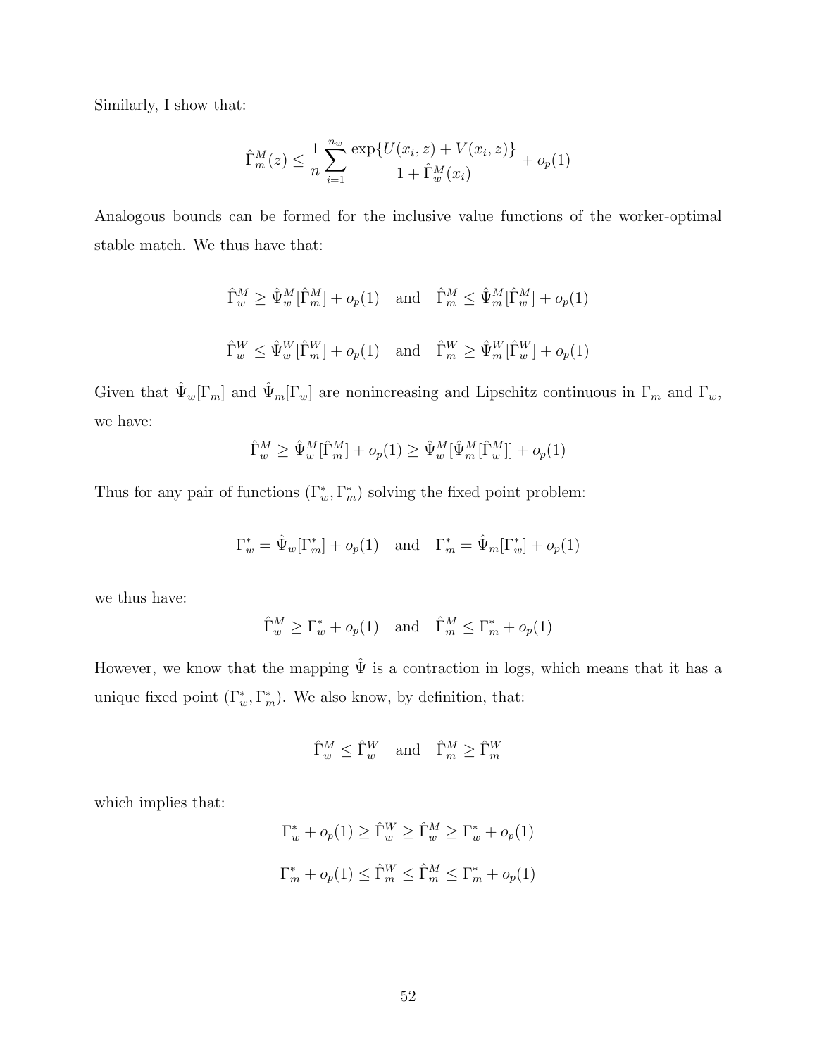Similarly, I show that:

$$\hat{\Gamma}_m^M(z) \leq \frac{1}{n} \sum_{i=1}^{n_w} \frac{\exp\{U(x_i, z) + V(x_i, z)\}}{1 + \hat{\Gamma}_w^M(x_i)} + o_p(1)$$

Analogous bounds can be formed for the inclusive value functions of the worker-optimal stable match. We thus have that:

$$\hat{\Gamma}_w^M \geq \hat{\Psi}_w^M[\hat{\Gamma}_m^M] + o_p(1) \quad \text{and} \quad \hat{\Gamma}_m^M \leq \hat{\Psi}_m^M[\hat{\Gamma}_w^M] + o_p(1)$$

$$\hat{\Gamma}_w^W \leq \hat{\Psi}_w^W[\hat{\Gamma}_m^W] + o_p(1) \quad \text{and} \quad \hat{\Gamma}_m^W \geq \hat{\Psi}_m^W[\hat{\Gamma}_w^W] + o_p(1)$$

Given that $\hat{\Psi}_w[\Gamma_m]$ and $\hat{\Psi}_m[\Gamma_w]$ are nonincreasing and Lipschitz continuous in $\Gamma_m$ and $\Gamma_w$, we have:

$$\hat{\Gamma}_w^M \geq \hat{\Psi}_w^M[\hat{\Gamma}_m^M] + o_p(1) \geq \hat{\Psi}_w^M[\hat{\Psi}_m^M[\hat{\Gamma}_w^M]] + o_p(1)$$

Thus for any pair of functions $(\Gamma_w^*, \Gamma_m^*)$ solving the fixed point problem:

$$\Gamma_w^* = \hat{\Psi}_w[\Gamma_m^*] + o_p(1) \quad \text{and} \quad \Gamma_m^* = \hat{\Psi}_m[\Gamma_w^*] + o_p(1)$$

we thus have:

$$\hat{\Gamma}_w^M \geq \Gamma_w^* + o_p(1) \quad \text{and} \quad \hat{\Gamma}_m^M \leq \Gamma_m^* + o_p(1)$$

However, we know that the mapping $\hat{\Psi}$ is a contraction in logs, which means that it has a unique fixed point $(\Gamma_w^*, \Gamma_m^*)$. We also know, by definition, that:

$$\hat{\Gamma}_w^M \leq \hat{\Gamma}_w^W \quad \text{and} \quad \hat{\Gamma}_m^M \geq \hat{\Gamma}_m^W$$

which implies that:

$$\Gamma_w^* + o_p(1) \geq \hat{\Gamma}_w^W \geq \hat{\Gamma}_w^M \geq \Gamma_w^* + o_p(1)$$

$$\Gamma_m^* + o_p(1) \leq \hat{\Gamma}_m^W \leq \hat{\Gamma}_m^M \leq \Gamma_m^* + o_p(1)$$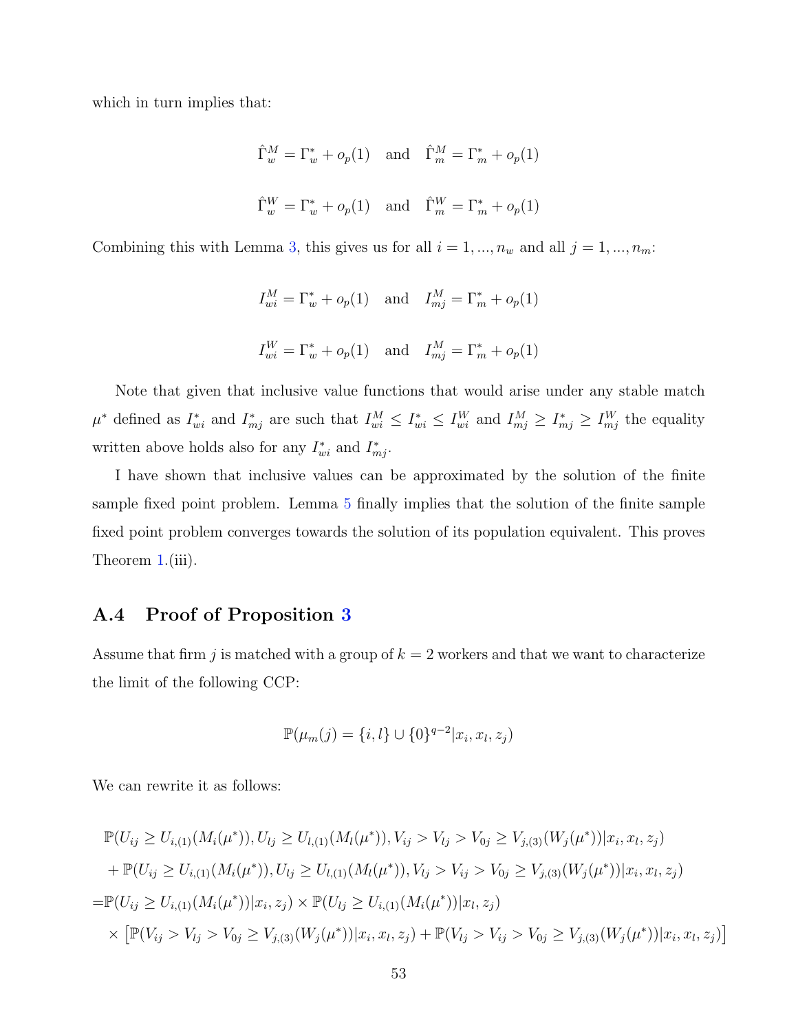which in turn implies that:

$$\hat{\Gamma}_w^M = \Gamma_w^* + o_p(1) \quad \text{and} \quad \hat{\Gamma}_m^M = \Gamma_m^* + o_p(1)$$

$$\hat{\Gamma}_w^W = \Gamma_w^* + o_p(1) \quad \text{and} \quad \hat{\Gamma}_m^W = \Gamma_m^* + o_p(1)$$

Combining this with Lemma 3, this gives us for all $i = 1, ..., n_w$ and all $j = 1, ..., n_m$:

$$I_{wi}^M = \Gamma_w^* + o_p(1) \quad \text{and} \quad I_{mj}^M = \Gamma_m^* + o_p(1)$$

$$I_{wi}^W = \Gamma_w^* + o_p(1) \quad \text{and} \quad I_{mj}^M = \Gamma_m^* + o_p(1)$$

Note that given that inclusive value functions that would arise under any stable match $\mu^*$ defined as $I_{wi}^*$ and $I_{mj}^*$ are such that $I_{wi}^M \leq I_{wi}^* \leq I_{wi}^W$ and $I_{mj}^M \geq I_{mj}^* \geq I_{mj}^W$ the equality written above holds also for any $I_{wi}^*$ and $I_{mj}^*$.

I have shown that inclusive values can be approximated by the solution of the finite sample fixed point problem. Lemma 5 finally implies that the solution of the finite sample fixed point problem converges towards the solution of its population equivalent. This proves Theorem 1.(iii).

## A.4 Proof of Proposition 3

Assume that firm $j$ is matched with a group of $k = 2$ workers and that we want to characterize the limit of the following CCP:

$$\mathbb{P}(\mu_m(j) = \{i, l\} \cup \{0\}^{q-2} | x_i, x_l, z_j)$$

We can rewrite it as follows:

$$\begin{aligned}
&\mathbb{P}(U_{ij} \geq U_{i,(1)}(M_i(\mu^*)), U_{lj} \geq U_{l,(1)}(M_l(\mu^*)), V_{ij} > V_{lj} > V_{0j} \geq V_{j,(3)}(W_j(\mu^*)) | x_i, x_l, z_j) \\
&+ \mathbb{P}(U_{ij} \geq U_{i,(1)}(M_i(\mu^*)), U_{lj} \geq U_{l,(1)}(M_l(\mu^*)), V_{lj} > V_{ij} > V_{0j} \geq V_{j,(3)}(W_j(\mu^*)) | x_i, x_l, z_j) \\
=& \mathbb{P}(U_{ij} \geq U_{i,(1)}(M_i(\mu^*)) | x_i, z_j) \times \mathbb{P}(U_{lj} \geq U_{i,(1)}(M_i(\mu^*)) | x_l, z_j) \\
&\times \left[ \mathbb{P}(V_{ij} > V_{lj} > V_{0j} \geq V_{j,(3)}(W_j(\mu^*)) | x_i, x_l, z_j) + \mathbb{P}(V_{lj} > V_{ij} > V_{0j} \geq V_{j,(3)}(W_j(\mu^*)) | x_i, x_l, z_j) \right]
\end{aligned}$$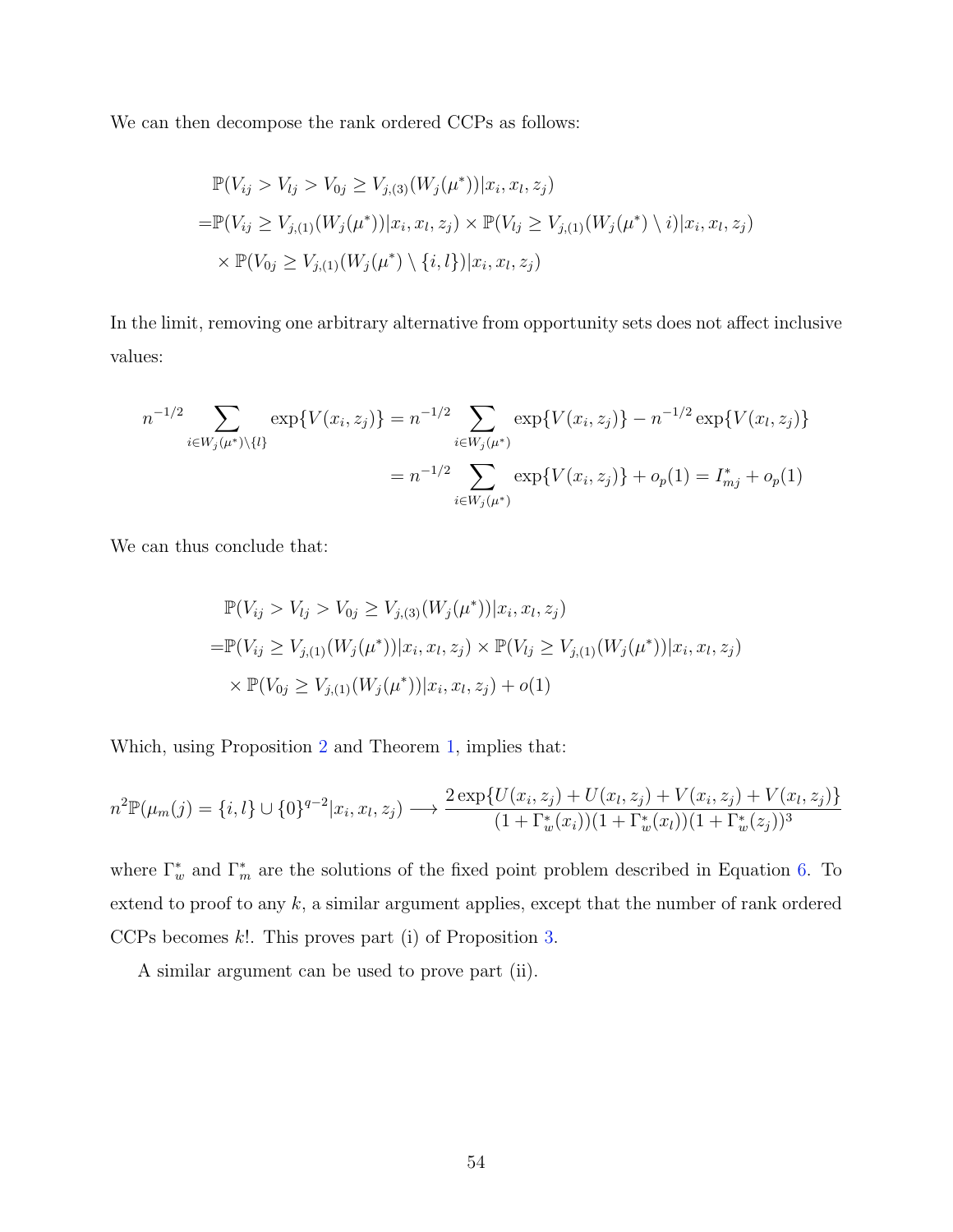We can then decompose the rank ordered CCPs as follows:

$$
\begin{aligned}
&\mathbb{P}(V_{ij} > V_{lj} > V_{0j} \geq V_{j,(3)}(W_j(\mu^*))|x_i, x_l, z_j) \\
=&\mathbb{P}(V_{ij} \geq V_{j,(1)}(W_j(\mu^*))|x_i, x_l, z_j) \times \mathbb{P}(V_{lj} \geq V_{j,(1)}(W_j(\mu^*) \setminus i)|x_i, x_l, z_j) \\
&\times \mathbb{P}(V_{0j} \geq V_{j,(1)}(W_j(\mu^*) \setminus \{i, l\})|x_i, x_l, z_j)
\end{aligned}
$$

In the limit, removing one arbitrary alternative from opportunity sets does not affect inclusive values:

$$
\begin{aligned}
n^{-1/2} \sum_{i \in W_j(\mu^*) \setminus \{l\}} \exp\{V(x_i, z_j)\} &= n^{-1/2} \sum_{i \in W_j(\mu^*)} \exp\{V(x_i, z_j)\} - n^{-1/2} \exp\{V(x_l, z_j)\} \\
&= n^{-1/2} \sum_{i \in W_j(\mu^*)} \exp\{V(x_i, z_j)\} + o_p(1) = I^*_{mj} + o_p(1)
\end{aligned}
$$

We can thus conclude that:

$$
\begin{aligned}
&\mathbb{P}(V_{ij} > V_{lj} > V_{0j} \geq V_{j,(3)}(W_j(\mu^*))|x_i, x_l, z_j) \\
=&\mathbb{P}(V_{ij} \geq V_{j,(1)}(W_j(\mu^*))|x_i, x_l, z_j) \times \mathbb{P}(V_{lj} \geq V_{j,(1)}(W_j(\mu^*))|x_i, x_l, z_j) \\
&\times \mathbb{P}(V_{0j} \geq V_{j,(1)}(W_j(\mu^*))|x_i, x_l, z_j) + o(1)
\end{aligned}
$$

Which, using Proposition 2 and Theorem 1, implies that:

$$
n^2 \mathbb{P}(\mu_m(j) = \{i, l\} \cup \{0\}^{q-2}|x_i, x_l, z_j) \longrightarrow \frac{2 \exp\{U(x_i, z_j) + U(x_l, z_j) + V(x_i, z_j) + V(x_l, z_j)\}}{(1 + \Gamma^*_w(x_i))(1 + \Gamma^*_w(x_l))(1 + \Gamma^*_w(z_j))^3}
$$

where $\Gamma^*_w$ and $\Gamma^*_m$ are the solutions of the fixed point problem described in Equation 6. To extend to proof to any $k$, a similar argument applies, except that the number of rank ordered CCPs becomes $k!$. This proves part (i) of Proposition 3.

A similar argument can be used to prove part (ii).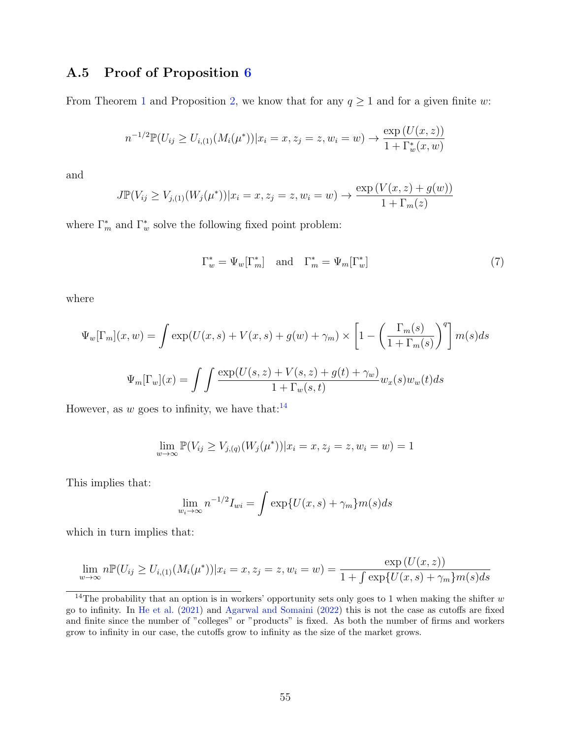## A.5 Proof of Proposition 6

From Theorem 1 and Proposition 2, we know that for any $q \geq 1$ and for a given finite $w$:

$$n^{-1/2}\mathbb{P}(U_{ij} \geq U_{i,(1)}(M_i(\mu^*))|x_i = x, z_j = z, w_i = w) \rightarrow \frac{\exp{(U(x,z))}}{1 + \Gamma_w^*(x,w)}$$

and

$$J\mathbb{P}(V_{ij} \geq V_{j,(1)}(W_j(\mu^*))|x_i = x, z_j = z, w_i = w) \rightarrow \frac{\exp{(V(x,z) + g(w))}}{1 + \Gamma_m(z)}$$

where $\Gamma_m^*$ and $\Gamma_w^*$ solve the following fixed point problem:

$$\Gamma_w^* = \Psi_w[\Gamma_m^*] \quad \text{and} \quad \Gamma_m^* = \Psi_m[\Gamma_w^*] \tag{7}$$

where

$$\Psi_w[\Gamma_m](x,w) = \int \exp(U(x,s) + V(x,s) + g(w) + \gamma_m) \times \left[1 - \left(\frac{\Gamma_m(s)}{1 + \Gamma_m(s)}\right)^q\right] m(s)ds$$

$$\Psi_m[\Gamma_w](x) = \int\int \frac{\exp(U(s,z) + V(s,z) + g(t) + \gamma_w)}{1 + \Gamma_w(s,t)} w_x(s) w_w(t) ds$$

However, as $w$ goes to infinity, we have that:[14]

$$\lim_{w \to \infty} \mathbb{P}(V_{ij} \geq V_{j,(q)}(W_j(\mu^*))|x_i = x, z_j = z, w_i = w) = 1$$

This implies that:

$$\lim_{w_i \to \infty} n^{-1/2} I_{wi} = \int \exp\{U(x,s) + \gamma_m\} m(s)ds$$

which in turn implies that:

$$\lim_{w \to \infty} n\mathbb{P}(U_{ij} \geq U_{i,(1)}(M_i(\mu^*))|x_i = x, z_j = z, w_i = w) = \frac{\exp{(U(x,z))}}{1 + \int \exp\{U(x,s) + \gamma_m\} m(s)ds}$$

[14] The probability that an option is in workers' opportunity sets only goes to 1 when making the shifter $w$ go to infinity. In He et al. (2021) and Agarwal and Somaini (2022) this is not the case as cutoffs are fixed and finite since the number of "colleges" or "products" is fixed. As both the number of firms and workers grow to infinity in our case, the cutoffs grow to infinity as the size of the market grows.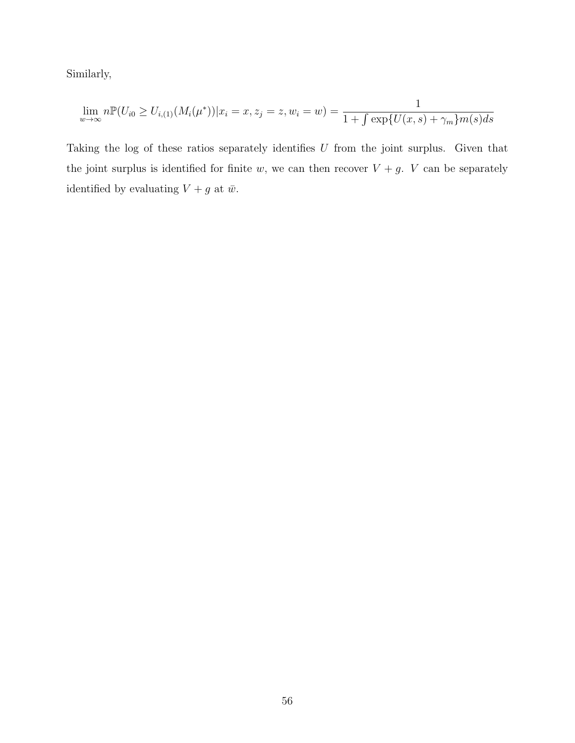Similarly,

$$\lim_{w \to \infty} n\mathbb{P}(U_{i0} \geq U_{i,(1)}(M_i(\mu^*))|x_i = x, z_j = z, w_i = w) = \frac{1}{1 + \int \exp\{U(x,s) + \gamma_m\} m(s) ds}$$

Taking the log of these ratios separately identifies $U$ from the joint surplus. Given that the joint surplus is identified for finite $w$, we can then recover $V + g$. $V$ can be separately identified by evaluating $V + g$ at $\bar{w}$.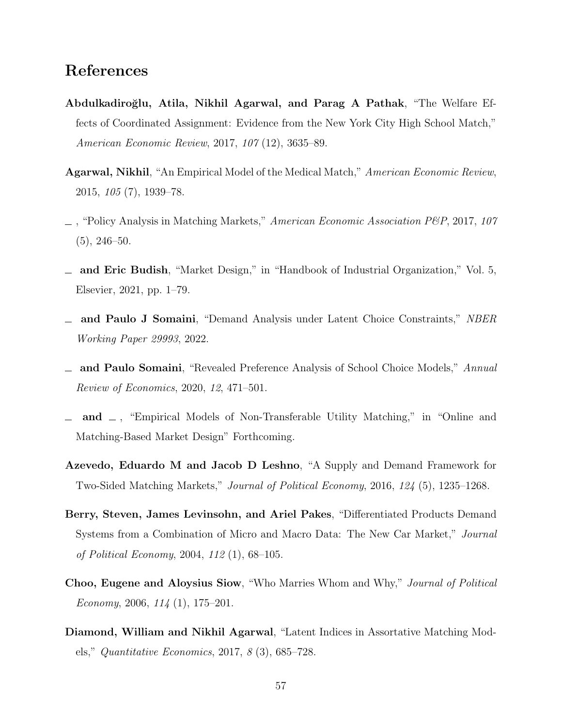# References

**Abdulkadiroğlu, Atila, Nikhil Agarwal, and Parag A Pathak**, "The Welfare Effects of Coordinated Assignment: Evidence from the New York City High School Match," *American Economic Review*, 2017, *107* (12), 3635–89.

**Agarwal, Nikhil**, "An Empirical Model of the Medical Match," *American Economic Review*, 2015, *105* (7), 1939–78.

_ , "Policy Analysis in Matching Markets," *American Economic Association P&P*, 2017, *107* (5), 246–50.

_ **and Eric Budish**, "Market Design," in "Handbook of Industrial Organization," Vol. 5, Elsevier, 2021, pp. 1–79.

_ **and Paulo J Somaini**, "Demand Analysis under Latent Choice Constraints," *NBER Working Paper 29993*, 2022.

_ **and Paulo Somaini**, "Revealed Preference Analysis of School Choice Models," *Annual Review of Economics*, 2020, *12*, 471–501.

_ **and** _ , "Empirical Models of Non-Transferable Utility Matching," in "Online and Matching-Based Market Design" Forthcoming.

**Azevedo, Eduardo M and Jacob D Leshno**, "A Supply and Demand Framework for Two-Sided Matching Markets," *Journal of Political Economy*, 2016, *124* (5), 1235–1268.

**Berry, Steven, James Levinsohn, and Ariel Pakes**, "Differentiated Products Demand Systems from a Combination of Micro and Macro Data: The New Car Market," *Journal of Political Economy*, 2004, *112* (1), 68–105.

**Choo, Eugene and Aloysius Siow**, "Who Marries Whom and Why," *Journal of Political Economy*, 2006, *114* (1), 175–201.

**Diamond, William and Nikhil Agarwal**, "Latent Indices in Assortative Matching Models," *Quantitative Economics*, 2017, *8* (3), 685–728.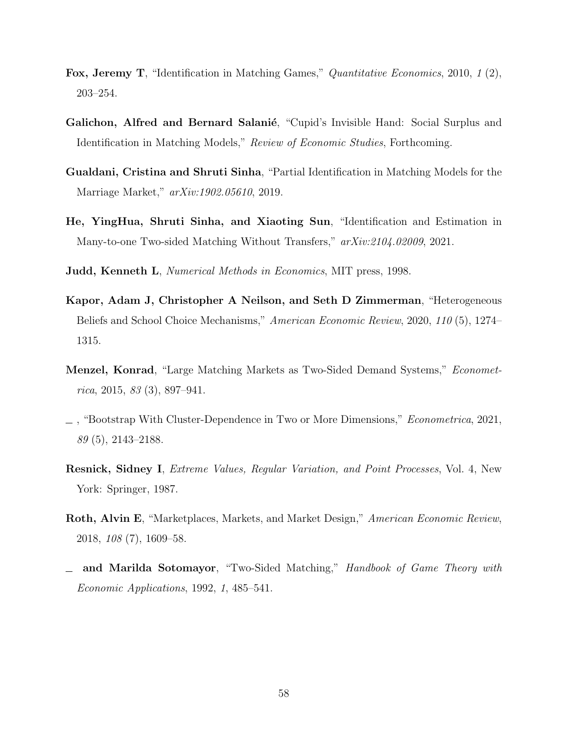**Fox, Jeremy T**, "Identification in Matching Games," *Quantitative Economics*, 2010, *1* (2), 203–254.

**Galichon, Alfred and Bernard Salanié**, "Cupid's Invisible Hand: Social Surplus and Identification in Matching Models," *Review of Economic Studies*, Forthcoming.

**Gualdani, Cristina and Shruti Sinha**, "Partial Identification in Matching Models for the Marriage Market," *arXiv:1902.05610*, 2019.

**He, YingHua, Shruti Sinha, and Xiaoting Sun**, "Identification and Estimation in Many-to-one Two-sided Matching Without Transfers," *arXiv:2104.02009*, 2021.

**Judd, Kenneth L**, *Numerical Methods in Economics*, MIT press, 1998.

**Kapor, Adam J, Christopher A Neilson, and Seth D Zimmerman**, "Heterogeneous Beliefs and School Choice Mechanisms," *American Economic Review*, 2020, *110* (5), 1274–1315.

**Menzel, Konrad**, "Large Matching Markets as Two-Sided Demand Systems," *Econometrica*, 2015, *83* (3), 897–941.

_ , "Bootstrap With Cluster-Dependence in Two or More Dimensions," *Econometrica*, 2021, *89* (5), 2143–2188.

**Resnick, Sidney I**, *Extreme Values, Regular Variation, and Point Processes*, Vol. 4, New York: Springer, 1987.

**Roth, Alvin E**, "Marketplaces, Markets, and Market Design," *American Economic Review*, 2018, *108* (7), 1609–58.

_ **and Marilda Sotomayor**, "Two-Sided Matching," *Handbook of Game Theory with Economic Applications*, 1992, *1*, 485–541.